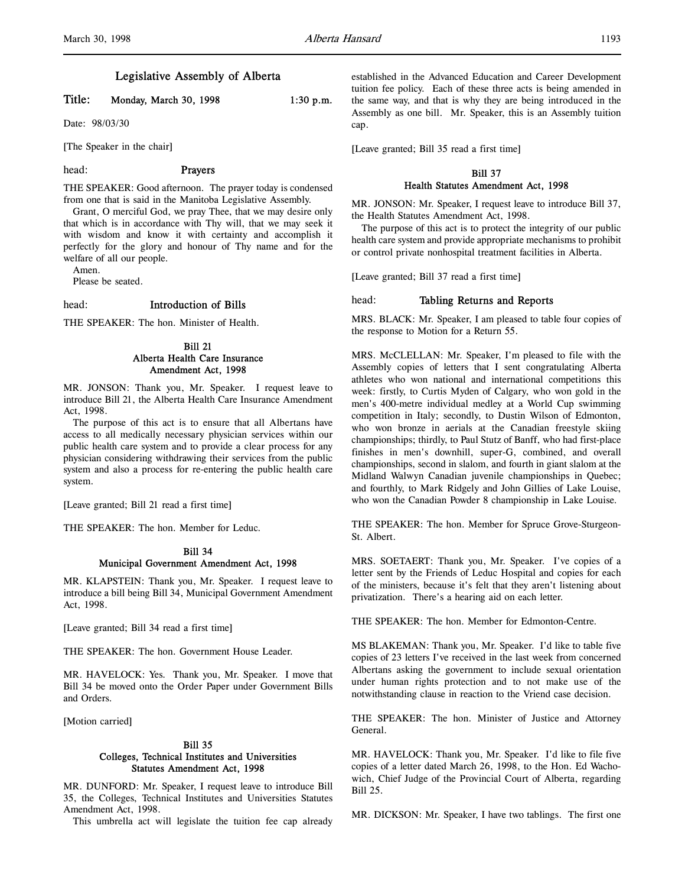# Legislative Assembly of Alberta

**Title: Monday, March 30, 1998 1:30 p.m.**

Date: 98/03/30

[The Speaker in the chair]

head: **Prayers**

THE SPEAKER: Good afternoon. The prayer today is condensed from one that is said in the Manitoba Legislative Assembly.

Grant, O merciful God, we pray Thee, that we may desire only that which is in accordance with Thy will, that we may seek it with wisdom and know it with certainty and accomplish it perfectly for the glory and honour of Thy name and for the welfare of all our people.

Amen.

Please be seated.

head: **Introduction of Bills**

THE SPEAKER: The hon. Minister of Health.

### Bill 21
### Alberta Health Care Insurance Amendment Act, 1998

MR. JONSON: Thank you, Mr. Speaker. I request leave to introduce Bill 21, the Alberta Health Care Insurance Amendment Act, 1998.

The purpose of this act is to ensure that all Albertans have access to all medically necessary physician services within our public health care system and to provide a clear process for any physician considering withdrawing their services from the public system and also a process for re-entering the public health care system.

[Leave granted; Bill 21 read a first time]

THE SPEAKER: The hon. Member for Leduc.

### Bill 34
### Municipal Government Amendment Act, 1998

MR. KLAPSTEIN: Thank you, Mr. Speaker. I request leave to introduce a bill being Bill 34, Municipal Government Amendment Act, 1998.

[Leave granted; Bill 34 read a first time]

THE SPEAKER: The hon. Government House Leader.

MR. HAVELOCK: Yes. Thank you, Mr. Speaker. I move that Bill 34 be moved onto the Order Paper under Government Bills and Orders.

[Motion carried]

### Bill 35
### Colleges, Technical Institutes and Universities Statutes Amendment Act, 1998

MR. DUNFORD: Mr. Speaker, I request leave to introduce Bill 35, the Colleges, Technical Institutes and Universities Statutes Amendment Act, 1998.

This umbrella act will legislate the tuition fee cap already established in the Advanced Education and Career Development tuition fee policy. Each of these three acts is being amended in the same way, and that is why they are being introduced in the Assembly as one bill. Mr. Speaker, this is an Assembly tuition cap.

[Leave granted; Bill 35 read a first time]

### Bill 37
### Health Statutes Amendment Act, 1998

MR. JONSON: Mr. Speaker, I request leave to introduce Bill 37, the Health Statutes Amendment Act, 1998.

The purpose of this act is to protect the integrity of our public health care system and provide appropriate mechanisms to prohibit or control private nonhospital treatment facilities in Alberta.

[Leave granted; Bill 37 read a first time]

head: **Tabling Returns and Reports**

MRS. BLACK: Mr. Speaker, I am pleased to table four copies of the response to Motion for a Return 55.

MRS. McCLELLAN: Mr. Speaker, I'm pleased to file with the Assembly copies of letters that I sent congratulating Alberta athletes who won national and international competitions this week: firstly, to Curtis Myden of Calgary, who won gold in the men's 400-metre individual medley at a World Cup swimming competition in Italy; secondly, to Dustin Wilson of Edmonton, who won bronze in aerials at the Canadian freestyle skiing championships; thirdly, to Paul Stutz of Banff, who had first-place finishes in men's downhill, super-G, combined, and overall championships, second in slalom, and fourth in giant slalom at the Midland Walwyn Canadian juvenile championships in Quebec; and fourthly, to Mark Ridgely and John Gillies of Lake Louise, who won the Canadian Powder 8 championship in Lake Louise.

THE SPEAKER: The hon. Member for Spruce Grove-Sturgeon-St. Albert.

MRS. SOETAERT: Thank you, Mr. Speaker. I've copies of a letter sent by the Friends of Leduc Hospital and copies for each of the ministers, because it's felt that they aren't listening about privatization. There's a hearing aid on each letter.

THE SPEAKER: The hon. Member for Edmonton-Centre.

MS BLAKEMAN: Thank you, Mr. Speaker. I'd like to table five copies of 23 letters I've received in the last week from concerned Albertans asking the government to include sexual orientation under human rights protection and to not make use of the notwithstanding clause in reaction to the Vriend case decision.

THE SPEAKER: The hon. Minister of Justice and Attorney General.

MR. HAVELOCK: Thank you, Mr. Speaker. I'd like to file five copies of a letter dated March 26, 1998, to the Hon. Ed Wachowich, Chief Judge of the Provincial Court of Alberta, regarding Bill 25.

MR. DICKSON: Mr. Speaker, I have two tablings. The first one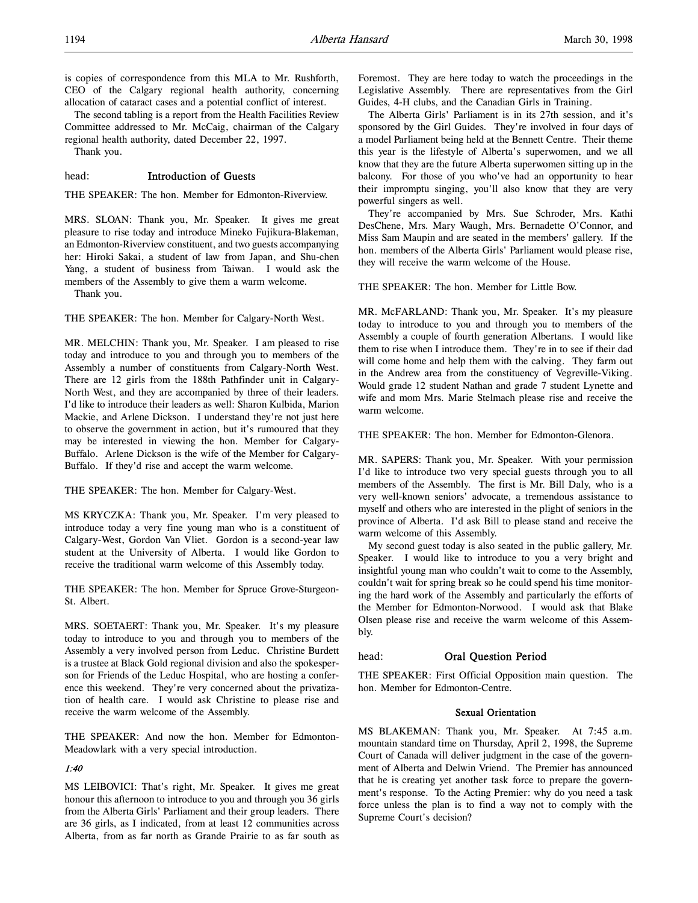is copies of correspondence from this MLA to Mr. Rushforth, CEO of the Calgary regional health authority, concerning allocation of cataract cases and a potential conflict of interest.

The second tabling is a report from the Health Facilities Review Committee addressed to Mr. McCaig, chairman of the Calgary regional health authority, dated December 22, 1997.

Thank you.

## head: Introduction of Guests

THE SPEAKER: The hon. Member for Edmonton-Riverview.

MRS. SLOAN: Thank you, Mr. Speaker. It gives me great pleasure to rise today and introduce Mineko Fujikura-Blakeman, an Edmonton-Riverview constituent, and two guests accompanying her: Hiroki Sakai, a student of law from Japan, and Shu-chen Yang, a student of business from Taiwan. I would ask the members of the Assembly to give them a warm welcome.

Thank you.

THE SPEAKER: The hon. Member for Calgary-North West.

MR. MELCHIN: Thank you, Mr. Speaker. I am pleased to rise today and introduce to you and through you to members of the Assembly a number of constituents from Calgary-North West. There are 12 girls from the 188th Pathfinder unit in Calgary-North West, and they are accompanied by three of their leaders. I'd like to introduce their leaders as well: Sharon Kulbida, Marion Mackie, and Arlene Dickson. I understand they're not just here to observe the government in action, but it's rumoured that they may be interested in viewing the hon. Member for Calgary-Buffalo. Arlene Dickson is the wife of the Member for Calgary-Buffalo. If they'd rise and accept the warm welcome.

THE SPEAKER: The hon. Member for Calgary-West.

MS KRYCZKA: Thank you, Mr. Speaker. I'm very pleased to introduce today a very fine young man who is a constituent of Calgary-West, Gordon Van Vliet. Gordon is a second-year law student at the University of Alberta. I would like Gordon to receive the traditional warm welcome of this Assembly today.

THE SPEAKER: The hon. Member for Spruce Grove-Sturgeon-St. Albert.

MRS. SOETAERT: Thank you, Mr. Speaker. It's my pleasure today to introduce to you and through you to members of the Assembly a very involved person from Leduc. Christine Burdett is a trustee at Black Gold regional division and also the spokesperson for Friends of the Leduc Hospital, who are hosting a conference this weekend. They're very concerned about the privatization of health care. I would ask Christine to please rise and receive the warm welcome of the Assembly.

THE SPEAKER: And now the hon. Member for Edmonton-Meadowlark with a very special introduction.

*1:40*

MS LEIBOVICI: That's right, Mr. Speaker. It gives me great honour this afternoon to introduce to you and through you 36 girls from the Alberta Girls' Parliament and their group leaders. There are 36 girls, as I indicated, from at least 12 communities across Alberta, from as far north as Grande Prairie to as far south as Foremost. They are here today to watch the proceedings in the Legislative Assembly. There are representatives from the Girl Guides, 4-H clubs, and the Canadian Girls in Training.

The Alberta Girls' Parliament is in its 27th session, and it's sponsored by the Girl Guides. They're involved in four days of a model Parliament being held at the Bennett Centre. Their theme this year is the lifestyle of Alberta's superwomen, and we all know that they are the future Alberta superwomen sitting up in the balcony. For those of you who've had an opportunity to hear their impromptu singing, you'll also know that they are very powerful singers as well.

They're accompanied by Mrs. Sue Schroder, Mrs. Kathi DesChene, Mrs. Mary Waugh, Mrs. Bernadette O'Connor, and Miss Sam Maupin and are seated in the members' gallery. If the hon. members of the Alberta Girls' Parliament would please rise, they will receive the warm welcome of the House.

THE SPEAKER: The hon. Member for Little Bow.

MR. McFARLAND: Thank you, Mr. Speaker. It's my pleasure today to introduce to you and through you to members of the Assembly a couple of fourth generation Albertans. I would like them to rise when I introduce them. They're in to see if their dad will come home and help them with the calving. They farm out in the Andrew area from the constituency of Vegreville-Viking. Would grade 12 student Nathan and grade 7 student Lynette and wife and mom Mrs. Marie Stelmach please rise and receive the warm welcome.

THE SPEAKER: The hon. Member for Edmonton-Glenora.

MR. SAPERS: Thank you, Mr. Speaker. With your permission I'd like to introduce two very special guests through you to all members of the Assembly. The first is Mr. Bill Daly, who is a very well-known seniors' advocate, a tremendous assistance to myself and others who are interested in the plight of seniors in the province of Alberta. I'd ask Bill to please stand and receive the warm welcome of this Assembly.

My second guest today is also seated in the public gallery, Mr. Speaker. I would like to introduce to you a very bright and insightful young man who couldn't wait to come to the Assembly, couldn't wait for spring break so he could spend his time monitoring the hard work of the Assembly and particularly the efforts of the Member for Edmonton-Norwood. I would ask that Blake Olsen please rise and receive the warm welcome of this Assembly.

## head: Oral Question Period

THE SPEAKER: First Official Opposition main question. The hon. Member for Edmonton-Centre.

### Sexual Orientation

MS BLAKEMAN: Thank you, Mr. Speaker. At 7:45 a.m. mountain standard time on Thursday, April 2, 1998, the Supreme Court of Canada will deliver judgment in the case of the government of Alberta and Delwin Vriend. The Premier has announced that he is creating yet another task force to prepare the government's response. To the Acting Premier: why do you need a task force unless the plan is to find a way not to comply with the Supreme Court's decision?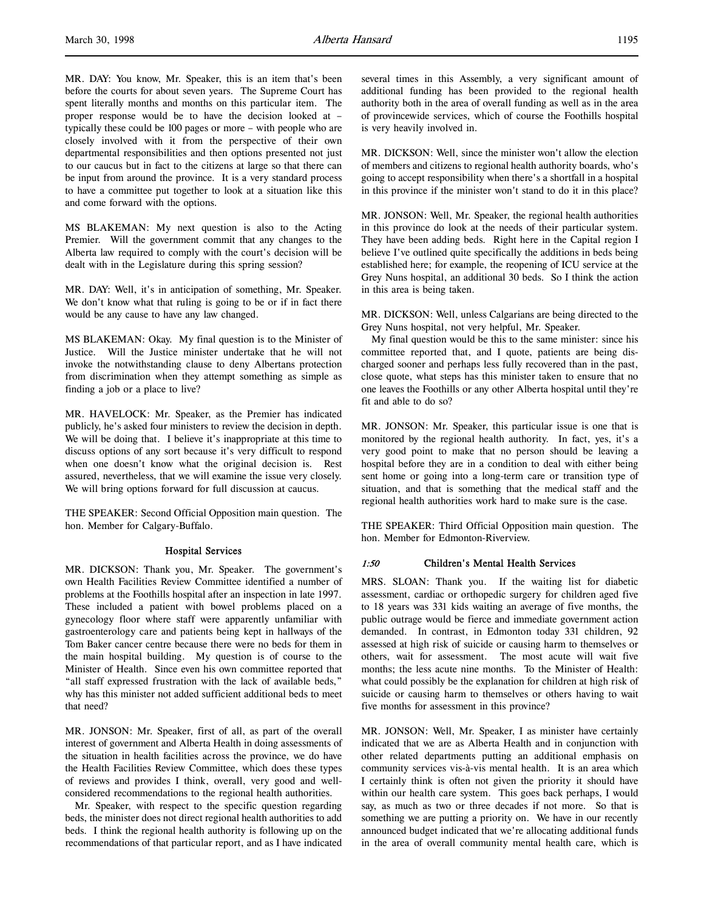MR. DAY: You know, Mr. Speaker, this is an item that's been before the courts for about seven years. The Supreme Court has spent literally months and months on this particular item. The proper response would be to have the decision looked at – typically these could be 100 pages or more – with people who are closely involved with it from the perspective of their own departmental responsibilities and then options presented not just to our caucus but in fact to the citizens at large so that there can be input from around the province. It is a very standard process to have a committee put together to look at a situation like this and come forward with the options.

MS BLAKEMAN: My next question is also to the Acting Premier. Will the government commit that any changes to the Alberta law required to comply with the court's decision will be dealt with in the Legislature during this spring session?

MR. DAY: Well, it's in anticipation of something, Mr. Speaker. We don't know what that ruling is going to be or if in fact there would be any cause to have any law changed.

MS BLAKEMAN: Okay. My final question is to the Minister of Justice. Will the Justice minister undertake that he will not invoke the notwithstanding clause to deny Albertans protection from discrimination when they attempt something as simple as finding a job or a place to live?

MR. HAVELOCK: Mr. Speaker, as the Premier has indicated publicly, he's asked four ministers to review the decision in depth. We will be doing that. I believe it's inappropriate at this time to discuss options of any sort because it's very difficult to respond when one doesn't know what the original decision is. Rest assured, nevertheless, that we will examine the issue very closely. We will bring options forward for full discussion at caucus.

THE SPEAKER: Second Official Opposition main question. The hon. Member for Calgary-Buffalo.

### Hospital Services

MR. DICKSON: Thank you, Mr. Speaker. The government's own Health Facilities Review Committee identified a number of problems at the Foothills hospital after an inspection in late 1997. These included a patient with bowel problems placed on a gynecology floor where staff were apparently unfamiliar with gastroenterology care and patients being kept in hallways of the Tom Baker cancer centre because there were no beds for them in the main hospital building. My question is of course to the Minister of Health. Since even his own committee reported that "all staff expressed frustration with the lack of available beds," why has this minister not added sufficient additional beds to meet that need?

MR. JONSON: Mr. Speaker, first of all, as part of the overall interest of government and Alberta Health in doing assessments of the situation in health facilities across the province, we do have the Health Facilities Review Committee, which does these types of reviews and provides I think, overall, very good and well-considered recommendations to the regional health authorities.

Mr. Speaker, with respect to the specific question regarding beds, the minister does not direct regional health authorities to add beds. I think the regional health authority is following up on the recommendations of that particular report, and as I have indicated several times in this Assembly, a very significant amount of additional funding has been provided to the regional health authority both in the area of overall funding as well as in the area of provincewide services, which of course the Foothills hospital is very heavily involved in.

MR. DICKSON: Well, since the minister won't allow the election of members and citizens to regional health authority boards, who's going to accept responsibility when there's a shortfall in a hospital in this province if the minister won't stand to do it in this place?

MR. JONSON: Well, Mr. Speaker, the regional health authorities in this province do look at the needs of their particular system. They have been adding beds. Right here in the Capital region I believe I've outlined quite specifically the additions in beds being established here; for example, the reopening of ICU service at the Grey Nuns hospital, an additional 30 beds. So I think the action in this area is being taken.

MR. DICKSON: Well, unless Calgarians are being directed to the Grey Nuns hospital, not very helpful, Mr. Speaker.

My final question would be this to the same minister: since his committee reported that, and I quote, patients are being discharged sooner and perhaps less fully recovered than in the past, close quote, what steps has this minister taken to ensure that no one leaves the Foothills or any other Alberta hospital until they're fit and able to do so?

MR. JONSON: Mr. Speaker, this particular issue is one that is monitored by the regional health authority. In fact, yes, it's a very good point to make that no person should be leaving a hospital before they are in a condition to deal with either being sent home or going into a long-term care or transition type of situation, and that is something that the medical staff and the regional health authorities work hard to make sure is the case.

THE SPEAKER: Third Official Opposition main question. The hon. Member for Edmonton-Riverview.

### *1:50* Children's Mental Health Services

MRS. SLOAN: Thank you. If the waiting list for diabetic assessment, cardiac or orthopedic surgery for children aged five to 18 years was 331 kids waiting an average of five months, the public outrage would be fierce and immediate government action demanded. In contrast, in Edmonton today 331 children, 92 assessed at high risk of suicide or causing harm to themselves or others, wait for assessment. The most acute will wait five months; the less acute nine months. To the Minister of Health: what could possibly be the explanation for children at high risk of suicide or causing harm to themselves or others having to wait five months for assessment in this province?

MR. JONSON: Well, Mr. Speaker, I as minister have certainly indicated that we are as Alberta Health and in conjunction with other related departments putting an additional emphasis on community services vis-à-vis mental health. It is an area which I certainly think is often not given the priority it should have within our health care system. This goes back perhaps, I would say, as much as two or three decades if not more. So that is something we are putting a priority on. We have in our recently announced budget indicated that we're allocating additional funds in the area of overall community mental health care, which is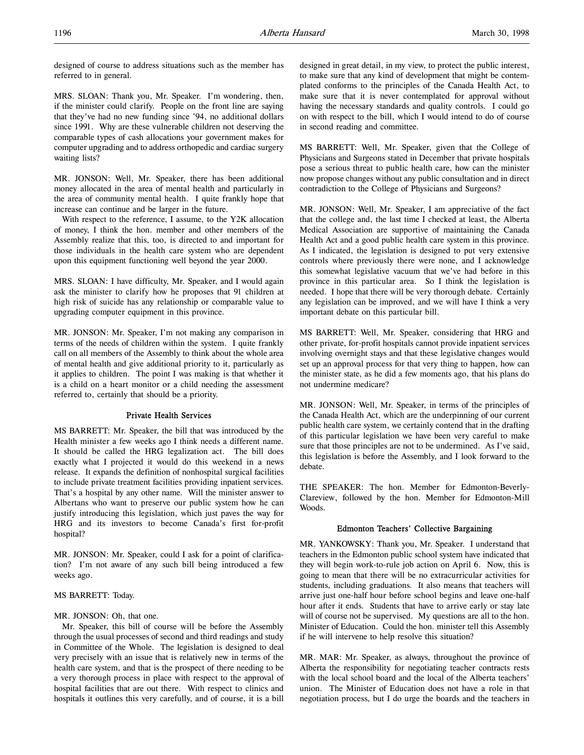designed of course to address situations such as the member has referred to in general.

MRS. SLOAN: Thank you, Mr. Speaker. I'm wondering, then, if the minister could clarify. People on the front line are saying that they've had no new funding since '94, no additional dollars since 1991. Why are these vulnerable children not deserving the comparable types of cash allocations your government makes for computer upgrading and to address orthopedic and cardiac surgery waiting lists?

MR. JONSON: Well, Mr. Speaker, there has been additional money allocated in the area of mental health and particularly in the area of community mental health. I quite frankly hope that increase can continue and be larger in the future.

With respect to the reference, I assume, to the Y2K allocation of money, I think the hon. member and other members of the Assembly realize that this, too, is directed to and important for those individuals in the health care system who are dependent upon this equipment functioning well beyond the year 2000.

MRS. SLOAN: I have difficulty, Mr. Speaker, and I would again ask the minister to clarify how he proposes that 91 children at high risk of suicide has any relationship or comparable value to upgrading computer equipment in this province.

MR. JONSON: Mr. Speaker, I'm not making any comparison in terms of the needs of children within the system. I quite frankly call on all members of the Assembly to think about the whole area of mental health and give additional priority to it, particularly as it applies to children. The point I was making is that whether it is a child on a heart monitor or a child needing the assessment referred to, certainly that should be a priority.

### Private Health Services

MS BARRETT: Mr. Speaker, the bill that was introduced by the Health minister a few weeks ago I think needs a different name. It should be called the HRG legalization act. The bill does exactly what I projected it would do this weekend in a news release. It expands the definition of nonhospital surgical facilities to include private treatment facilities providing inpatient services. That's a hospital by any other name. Will the minister answer to Albertans who want to preserve our public system how he can justify introducing this legislation, which just paves the way for HRG and its investors to become Canada's first for-profit hospital?

MR. JONSON: Mr. Speaker, could I ask for a point of clarification? I'm not aware of any such bill being introduced a few weeks ago.

MS BARRETT: Today.

MR. JONSON: Oh, that one.

Mr. Speaker, this bill of course will be before the Assembly through the usual processes of second and third readings and study in Committee of the Whole. The legislation is designed to deal very precisely with an issue that is relatively new in terms of the health care system, and that is the prospect of there needing to be a very thorough process in place with respect to the approval of hospital facilities that are out there. With respect to clinics and hospitals it outlines this very carefully, and of course, it is a bill designed in great detail, in my view, to protect the public interest, to make sure that any kind of development that might be contemplated conforms to the principles of the Canada Health Act, to make sure that it is never contemplated for approval without having the necessary standards and quality controls. I could go on with respect to the bill, which I would intend to do of course in second reading and committee.

MS BARRETT: Well, Mr. Speaker, given that the College of Physicians and Surgeons stated in December that private hospitals pose a serious threat to public health care, how can the minister now propose changes without any public consultation and in direct contradiction to the College of Physicians and Surgeons?

MR. JONSON: Well, Mr. Speaker, I am appreciative of the fact that the college and, the last time I checked at least, the Alberta Medical Association are supportive of maintaining the Canada Health Act and a good public health care system in this province. As I indicated, the legislation is designed to put very extensive controls where previously there were none, and I acknowledge this somewhat legislative vacuum that we've had before in this province in this particular area. So I think the legislation is needed. I hope that there will be very thorough debate. Certainly any legislation can be improved, and we will have I think a very important debate on this particular bill.

MS BARRETT: Well, Mr. Speaker, considering that HRG and other private, for-profit hospitals cannot provide inpatient services involving overnight stays and that these legislative changes would set up an approval process for that very thing to happen, how can the minister state, as he did a few moments ago, that his plans do not undermine medicare?

MR. JONSON: Well, Mr. Speaker, in terms of the principles of the Canada Health Act, which are the underpinning of our current public health care system, we certainly contend that in the drafting of this particular legislation we have been very careful to make sure that those principles are not to be undermined. As I've said, this legislation is before the Assembly, and I look forward to the debate.

THE SPEAKER: The hon. Member for Edmonton-Beverly-Clareview, followed by the hon. Member for Edmonton-Mill Woods.

### Edmonton Teachers' Collective Bargaining

MR. YANKOWSKY: Thank you, Mr. Speaker. I understand that teachers in the Edmonton public school system have indicated that they will begin work-to-rule job action on April 6. Now, this is going to mean that there will be no extracurricular activities for students, including graduations. It also means that teachers will arrive just one-half hour before school begins and leave one-half hour after it ends. Students that have to arrive early or stay late will of course not be supervised. My questions are all to the hon. Minister of Education. Could the hon. minister tell this Assembly if he will intervene to help resolve this situation?

MR. MAR: Mr. Speaker, as always, throughout the province of Alberta the responsibility for negotiating teacher contracts rests with the local school board and the local of the Alberta teachers' union. The Minister of Education does not have a role in that negotiation process, but I do urge the boards and the teachers in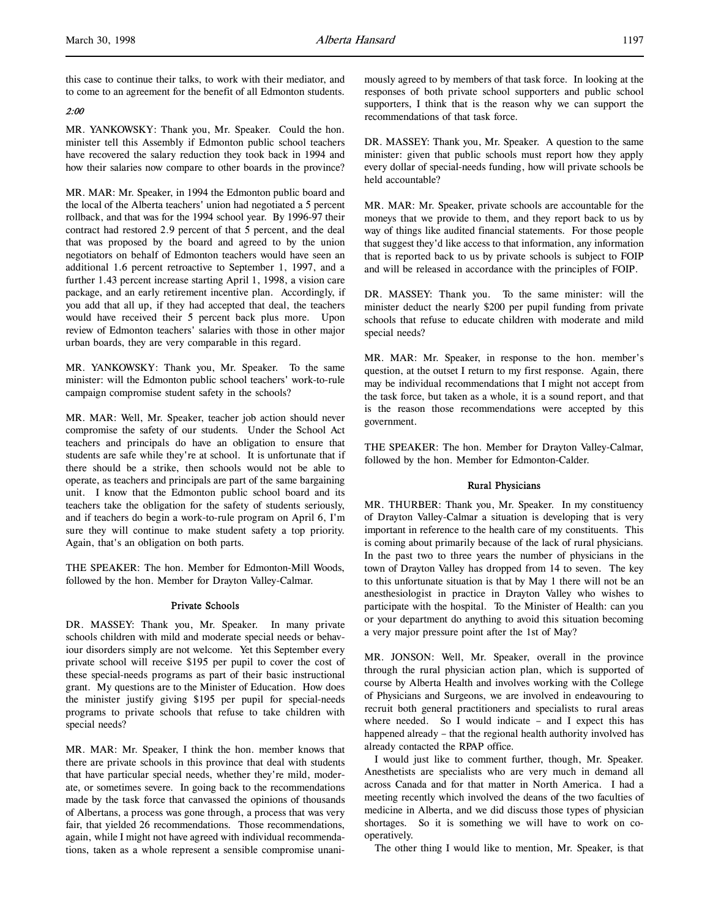this case to continue their talks, to work with their mediator, and to come to an agreement for the benefit of all Edmonton students.

*2:00*

MR. YANKOWSKY: Thank you, Mr. Speaker. Could the hon. minister tell this Assembly if Edmonton public school teachers have recovered the salary reduction they took back in 1994 and how their salaries now compare to other boards in the province?

MR. MAR: Mr. Speaker, in 1994 the Edmonton public board and the local of the Alberta teachers' union had negotiated a 5 percent rollback, and that was for the 1994 school year. By 1996-97 their contract had restored 2.9 percent of that 5 percent, and the deal that was proposed by the board and agreed to by the union negotiators on behalf of Edmonton teachers would have seen an additional 1.6 percent retroactive to September 1, 1997, and a further 1.43 percent increase starting April 1, 1998, a vision care package, and an early retirement incentive plan. Accordingly, if you add that all up, if they had accepted that deal, the teachers would have received their 5 percent back plus more. Upon review of Edmonton teachers' salaries with those in other major urban boards, they are very comparable in this regard.

MR. YANKOWSKY: Thank you, Mr. Speaker. To the same minister: will the Edmonton public school teachers' work-to-rule campaign compromise student safety in the schools?

MR. MAR: Well, Mr. Speaker, teacher job action should never compromise the safety of our students. Under the School Act teachers and principals do have an obligation to ensure that students are safe while they're at school. It is unfortunate that if there should be a strike, then schools would not be able to operate, as teachers and principals are part of the same bargaining unit. I know that the Edmonton public school board and its teachers take the obligation for the safety of students seriously, and if teachers do begin a work-to-rule program on April 6, I'm sure they will continue to make student safety a top priority. Again, that's an obligation on both parts.

THE SPEAKER: The hon. Member for Edmonton-Mill Woods, followed by the hon. Member for Drayton Valley-Calmar.

### Private Schools

DR. MASSEY: Thank you, Mr. Speaker. In many private schools children with mild and moderate special needs or behaviour disorders simply are not welcome. Yet this September every private school will receive $195 per pupil to cover the cost of these special-needs programs as part of their basic instructional grant. My questions are to the Minister of Education. How does the minister justify giving $195 per pupil for special-needs programs to private schools that refuse to take children with special needs?

MR. MAR: Mr. Speaker, I think the hon. member knows that there are private schools in this province that deal with students that have particular special needs, whether they're mild, moderate, or sometimes severe. In going back to the recommendations made by the task force that canvassed the opinions of thousands of Albertans, a process was gone through, a process that was very fair, that yielded 26 recommendations. Those recommendations, again, while I might not have agreed with individual recommendations, taken as a whole represent a sensible compromise unanimously agreed to by members of that task force. In looking at the responses of both private school supporters and public school supporters, I think that is the reason why we can support the recommendations of that task force.

DR. MASSEY: Thank you, Mr. Speaker. A question to the same minister: given that public schools must report how they apply every dollar of special-needs funding, how will private schools be held accountable?

MR. MAR: Mr. Speaker, private schools are accountable for the moneys that we provide to them, and they report back to us by way of things like audited financial statements. For those people that suggest they'd like access to that information, any information that is reported back to us by private schools is subject to FOIP and will be released in accordance with the principles of FOIP.

DR. MASSEY: Thank you. To the same minister: will the minister deduct the nearly $200 per pupil funding from private schools that refuse to educate children with moderate and mild special needs?

MR. MAR: Mr. Speaker, in response to the hon. member's question, at the outset I return to my first response. Again, there may be individual recommendations that I might not accept from the task force, but taken as a whole, it is a sound report, and that is the reason those recommendations were accepted by this government.

THE SPEAKER: The hon. Member for Drayton Valley-Calmar, followed by the hon. Member for Edmonton-Calder.

### Rural Physicians

MR. THURBER: Thank you, Mr. Speaker. In my constituency of Drayton Valley-Calmar a situation is developing that is very important in reference to the health care of my constituents. This is coming about primarily because of the lack of rural physicians. In the past two to three years the number of physicians in the town of Drayton Valley has dropped from 14 to seven. The key to this unfortunate situation is that by May 1 there will not be an anesthesiologist in practice in Drayton Valley who wishes to participate with the hospital. To the Minister of Health: can you or your department do anything to avoid this situation becoming a very major pressure point after the 1st of May?

MR. JONSON: Well, Mr. Speaker, overall in the province through the rural physician action plan, which is supported of course by Alberta Health and involves working with the College of Physicians and Surgeons, we are involved in endeavouring to recruit both general practitioners and specialists to rural areas where needed. So I would indicate – and I expect this has happened already – that the regional health authority involved has already contacted the RPAP office.

I would just like to comment further, though, Mr. Speaker. Anesthetists are specialists who are very much in demand all across Canada and for that matter in North America. I had a meeting recently which involved the deans of the two faculties of medicine in Alberta, and we did discuss those types of physician shortages. So it is something we will have to work on cooperatively.

The other thing I would like to mention, Mr. Speaker, is that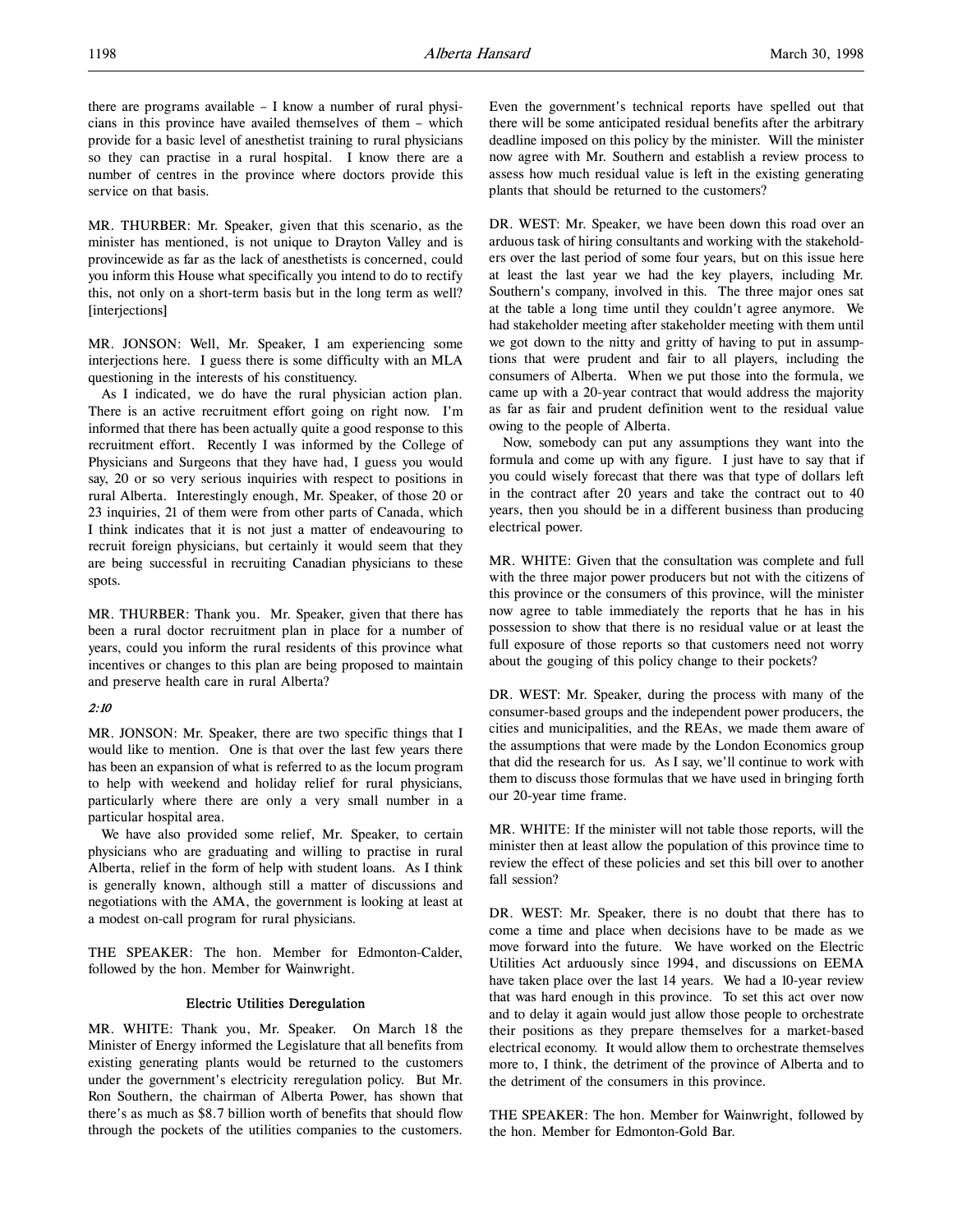there are programs available – I know a number of rural physicians in this province have availed themselves of them – which provide for a basic level of anesthetist training to rural physicians so they can practise in a rural hospital. I know there are a number of centres in the province where doctors provide this service on that basis.

MR. THURBER: Mr. Speaker, given that this scenario, as the minister has mentioned, is not unique to Drayton Valley and is provincewide as far as the lack of anesthetists is concerned, could you inform this House what specifically you intend to do to rectify this, not only on a short-term basis but in the long term as well? [interjections]

MR. JONSON: Well, Mr. Speaker, I am experiencing some interjections here. I guess there is some difficulty with an MLA questioning in the interests of his constituency.

As I indicated, we do have the rural physician action plan. There is an active recruitment effort going on right now. I'm informed that there has been actually quite a good response to this recruitment effort. Recently I was informed by the College of Physicians and Surgeons that they have had, I guess you would say, 20 or so very serious inquiries with respect to positions in rural Alberta. Interestingly enough, Mr. Speaker, of those 20 or 23 inquiries, 21 of them were from other parts of Canada, which I think indicates that it is not just a matter of endeavouring to recruit foreign physicians, but certainly it would seem that they are being successful in recruiting Canadian physicians to these spots.

MR. THURBER: Thank you. Mr. Speaker, given that there has been a rural doctor recruitment plan in place for a number of years, could you inform the rural residents of this province what incentives or changes to this plan are being proposed to maintain and preserve health care in rural Alberta?

*2:10*

MR. JONSON: Mr. Speaker, there are two specific things that I would like to mention. One is that over the last few years there has been an expansion of what is referred to as the locum program to help with weekend and holiday relief for rural physicians, particularly where there are only a very small number in a particular hospital area.

We have also provided some relief, Mr. Speaker, to certain physicians who are graduating and willing to practise in rural Alberta, relief in the form of help with student loans. As I think is generally known, although still a matter of discussions and negotiations with the AMA, the government is looking at least at a modest on-call program for rural physicians.

THE SPEAKER: The hon. Member for Edmonton-Calder, followed by the hon. Member for Wainwright.

## Electric Utilities Deregulation

MR. WHITE: Thank you, Mr. Speaker. On March 18 the Minister of Energy informed the Legislature that all benefits from existing generating plants would be returned to the customers under the government's electricity reregulation policy. But Mr. Ron Southern, the chairman of Alberta Power, has shown that there's as much as $8.7 billion worth of benefits that should flow through the pockets of the utilities companies to the customers. Even the government's technical reports have spelled out that there will be some anticipated residual benefits after the arbitrary deadline imposed on this policy by the minister. Will the minister now agree with Mr. Southern and establish a review process to assess how much residual value is left in the existing generating plants that should be returned to the customers?

DR. WEST: Mr. Speaker, we have been down this road over an arduous task of hiring consultants and working with the stakeholders over the last period of some four years, but on this issue here at least the last year we had the key players, including Mr. Southern's company, involved in this. The three major ones sat at the table a long time until they couldn't agree anymore. We had stakeholder meeting after stakeholder meeting with them until we got down to the nitty and gritty of having to put in assumptions that were prudent and fair to all players, including the consumers of Alberta. When we put those into the formula, we came up with a 20-year contract that would address the majority as far as fair and prudent definition went to the residual value owing to the people of Alberta.

Now, somebody can put any assumptions they want into the formula and come up with any figure. I just have to say that if you could wisely forecast that there was that type of dollars left in the contract after 20 years and take the contract out to 40 years, then you should be in a different business than producing electrical power.

MR. WHITE: Given that the consultation was complete and full with the three major power producers but not with the citizens of this province or the consumers of this province, will the minister now agree to table immediately the reports that he has in his possession to show that there is no residual value or at least the full exposure of those reports so that customers need not worry about the gouging of this policy change to their pockets?

DR. WEST: Mr. Speaker, during the process with many of the consumer-based groups and the independent power producers, the cities and municipalities, and the REAs, we made them aware of the assumptions that were made by the London Economics group that did the research for us. As I say, we'll continue to work with them to discuss those formulas that we have used in bringing forth our 20-year time frame.

MR. WHITE: If the minister will not table those reports, will the minister then at least allow the population of this province time to review the effect of these policies and set this bill over to another fall session?

DR. WEST: Mr. Speaker, there is no doubt that there has to come a time and place when decisions have to be made as we move forward into the future. We have worked on the Electric Utilities Act arduously since 1994, and discussions on EEMA have taken place over the last 14 years. We had a 10-year review that was hard enough in this province. To set this act over now and to delay it again would just allow those people to orchestrate their positions as they prepare themselves for a market-based electrical economy. It would allow them to orchestrate themselves more to, I think, the detriment of the province of Alberta and to the detriment of the consumers in this province.

THE SPEAKER: The hon. Member for Wainwright, followed by the hon. Member for Edmonton-Gold Bar.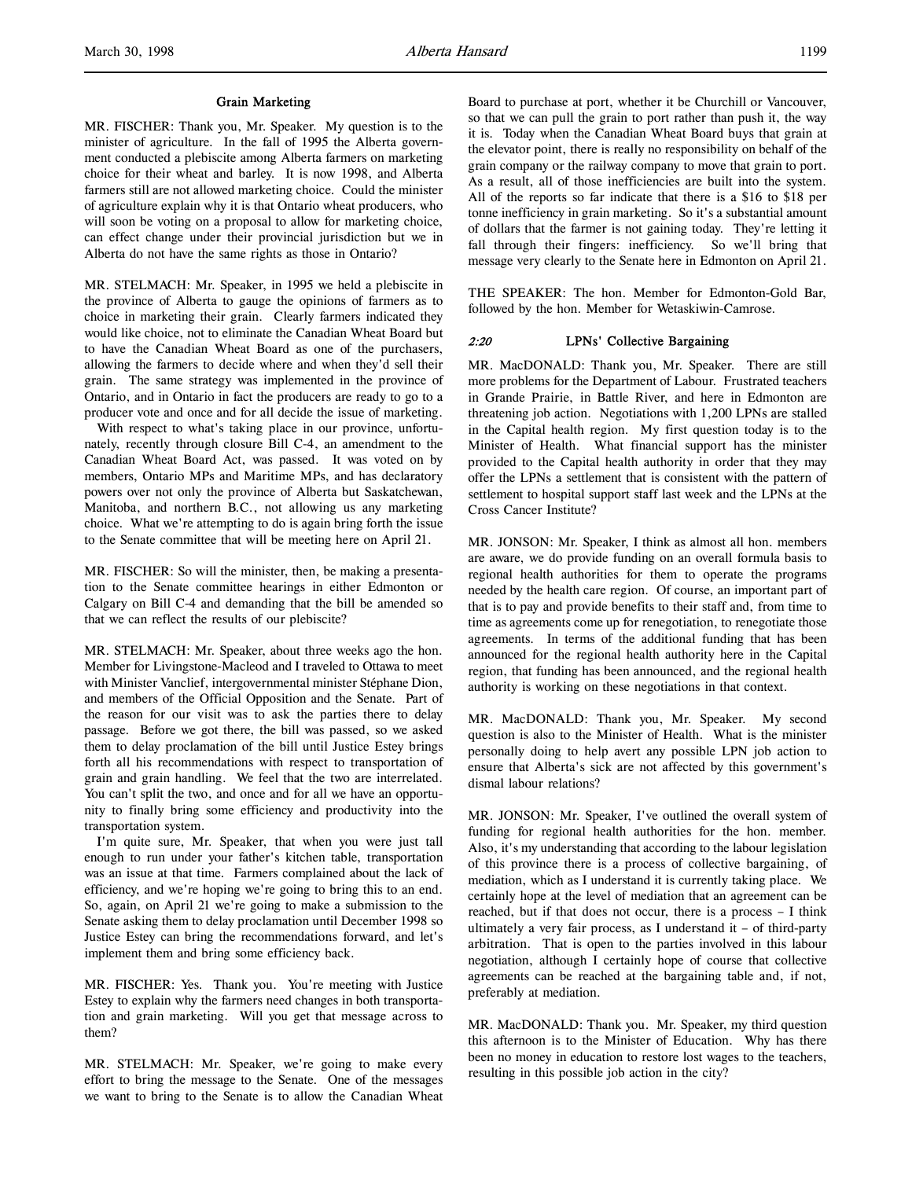## Grain Marketing

MR. FISCHER: Thank you, Mr. Speaker. My question is to the minister of agriculture. In the fall of 1995 the Alberta government conducted a plebiscite among Alberta farmers on marketing choice for their wheat and barley. It is now 1998, and Alberta farmers still are not allowed marketing choice. Could the minister of agriculture explain why it is that Ontario wheat producers, who will soon be voting on a proposal to allow for marketing choice, can effect change under their provincial jurisdiction but we in Alberta do not have the same rights as those in Ontario?

MR. STELMACH: Mr. Speaker, in 1995 we held a plebiscite in the province of Alberta to gauge the opinions of farmers as to choice in marketing their grain. Clearly farmers indicated they would like choice, not to eliminate the Canadian Wheat Board but to have the Canadian Wheat Board as one of the purchasers, allowing the farmers to decide where and when they'd sell their grain. The same strategy was implemented in the province of Ontario, and in Ontario in fact the producers are ready to go to a producer vote and once and for all decide the issue of marketing.

With respect to what's taking place in our province, unfortunately, recently through closure Bill C-4, an amendment to the Canadian Wheat Board Act, was passed. It was voted on by members, Ontario MPs and Maritime MPs, and has declaratory powers over not only the province of Alberta but Saskatchewan, Manitoba, and northern B.C., not allowing us any marketing choice. What we're attempting to do is again bring forth the issue to the Senate committee that will be meeting here on April 21.

MR. FISCHER: So will the minister, then, be making a presentation to the Senate committee hearings in either Edmonton or Calgary on Bill C-4 and demanding that the bill be amended so that we can reflect the results of our plebiscite?

MR. STELMACH: Mr. Speaker, about three weeks ago the hon. Member for Livingstone-Macleod and I traveled to Ottawa to meet with Minister Vanclief, intergovernmental minister Stéphane Dion, and members of the Official Opposition and the Senate. Part of the reason for our visit was to ask the parties there to delay passage. Before we got there, the bill was passed, so we asked them to delay proclamation of the bill until Justice Estey brings forth all his recommendations with respect to transportation of grain and grain handling. We feel that the two are interrelated. You can't split the two, and once and for all we have an opportunity to finally bring some efficiency and productivity into the transportation system.

I'm quite sure, Mr. Speaker, that when you were just tall enough to run under your father's kitchen table, transportation was an issue at that time. Farmers complained about the lack of efficiency, and we're hoping we're going to bring this to an end. So, again, on April 21 we're going to make a submission to the Senate asking them to delay proclamation until December 1998 so Justice Estey can bring the recommendations forward, and let's implement them and bring some efficiency back.

MR. FISCHER: Yes. Thank you. You're meeting with Justice Estey to explain why the farmers need changes in both transportation and grain marketing. Will you get that message across to them?

MR. STELMACH: Mr. Speaker, we're going to make every effort to bring the message to the Senate. One of the messages we want to bring to the Senate is to allow the Canadian Wheat Board to purchase at port, whether it be Churchill or Vancouver, so that we can pull the grain to port rather than push it, the way it is. Today when the Canadian Wheat Board buys that grain at the elevator point, there is really no responsibility on behalf of the grain company or the railway company to move that grain to port. As a result, all of those inefficiencies are built into the system. All of the reports so far indicate that there is a $16 to $18 per tonne inefficiency in grain marketing. So it's a substantial amount of dollars that the farmer is not gaining today. They're letting it fall through their fingers: inefficiency. So we'll bring that message very clearly to the Senate here in Edmonton on April 21.

THE SPEAKER: The hon. Member for Edmonton-Gold Bar, followed by the hon. Member for Wetaskiwin-Camrose.

## *2:20* LPNs' Collective Bargaining

MR. MacDONALD: Thank you, Mr. Speaker. There are still more problems for the Department of Labour. Frustrated teachers in Grande Prairie, in Battle River, and here in Edmonton are threatening job action. Negotiations with 1,200 LPNs are stalled in the Capital health region. My first question today is to the Minister of Health. What financial support has the minister provided to the Capital health authority in order that they may offer the LPNs a settlement that is consistent with the pattern of settlement to hospital support staff last week and the LPNs at the Cross Cancer Institute?

MR. JONSON: Mr. Speaker, I think as almost all hon. members are aware, we do provide funding on an overall formula basis to regional health authorities for them to operate the programs needed by the health care region. Of course, an important part of that is to pay and provide benefits to their staff and, from time to time as agreements come up for renegotiation, to renegotiate those agreements. In terms of the additional funding that has been announced for the regional health authority here in the Capital region, that funding has been announced, and the regional health authority is working on these negotiations in that context.

MR. MacDONALD: Thank you, Mr. Speaker. My second question is also to the Minister of Health. What is the minister personally doing to help avert any possible LPN job action to ensure that Alberta's sick are not affected by this government's dismal labour relations?

MR. JONSON: Mr. Speaker, I've outlined the overall system of funding for regional health authorities for the hon. member. Also, it's my understanding that according to the labour legislation of this province there is a process of collective bargaining, of mediation, which as I understand it is currently taking place. We certainly hope at the level of mediation that an agreement can be reached, but if that does not occur, there is a process – I think ultimately a very fair process, as I understand it – of third-party arbitration. That is open to the parties involved in this labour negotiation, although I certainly hope of course that collective agreements can be reached at the bargaining table and, if not, preferably at mediation.

MR. MacDONALD: Thank you. Mr. Speaker, my third question this afternoon is to the Minister of Education. Why has there been no money in education to restore lost wages to the teachers, resulting in this possible job action in the city?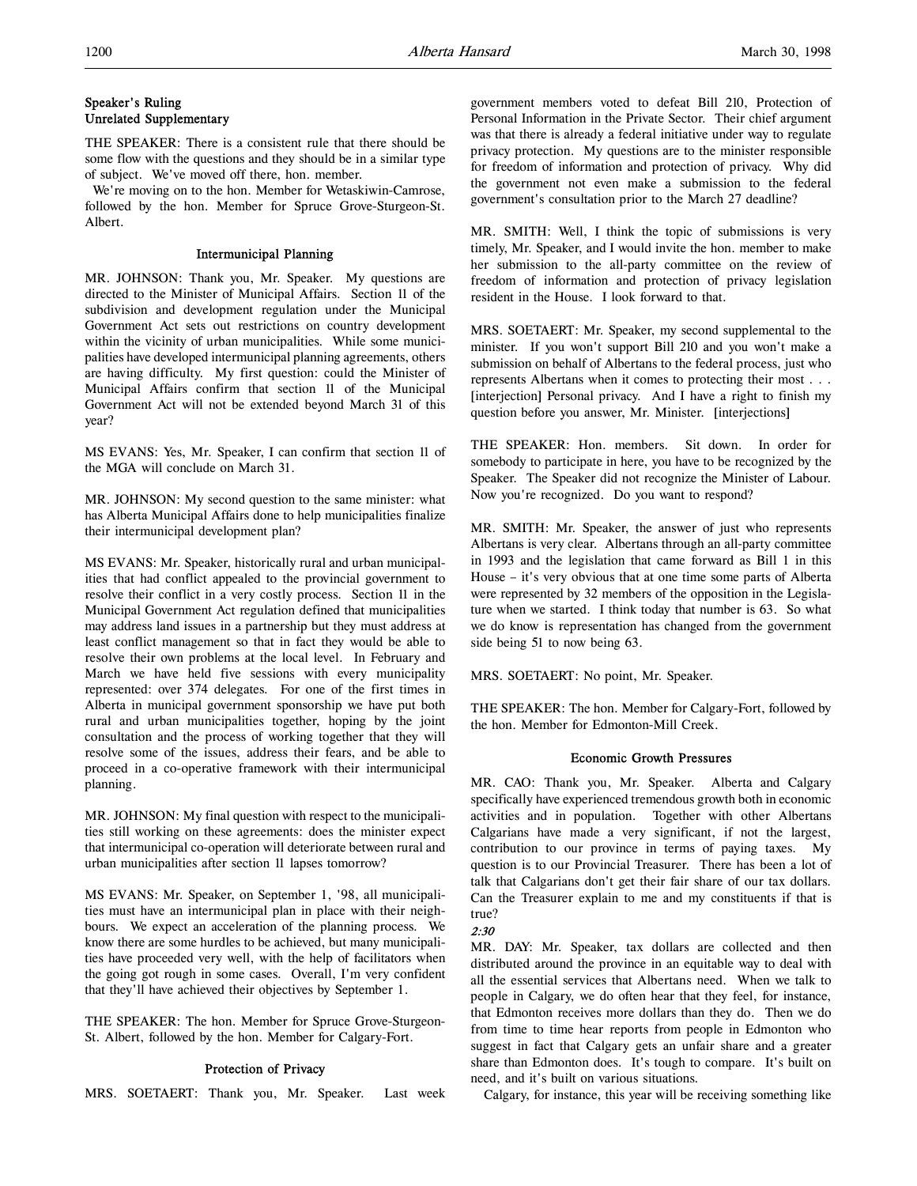### Speaker's Ruling
### Unrelated Supplementary

THE SPEAKER: There is a consistent rule that there should be some flow with the questions and they should be in a similar type of subject. We've moved off there, hon. member.

We're moving on to the hon. Member for Wetaskiwin-Camrose, followed by the hon. Member for Spruce Grove-Sturgeon-St. Albert.

### Intermunicipal Planning

MR. JOHNSON: Thank you, Mr. Speaker. My questions are directed to the Minister of Municipal Affairs. Section 11 of the subdivision and development regulation under the Municipal Government Act sets out restrictions on country development within the vicinity of urban municipalities. While some municipalities have developed intermunicipal planning agreements, others are having difficulty. My first question: could the Minister of Municipal Affairs confirm that section 11 of the Municipal Government Act will not be extended beyond March 31 of this year?

MS EVANS: Yes, Mr. Speaker, I can confirm that section 11 of the MGA will conclude on March 31.

MR. JOHNSON: My second question to the same minister: what has Alberta Municipal Affairs done to help municipalities finalize their intermunicipal development plan?

MS EVANS: Mr. Speaker, historically rural and urban municipalities that had conflict appealed to the provincial government to resolve their conflict in a very costly process. Section 11 in the Municipal Government Act regulation defined that municipalities may address land issues in a partnership but they must address at least conflict management so that in fact they would be able to resolve their own problems at the local level. In February and March we have held five sessions with every municipality represented: over 374 delegates. For one of the first times in Alberta in municipal government sponsorship we have put both rural and urban municipalities together, hoping by the joint consultation and the process of working together that they will resolve some of the issues, address their fears, and be able to proceed in a co-operative framework with their intermunicipal planning.

MR. JOHNSON: My final question with respect to the municipalities still working on these agreements: does the minister expect that intermunicipal co-operation will deteriorate between rural and urban municipalities after section 11 lapses tomorrow?

MS EVANS: Mr. Speaker, on September 1, '98, all municipalities must have an intermunicipal plan in place with their neighbours. We expect an acceleration of the planning process. We know there are some hurdles to be achieved, but many municipalities have proceeded very well, with the help of facilitators when the going got rough in some cases. Overall, I'm very confident that they'll have achieved their objectives by September 1.

THE SPEAKER: The hon. Member for Spruce Grove-Sturgeon-St. Albert, followed by the hon. Member for Calgary-Fort.

### Protection of Privacy

MRS. SOETAERT: Thank you, Mr. Speaker. Last week government members voted to defeat Bill 210, Protection of Personal Information in the Private Sector. Their chief argument was that there is already a federal initiative under way to regulate privacy protection. My questions are to the minister responsible for freedom of information and protection of privacy. Why did the government not even make a submission to the federal government's consultation prior to the March 27 deadline?

MR. SMITH: Well, I think the topic of submissions is very timely, Mr. Speaker, and I would invite the hon. member to make her submission to the all-party committee on the review of freedom of information and protection of privacy legislation resident in the House. I look forward to that.

MRS. SOETAERT: Mr. Speaker, my second supplemental to the minister. If you won't support Bill 210 and you won't make a submission on behalf of Albertans to the federal process, just who represents Albertans when it comes to protecting their most . . . [interjection] Personal privacy. And I have a right to finish my question before you answer, Mr. Minister. [interjections]

THE SPEAKER: Hon. members. Sit down. In order for somebody to participate in here, you have to be recognized by the Speaker. The Speaker did not recognize the Minister of Labour. Now you're recognized. Do you want to respond?

MR. SMITH: Mr. Speaker, the answer of just who represents Albertans is very clear. Albertans through an all-party committee in 1993 and the legislation that came forward as Bill 1 in this House – it's very obvious that at one time some parts of Alberta were represented by 32 members of the opposition in the Legislature when we started. I think today that number is 63. So what we do know is representation has changed from the government side being 51 to now being 63.

MRS. SOETAERT: No point, Mr. Speaker.

THE SPEAKER: The hon. Member for Calgary-Fort, followed by the hon. Member for Edmonton-Mill Creek.

### Economic Growth Pressures

MR. CAO: Thank you, Mr. Speaker. Alberta and Calgary specifically have experienced tremendous growth both in economic activities and in population. Together with other Albertans Calgarians have made a very significant, if not the largest, contribution to our province in terms of paying taxes. My question is to our Provincial Treasurer. There has been a lot of talk that Calgarians don't get their fair share of our tax dollars. Can the Treasurer explain to me and my constituents if that is true?

*2:30*

MR. DAY: Mr. Speaker, tax dollars are collected and then distributed around the province in an equitable way to deal with all the essential services that Albertans need. When we talk to people in Calgary, we do often hear that they feel, for instance, that Edmonton receives more dollars than they do. Then we do from time to time hear reports from people in Edmonton who suggest in fact that Calgary gets an unfair share and a greater share than Edmonton does. It's tough to compare. It's built on need, and it's built on various situations.

Calgary, for instance, this year will be receiving something like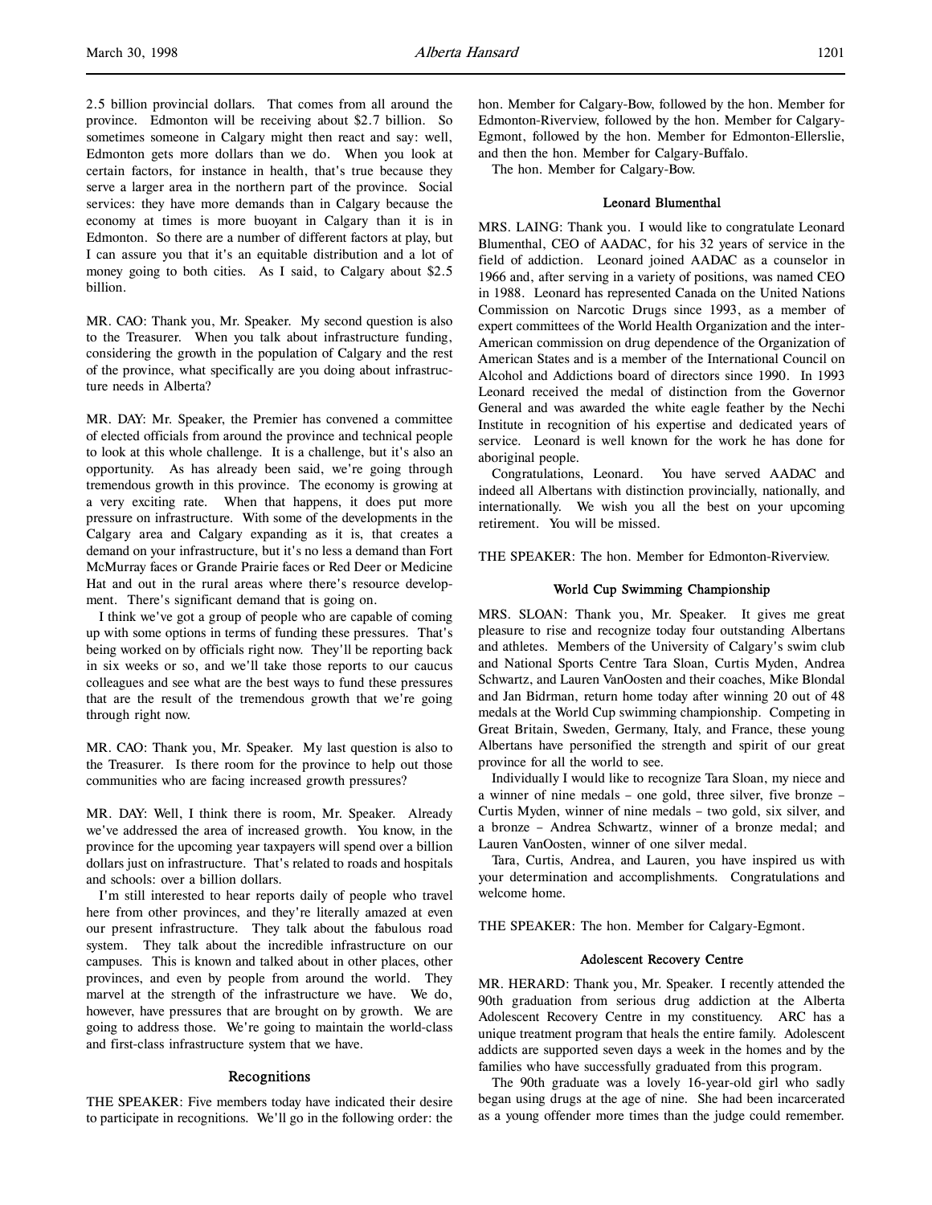2.5 billion provincial dollars. That comes from all around the province. Edmonton will be receiving about $2.7 billion. So sometimes someone in Calgary might then react and say: well, Edmonton gets more dollars than we do. When you look at certain factors, for instance in health, that's true because they serve a larger area in the northern part of the province. Social services: they have more demands than in Calgary because the economy at times is more buoyant in Calgary than it is in Edmonton. So there are a number of different factors at play, but I can assure you that it's an equitable distribution and a lot of money going to both cities. As I said, to Calgary about $2.5 billion.

MR. CAO: Thank you, Mr. Speaker. My second question is also to the Treasurer. When you talk about infrastructure funding, considering the growth in the population of Calgary and the rest of the province, what specifically are you doing about infrastructure needs in Alberta?

MR. DAY: Mr. Speaker, the Premier has convened a committee of elected officials from around the province and technical people to look at this whole challenge. It is a challenge, but it's also an opportunity. As has already been said, we're going through tremendous growth in this province. The economy is growing at a very exciting rate. When that happens, it does put more pressure on infrastructure. With some of the developments in the Calgary area and Calgary expanding as it is, that creates a demand on your infrastructure, but it's no less a demand than Fort McMurray faces or Grande Prairie faces or Red Deer or Medicine Hat and out in the rural areas where there's resource development. There's significant demand that is going on.

I think we've got a group of people who are capable of coming up with some options in terms of funding these pressures. That's being worked on by officials right now. They'll be reporting back in six weeks or so, and we'll take those reports to our caucus colleagues and see what are the best ways to fund these pressures that are the result of the tremendous growth that we're going through right now.

MR. CAO: Thank you, Mr. Speaker. My last question is also to the Treasurer. Is there room for the province to help out those communities who are facing increased growth pressures?

MR. DAY: Well, I think there is room, Mr. Speaker. Already we've addressed the area of increased growth. You know, in the province for the upcoming year taxpayers will spend over a billion dollars just on infrastructure. That's related to roads and hospitals and schools: over a billion dollars.

I'm still interested to hear reports daily of people who travel here from other provinces, and they're literally amazed at even our present infrastructure. They talk about the fabulous road system. They talk about the incredible infrastructure on our campuses. This is known and talked about in other places, other provinces, and even by people from around the world. They marvel at the strength of the infrastructure we have. We do, however, have pressures that are brought on by growth. We are going to address those. We're going to maintain the world-class and first-class infrastructure system that we have.

## Recognitions

THE SPEAKER: Five members today have indicated their desire to participate in recognitions. We'll go in the following order: the hon. Member for Calgary-Bow, followed by the hon. Member for Edmonton-Riverview, followed by the hon. Member for Calgary-Egmont, followed by the hon. Member for Edmonton-Ellerslie, and then the hon. Member for Calgary-Buffalo.

The hon. Member for Calgary-Bow.

### Leonard Blumenthal

MRS. LAING: Thank you. I would like to congratulate Leonard Blumenthal, CEO of AADAC, for his 32 years of service in the field of addiction. Leonard joined AADAC as a counselor in 1966 and, after serving in a variety of positions, was named CEO in 1988. Leonard has represented Canada on the United Nations Commission on Narcotic Drugs since 1993, as a member of expert committees of the World Health Organization and the inter-American commission on drug dependence of the Organization of American States and is a member of the International Council on Alcohol and Addictions board of directors since 1990. In 1993 Leonard received the medal of distinction from the Governor General and was awarded the white eagle feather by the Nechi Institute in recognition of his expertise and dedicated years of service. Leonard is well known for the work he has done for aboriginal people.

Congratulations, Leonard. You have served AADAC and indeed all Albertans with distinction provincially, nationally, and internationally. We wish you all the best on your upcoming retirement. You will be missed.

THE SPEAKER: The hon. Member for Edmonton-Riverview.

### World Cup Swimming Championship

MRS. SLOAN: Thank you, Mr. Speaker. It gives me great pleasure to rise and recognize today four outstanding Albertans and athletes. Members of the University of Calgary's swim club and National Sports Centre Tara Sloan, Curtis Myden, Andrea Schwartz, and Lauren VanOosten and their coaches, Mike Blondal and Jan Bidrman, return home today after winning 20 out of 48 medals at the World Cup swimming championship. Competing in Great Britain, Sweden, Germany, Italy, and France, these young Albertans have personified the strength and spirit of our great province for all the world to see.

Individually I would like to recognize Tara Sloan, my niece and a winner of nine medals – one gold, three silver, five bronze – Curtis Myden, winner of nine medals – two gold, six silver, and a bronze – Andrea Schwartz, winner of a bronze medal; and Lauren VanOosten, winner of one silver medal.

Tara, Curtis, Andrea, and Lauren, you have inspired us with your determination and accomplishments. Congratulations and welcome home.

THE SPEAKER: The hon. Member for Calgary-Egmont.

### Adolescent Recovery Centre

MR. HERARD: Thank you, Mr. Speaker. I recently attended the 90th graduation from serious drug addiction at the Alberta Adolescent Recovery Centre in my constituency. ARC has a unique treatment program that heals the entire family. Adolescent addicts are supported seven days a week in the homes and by the families who have successfully graduated from this program.

The 90th graduate was a lovely 16-year-old girl who sadly began using drugs at the age of nine. She had been incarcerated as a young offender more times than the judge could remember.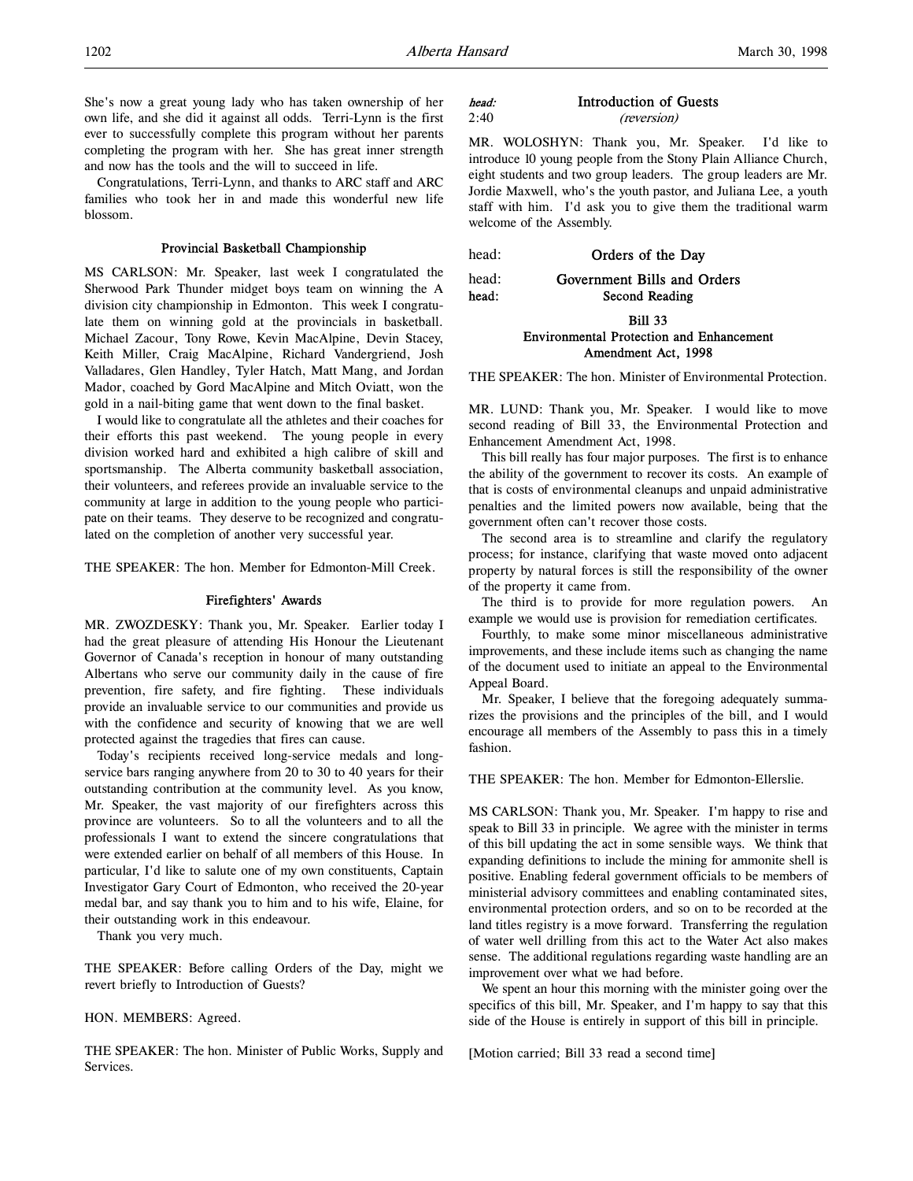She's now a great young lady who has taken ownership of her own life, and she did it against all odds. Terri-Lynn is the first ever to successfully complete this program without her parents completing the program with her. She has great inner strength and now has the tools and the will to succeed in life.

Congratulations, Terri-Lynn, and thanks to ARC staff and ARC families who took her in and made this wonderful new life blossom.

### Provincial Basketball Championship

MS CARLSON: Mr. Speaker, last week I congratulated the Sherwood Park Thunder midget boys team on winning the A division city championship in Edmonton. This week I congratulate them on winning gold at the provincials in basketball. Michael Zacour, Tony Rowe, Kevin MacAlpine, Devin Stacey, Keith Miller, Craig MacAlpine, Richard Vandergriend, Josh Valladares, Glen Handley, Tyler Hatch, Matt Mang, and Jordan Mador, coached by Gord MacAlpine and Mitch Oviatt, won the gold in a nail-biting game that went down to the final basket.

I would like to congratulate all the athletes and their coaches for their efforts this past weekend. The young people in every division worked hard and exhibited a high calibre of skill and sportsmanship. The Alberta community basketball association, their volunteers, and referees provide an invaluable service to the community at large in addition to the young people who participate on their teams. They deserve to be recognized and congratulated on the completion of another very successful year.

THE SPEAKER: The hon. Member for Edmonton-Mill Creek.

### Firefighters' Awards

MR. ZWOZDESKY: Thank you, Mr. Speaker. Earlier today I had the great pleasure of attending His Honour the Lieutenant Governor of Canada's reception in honour of many outstanding Albertans who serve our community daily in the cause of fire prevention, fire safety, and fire fighting. These individuals provide an invaluable service to our communities and provide us with the confidence and security of knowing that we are well protected against the tragedies that fires can cause.

Today's recipients received long-service medals and long-service bars ranging anywhere from 20 to 30 to 40 years for their outstanding contribution at the community level. As you know, Mr. Speaker, the vast majority of our firefighters across this province are volunteers. So to all the volunteers and to all the professionals I want to extend the sincere congratulations that were extended earlier on behalf of all members of this House. In particular, I'd like to salute one of my own constituents, Captain Investigator Gary Court of Edmonton, who received the 20-year medal bar, and say thank you to him and to his wife, Elaine, for their outstanding work in this endeavour.

Thank you very much.

THE SPEAKER: Before calling Orders of the Day, might we revert briefly to Introduction of Guests?

HON. MEMBERS: Agreed.

THE SPEAKER: The hon. Minister of Public Works, Supply and Services.

*head:* **Introduction of Guests**
2:40 *(reversion)*

MR. WOLOSHYN: Thank you, Mr. Speaker. I'd like to introduce 10 young people from the Stony Plain Alliance Church, eight students and two group leaders. The group leaders are Mr. Jordie Maxwell, who's the youth pastor, and Juliana Lee, a youth staff with him. I'd ask you to give them the traditional warm welcome of the Assembly.

head: **Orders of the Day**

head: **Government Bills and Orders**

head: **Second Reading**

## Bill 33
## Environmental Protection and Enhancement Amendment Act, 1998

THE SPEAKER: The hon. Minister of Environmental Protection.

MR. LUND: Thank you, Mr. Speaker. I would like to move second reading of Bill 33, the Environmental Protection and Enhancement Amendment Act, 1998.

This bill really has four major purposes. The first is to enhance the ability of the government to recover its costs. An example of that is costs of environmental cleanups and unpaid administrative penalties and the limited powers now available, being that the government often can't recover those costs.

The second area is to streamline and clarify the regulatory process; for instance, clarifying that waste moved onto adjacent property by natural forces is still the responsibility of the owner of the property it came from.

The third is to provide for more regulation powers. An example we would use is provision for remediation certificates.

Fourthly, to make some minor miscellaneous administrative improvements, and these include items such as changing the name of the document used to initiate an appeal to the Environmental Appeal Board.

Mr. Speaker, I believe that the foregoing adequately summarizes the provisions and the principles of the bill, and I would encourage all members of the Assembly to pass this in a timely fashion.

THE SPEAKER: The hon. Member for Edmonton-Ellerslie.

MS CARLSON: Thank you, Mr. Speaker. I'm happy to rise and speak to Bill 33 in principle. We agree with the minister in terms of this bill updating the act in some sensible ways. We think that expanding definitions to include the mining for ammonite shell is positive. Enabling federal government officials to be members of ministerial advisory committees and enabling contaminated sites, environmental protection orders, and so on to be recorded at the land titles registry is a move forward. Transferring the regulation of water well drilling from this act to the Water Act also makes sense. The additional regulations regarding waste handling are an improvement over what we had before.

We spent an hour this morning with the minister going over the specifics of this bill, Mr. Speaker, and I'm happy to say that this side of the House is entirely in support of this bill in principle.

[Motion carried; Bill 33 read a second time]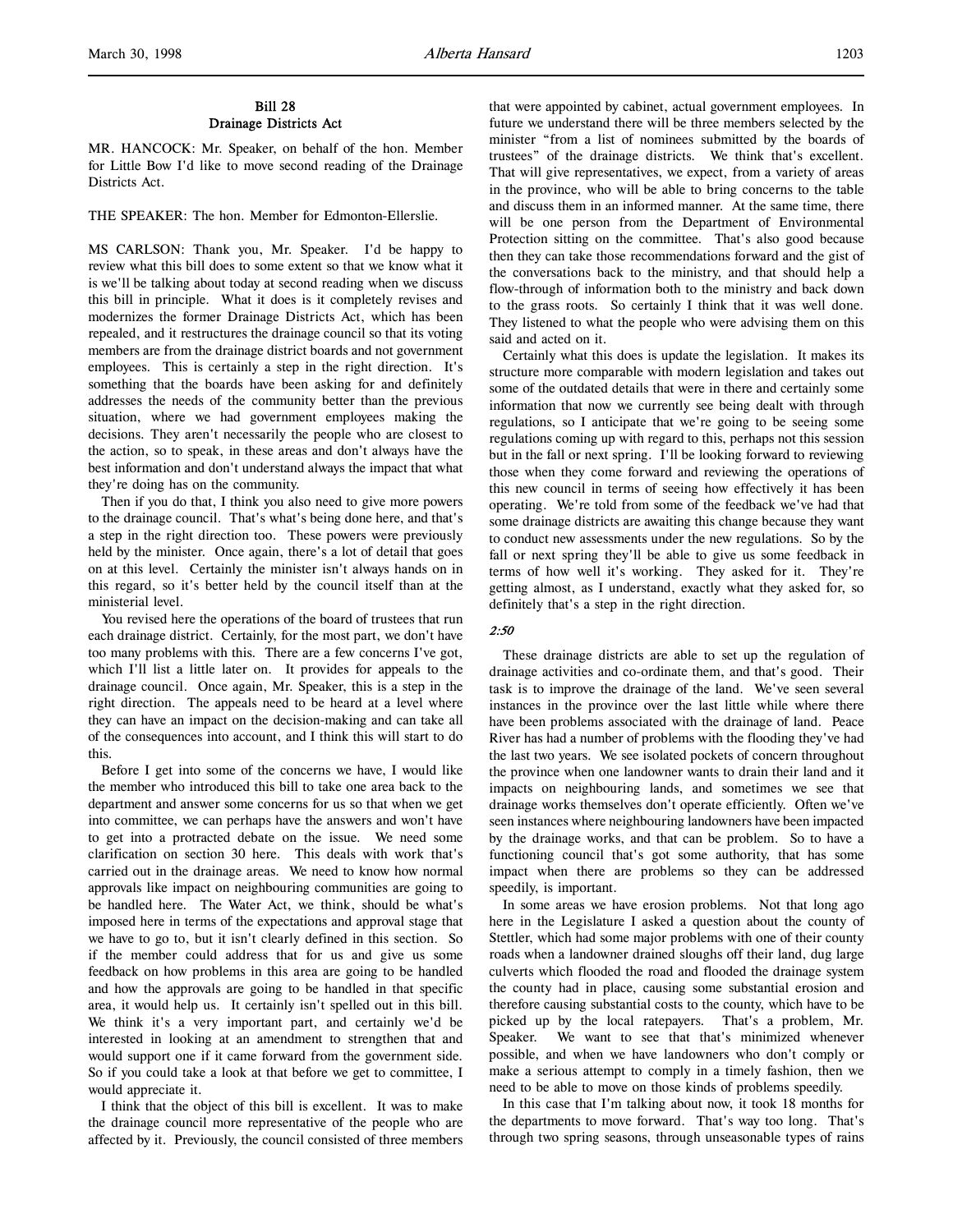## Bill 28
## Drainage Districts Act

MR. HANCOCK: Mr. Speaker, on behalf of the hon. Member for Little Bow I'd like to move second reading of the Drainage Districts Act.

THE SPEAKER: The hon. Member for Edmonton-Ellerslie.

MS CARLSON: Thank you, Mr. Speaker. I'd be happy to review what this bill does to some extent so that we know what it is we'll be talking about today at second reading when we discuss this bill in principle. What it does is it completely revises and modernizes the former Drainage Districts Act, which has been repealed, and it restructures the drainage council so that its voting members are from the drainage district boards and not government employees. This is certainly a step in the right direction. It's something that the boards have been asking for and definitely addresses the needs of the community better than the previous situation, where we had government employees making the decisions. They aren't necessarily the people who are closest to the action, so to speak, in these areas and don't always have the best information and don't understand always the impact that what they're doing has on the community.

Then if you do that, I think you also need to give more powers to the drainage council. That's what's being done here, and that's a step in the right direction too. These powers were previously held by the minister. Once again, there's a lot of detail that goes on at this level. Certainly the minister isn't always hands on in this regard, so it's better held by the council itself than at the ministerial level.

You revised here the operations of the board of trustees that run each drainage district. Certainly, for the most part, we don't have too many problems with this. There are a few concerns I've got, which I'll list a little later on. It provides for appeals to the drainage council. Once again, Mr. Speaker, this is a step in the right direction. The appeals need to be heard at a level where they can have an impact on the decision-making and can take all of the consequences into account, and I think this will start to do this.

Before I get into some of the concerns we have, I would like the member who introduced this bill to take one area back to the department and answer some concerns for us so that when we get into committee, we can perhaps have the answers and won't have to get into a protracted debate on the issue. We need some clarification on section 30 here. This deals with work that's carried out in the drainage areas. We need to know how normal approvals like impact on neighbouring communities are going to be handled here. The Water Act, we think, should be what's imposed here in terms of the expectations and approval stage that we have to go to, but it isn't clearly defined in this section. So if the member could address that for us and give us some feedback on how problems in this area are going to be handled and how the approvals are going to be handled in that specific area, it would help us. It certainly isn't spelled out in this bill. We think it's a very important part, and certainly we'd be interested in looking at an amendment to strengthen that and would support one if it came forward from the government side. So if you could take a look at that before we get to committee, I would appreciate it.

I think that the object of this bill is excellent. It was to make the drainage council more representative of the people who are affected by it. Previously, the council consisted of three members that were appointed by cabinet, actual government employees. In future we understand there will be three members selected by the minister "from a list of nominees submitted by the boards of trustees" of the drainage districts. We think that's excellent. That will give representatives, we expect, from a variety of areas in the province, who will be able to bring concerns to the table and discuss them in an informed manner. At the same time, there will be one person from the Department of Environmental Protection sitting on the committee. That's also good because then they can take those recommendations forward and the gist of the conversations back to the ministry, and that should help a flow-through of information both to the ministry and back down to the grass roots. So certainly I think that it was well done. They listened to what the people who were advising them on this said and acted on it.

Certainly what this does is update the legislation. It makes its structure more comparable with modern legislation and takes out some of the outdated details that were in there and certainly some information that now we currently see being dealt with through regulations, so I anticipate that we're going to be seeing some regulations coming up with regard to this, perhaps not this session but in the fall or next spring. I'll be looking forward to reviewing those when they come forward and reviewing the operations of this new council in terms of seeing how effectively it has been operating. We're told from some of the feedback we've had that some drainage districts are awaiting this change because they want to conduct new assessments under the new regulations. So by the fall or next spring they'll be able to give us some feedback in terms of how well it's working. They asked for it. They're getting almost, as I understand, exactly what they asked for, so definitely that's a step in the right direction.

*2:50*

These drainage districts are able to set up the regulation of drainage activities and co-ordinate them, and that's good. Their task is to improve the drainage of the land. We've seen several instances in the province over the last little while where there have been problems associated with the drainage of land. Peace River has had a number of problems with the flooding they've had the last two years. We see isolated pockets of concern throughout the province when one landowner wants to drain their land and it impacts on neighbouring lands, and sometimes we see that drainage works themselves don't operate efficiently. Often we've seen instances where neighbouring landowners have been impacted by the drainage works, and that can be problem. So to have a functioning council that's got some authority, that has some impact when there are problems so they can be addressed speedily, is important.

In some areas we have erosion problems. Not that long ago here in the Legislature I asked a question about the county of Stettler, which had some major problems with one of their county roads when a landowner drained sloughs off their land, dug large culverts which flooded the road and flooded the drainage system the county had in place, causing some substantial erosion and therefore causing substantial costs to the county, which have to be picked up by the local ratepayers. That's a problem, Mr. Speaker. We want to see that that's minimized whenever possible, and when we have landowners who don't comply or make a serious attempt to comply in a timely fashion, then we need to be able to move on those kinds of problems speedily.

In this case that I'm talking about now, it took 18 months for the departments to move forward. That's way too long. That's through two spring seasons, through unseasonable types of rains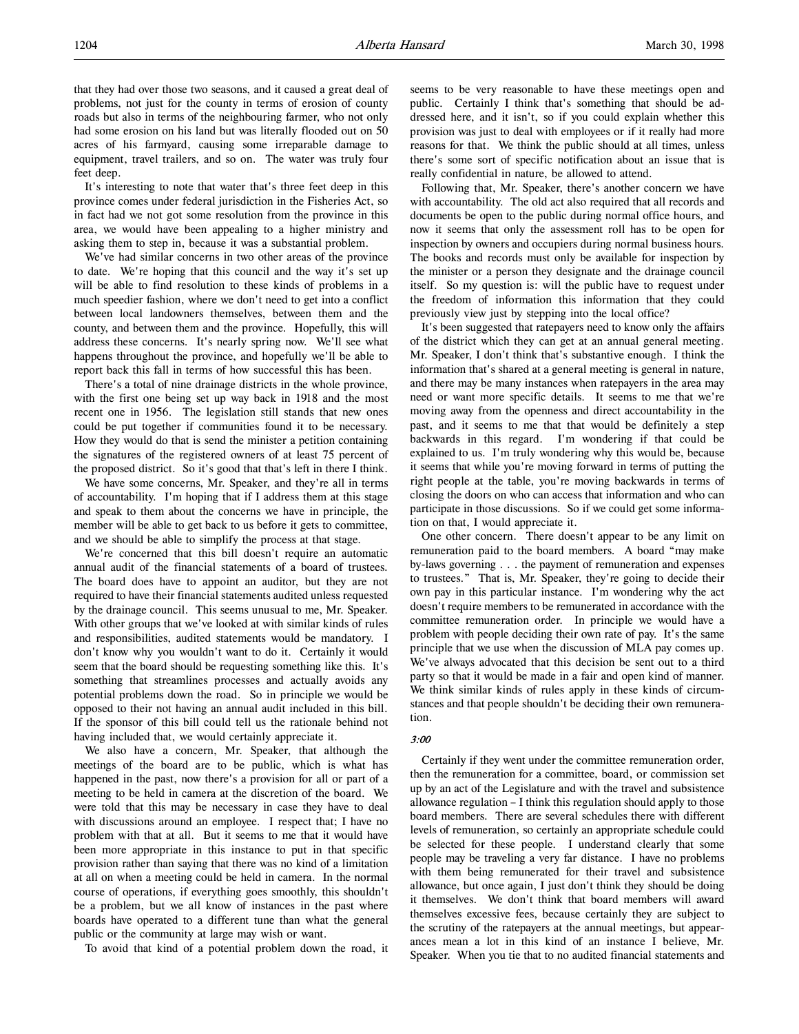that they had over those two seasons, and it caused a great deal of problems, not just for the county in terms of erosion of county roads but also in terms of the neighbouring farmer, who not only had some erosion on his land but was literally flooded out on 50 acres of his farmyard, causing some irreparable damage to equipment, travel trailers, and so on. The water was truly four feet deep.

It's interesting to note that water that's three feet deep in this province comes under federal jurisdiction in the Fisheries Act, so in fact had we not got some resolution from the province in this area, we would have been appealing to a higher ministry and asking them to step in, because it was a substantial problem.

We've had similar concerns in two other areas of the province to date. We're hoping that this council and the way it's set up will be able to find resolution to these kinds of problems in a much speedier fashion, where we don't need to get into a conflict between local landowners themselves, between them and the county, and between them and the province. Hopefully, this will address these concerns. It's nearly spring now. We'll see what happens throughout the province, and hopefully we'll be able to report back this fall in terms of how successful this has been.

There's a total of nine drainage districts in the whole province, with the first one being set up way back in 1918 and the most recent one in 1956. The legislation still stands that new ones could be put together if communities found it to be necessary. How they would do that is send the minister a petition containing the signatures of the registered owners of at least 75 percent of the proposed district. So it's good that that's left in there I think.

We have some concerns, Mr. Speaker, and they're all in terms of accountability. I'm hoping that if I address them at this stage and speak to them about the concerns we have in principle, the member will be able to get back to us before it gets to committee, and we should be able to simplify the process at that stage.

We're concerned that this bill doesn't require an automatic annual audit of the financial statements of a board of trustees. The board does have to appoint an auditor, but they are not required to have their financial statements audited unless requested by the drainage council. This seems unusual to me, Mr. Speaker. With other groups that we've looked at with similar kinds of rules and responsibilities, audited statements would be mandatory. I don't know why you wouldn't want to do it. Certainly it would seem that the board should be requesting something like this. It's something that streamlines processes and actually avoids any potential problems down the road. So in principle we would be opposed to their not having an annual audit included in this bill. If the sponsor of this bill could tell us the rationale behind not having included that, we would certainly appreciate it.

We also have a concern, Mr. Speaker, that although the meetings of the board are to be public, which is what has happened in the past, now there's a provision for all or part of a meeting to be held in camera at the discretion of the board. We were told that this may be necessary in case they have to deal with discussions around an employee. I respect that; I have no problem with that at all. But it seems to me that it would have been more appropriate in this instance to put in that specific provision rather than saying that there was no kind of a limitation at all on when a meeting could be held in camera. In the normal course of operations, if everything goes smoothly, this shouldn't be a problem, but we all know of instances in the past where boards have operated to a different tune than what the general public or the community at large may wish or want.

To avoid that kind of a potential problem down the road, it seems to be very reasonable to have these meetings open and public. Certainly I think that's something that should be addressed here, and it isn't, so if you could explain whether this provision was just to deal with employees or if it really had more reasons for that. We think the public should at all times, unless there's some sort of specific notification about an issue that is really confidential in nature, be allowed to attend.

Following that, Mr. Speaker, there's another concern we have with accountability. The old act also required that all records and documents be open to the public during normal office hours, and now it seems that only the assessment roll has to be open for inspection by owners and occupiers during normal business hours. The books and records must only be available for inspection by the minister or a person they designate and the drainage council itself. So my question is: will the public have to request under the freedom of information this information that they could previously view just by stepping into the local office?

It's been suggested that ratepayers need to know only the affairs of the district which they can get at an annual general meeting. Mr. Speaker, I don't think that's substantive enough. I think the information that's shared at a general meeting is general in nature, and there may be many instances when ratepayers in the area may need or want more specific details. It seems to me that we're moving away from the openness and direct accountability in the past, and it seems to me that that would be definitely a step backwards in this regard. I'm wondering if that could be explained to us. I'm truly wondering why this would be, because it seems that while you're moving forward in terms of putting the right people at the table, you're moving backwards in terms of closing the doors on who can access that information and who can participate in those discussions. So if we could get some information on that, I would appreciate it.

One other concern. There doesn't appear to be any limit on remuneration paid to the board members. A board "may make by-laws governing . . . the payment of remuneration and expenses to trustees." That is, Mr. Speaker, they're going to decide their own pay in this particular instance. I'm wondering why the act doesn't require members to be remunerated in accordance with the committee remuneration order. In principle we would have a problem with people deciding their own rate of pay. It's the same principle that we use when the discussion of MLA pay comes up. We've always advocated that this decision be sent out to a third party so that it would be made in a fair and open kind of manner. We think similar kinds of rules apply in these kinds of circumstances and that people shouldn't be deciding their own remuneration.

*3:00*

Certainly if they went under the committee remuneration order, then the remuneration for a committee, board, or commission set up by an act of the Legislature and with the travel and subsistence allowance regulation – I think this regulation should apply to those board members. There are several schedules there with different levels of remuneration, so certainly an appropriate schedule could be selected for these people. I understand clearly that some people may be traveling a very far distance. I have no problems with them being remunerated for their travel and subsistence allowance, but once again, I just don't think they should be doing it themselves. We don't think that board members will award themselves excessive fees, because certainly they are subject to the scrutiny of the ratepayers at the annual meetings, but appearances mean a lot in this kind of an instance I believe, Mr. Speaker. When you tie that to no audited financial statements and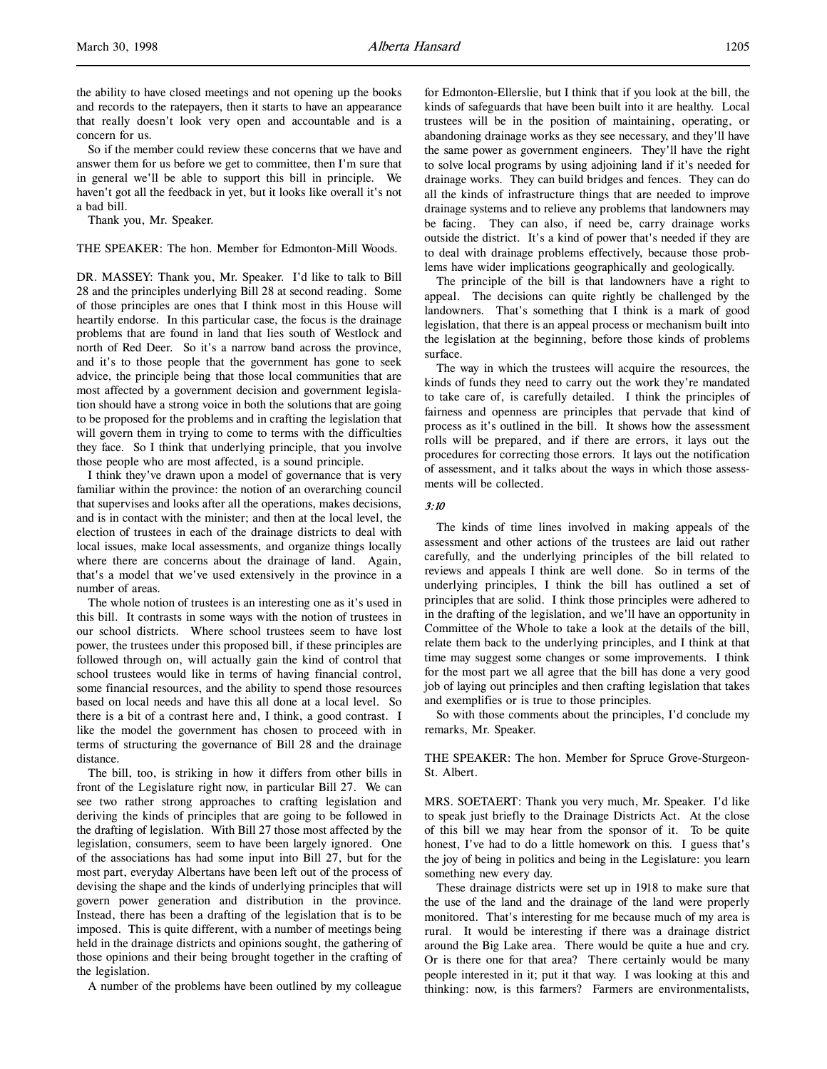the ability to have closed meetings and not opening up the books and records to the ratepayers, then it starts to have an appearance that really doesn't look very open and accountable and is a concern for us.

So if the member could review these concerns that we have and answer them for us before we get to committee, then I'm sure that in general we'll be able to support this bill in principle. We haven't got all the feedback in yet, but it looks like overall it's not a bad bill.

Thank you, Mr. Speaker.

THE SPEAKER: The hon. Member for Edmonton-Mill Woods.

DR. MASSEY: Thank you, Mr. Speaker. I'd like to talk to Bill 28 and the principles underlying Bill 28 at second reading. Some of those principles are ones that I think most in this House will heartily endorse. In this particular case, the focus is the drainage problems that are found in land that lies south of Westlock and north of Red Deer. So it's a narrow band across the province, and it's to those people that the government has gone to seek advice, the principle being that those local communities that are most affected by a government decision and government legislation should have a strong voice in both the solutions that are going to be proposed for the problems and in crafting the legislation that will govern them in trying to come to terms with the difficulties they face. So I think that underlying principle, that you involve those people who are most affected, is a sound principle.

I think they've drawn upon a model of governance that is very familiar within the province: the notion of an overarching council that supervises and looks after all the operations, makes decisions, and is in contact with the minister; and then at the local level, the election of trustees in each of the drainage districts to deal with local issues, make local assessments, and organize things locally where there are concerns about the drainage of land. Again, that's a model that we've used extensively in the province in a number of areas.

The whole notion of trustees is an interesting one as it's used in this bill. It contrasts in some ways with the notion of trustees in our school districts. Where school trustees seem to have lost power, the trustees under this proposed bill, if these principles are followed through on, will actually gain the kind of control that school trustees would like in terms of having financial control, some financial resources, and the ability to spend those resources based on local needs and have this all done at a local level. So there is a bit of a contrast here and, I think, a good contrast. I like the model the government has chosen to proceed with in terms of structuring the governance of Bill 28 and the drainage distance.

The bill, too, is striking in how it differs from other bills in front of the Legislature right now, in particular Bill 27. We can see two rather strong approaches to crafting legislation and deriving the kinds of principles that are going to be followed in the drafting of legislation. With Bill 27 those most affected by the legislation, consumers, seem to have been largely ignored. One of the associations has had some input into Bill 27, but for the most part, everyday Albertans have been left out of the process of devising the shape and the kinds of underlying principles that will govern power generation and distribution in the province. Instead, there has been a drafting of the legislation that is to be imposed. This is quite different, with a number of meetings being held in the drainage districts and opinions sought, the gathering of those opinions and their being brought together in the crafting of the legislation.

A number of the problems have been outlined by my colleague for Edmonton-Ellerslie, but I think that if you look at the bill, the kinds of safeguards that have been built into it are healthy. Local trustees will be in the position of maintaining, operating, or abandoning drainage works as they see necessary, and they'll have the same power as government engineers. They'll have the right to solve local programs by using adjoining land if it's needed for drainage works. They can build bridges and fences. They can do all the kinds of infrastructure things that are needed to improve drainage systems and to relieve any problems that landowners may be facing. They can also, if need be, carry drainage works outside the district. It's a kind of power that's needed if they are to deal with drainage problems effectively, because those problems have wider implications geographically and geologically.

The principle of the bill is that landowners have a right to appeal. The decisions can quite rightly be challenged by the landowners. That's something that I think is a mark of good legislation, that there is an appeal process or mechanism built into the legislation at the beginning, before those kinds of problems surface.

The way in which the trustees will acquire the resources, the kinds of funds they need to carry out the work they're mandated to take care of, is carefully detailed. I think the principles of fairness and openness are principles that pervade that kind of process as it's outlined in the bill. It shows how the assessment rolls will be prepared, and if there are errors, it lays out the procedures for correcting those errors. It lays out the notification of assessment, and it talks about the ways in which those assessments will be collected.

*3:10*

The kinds of time lines involved in making appeals of the assessment and other actions of the trustees are laid out rather carefully, and the underlying principles of the bill related to reviews and appeals I think are well done. So in terms of the underlying principles, I think the bill has outlined a set of principles that are solid. I think those principles were adhered to in the drafting of the legislation, and we'll have an opportunity in Committee of the Whole to take a look at the details of the bill, relate them back to the underlying principles, and I think at that time may suggest some changes or some improvements. I think for the most part we all agree that the bill has done a very good job of laying out principles and then crafting legislation that takes and exemplifies or is true to those principles.

So with those comments about the principles, I'd conclude my remarks, Mr. Speaker.

THE SPEAKER: The hon. Member for Spruce Grove-Sturgeon-St. Albert.

MRS. SOETAERT: Thank you very much, Mr. Speaker. I'd like to speak just briefly to the Drainage Districts Act. At the close of this bill we may hear from the sponsor of it. To be quite honest, I've had to do a little homework on this. I guess that's the joy of being in politics and being in the Legislature: you learn something new every day.

These drainage districts were set up in 1918 to make sure that the use of the land and the drainage of the land were properly monitored. That's interesting for me because much of my area is rural. It would be interesting if there was a drainage district around the Big Lake area. There would be quite a hue and cry. Or is there one for that area? There certainly would be many people interested in it; put it that way. I was looking at this and thinking: now, is this farmers? Farmers are environmentalists,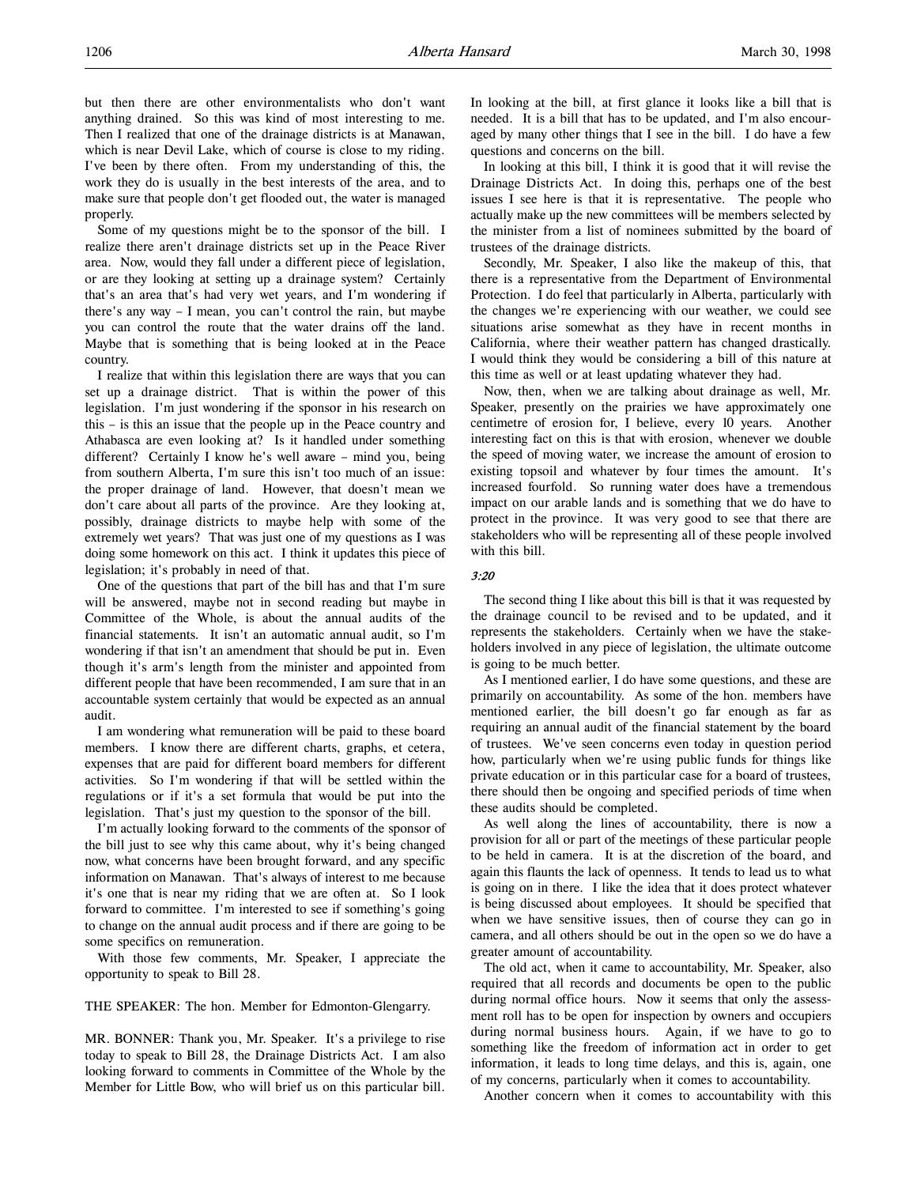but then there are other environmentalists who don't want anything drained. So this was kind of most interesting to me. Then I realized that one of the drainage districts is at Manawan, which is near Devil Lake, which of course is close to my riding. I've been by there often. From my understanding of this, the work they do is usually in the best interests of the area, and to make sure that people don't get flooded out, the water is managed properly.

Some of my questions might be to the sponsor of the bill. I realize there aren't drainage districts set up in the Peace River area. Now, would they fall under a different piece of legislation, or are they looking at setting up a drainage system? Certainly that's an area that's had very wet years, and I'm wondering if there's any way – I mean, you can't control the rain, but maybe you can control the route that the water drains off the land. Maybe that is something that is being looked at in the Peace country.

I realize that within this legislation there are ways that you can set up a drainage district. That is within the power of this legislation. I'm just wondering if the sponsor in his research on this – is this an issue that the people up in the Peace country and Athabasca are even looking at? Is it handled under something different? Certainly I know he's well aware – mind you, being from southern Alberta, I'm sure this isn't too much of an issue: the proper drainage of land. However, that doesn't mean we don't care about all parts of the province. Are they looking at, possibly, drainage districts to maybe help with some of the extremely wet years? That was just one of my questions as I was doing some homework on this act. I think it updates this piece of legislation; it's probably in need of that.

One of the questions that part of the bill has and that I'm sure will be answered, maybe not in second reading but maybe in Committee of the Whole, is about the annual audits of the financial statements. It isn't an automatic annual audit, so I'm wondering if that isn't an amendment that should be put in. Even though it's arm's length from the minister and appointed from different people that have been recommended, I am sure that in an accountable system certainly that would be expected as an annual audit.

I am wondering what remuneration will be paid to these board members. I know there are different charts, graphs, et cetera, expenses that are paid for different board members for different activities. So I'm wondering if that will be settled within the regulations or if it's a set formula that would be put into the legislation. That's just my question to the sponsor of the bill.

I'm actually looking forward to the comments of the sponsor of the bill just to see why this came about, why it's being changed now, what concerns have been brought forward, and any specific information on Manawan. That's always of interest to me because it's one that is near my riding that we are often at. So I look forward to committee. I'm interested to see if something's going to change on the annual audit process and if there are going to be some specifics on remuneration.

With those few comments, Mr. Speaker, I appreciate the opportunity to speak to Bill 28.

THE SPEAKER: The hon. Member for Edmonton-Glengarry.

MR. BONNER: Thank you, Mr. Speaker. It's a privilege to rise today to speak to Bill 28, the Drainage Districts Act. I am also looking forward to comments in Committee of the Whole by the Member for Little Bow, who will brief us on this particular bill. In looking at the bill, at first glance it looks like a bill that is needed. It is a bill that has to be updated, and I'm also encouraged by many other things that I see in the bill. I do have a few questions and concerns on the bill.

In looking at this bill, I think it is good that it will revise the Drainage Districts Act. In doing this, perhaps one of the best issues I see here is that it is representative. The people who actually make up the new committees will be members selected by the minister from a list of nominees submitted by the board of trustees of the drainage districts.

Secondly, Mr. Speaker, I also like the makeup of this, that there is a representative from the Department of Environmental Protection. I do feel that particularly in Alberta, particularly with the changes we're experiencing with our weather, we could see situations arise somewhat as they have in recent months in California, where their weather pattern has changed drastically. I would think they would be considering a bill of this nature at this time as well or at least updating whatever they had.

Now, then, when we are talking about drainage as well, Mr. Speaker, presently on the prairies we have approximately one centimetre of erosion for, I believe, every 10 years. Another interesting fact on this is that with erosion, whenever we double the speed of moving water, we increase the amount of erosion to existing topsoil and whatever by four times the amount. It's increased fourfold. So running water does have a tremendous impact on our arable lands and is something that we do have to protect in the province. It was very good to see that there are stakeholders who will be representing all of these people involved with this bill.

*3:20*

The second thing I like about this bill is that it was requested by the drainage council to be revised and to be updated, and it represents the stakeholders. Certainly when we have the stakeholders involved in any piece of legislation, the ultimate outcome is going to be much better.

As I mentioned earlier, I do have some questions, and these are primarily on accountability. As some of the hon. members have mentioned earlier, the bill doesn't go far enough as far as requiring an annual audit of the financial statement by the board of trustees. We've seen concerns even today in question period how, particularly when we're using public funds for things like private education or in this particular case for a board of trustees, there should then be ongoing and specified periods of time when these audits should be completed.

As well along the lines of accountability, there is now a provision for all or part of the meetings of these particular people to be held in camera. It is at the discretion of the board, and again this flaunts the lack of openness. It tends to lead us to what is going on in there. I like the idea that it does protect whatever is being discussed about employees. It should be specified that when we have sensitive issues, then of course they can go in camera, and all others should be out in the open so we do have a greater amount of accountability.

The old act, when it came to accountability, Mr. Speaker, also required that all records and documents be open to the public during normal office hours. Now it seems that only the assessment roll has to be open for inspection by owners and occupiers during normal business hours. Again, if we have to go to something like the freedom of information act in order to get information, it leads to long time delays, and this is, again, one of my concerns, particularly when it comes to accountability.

Another concern when it comes to accountability with this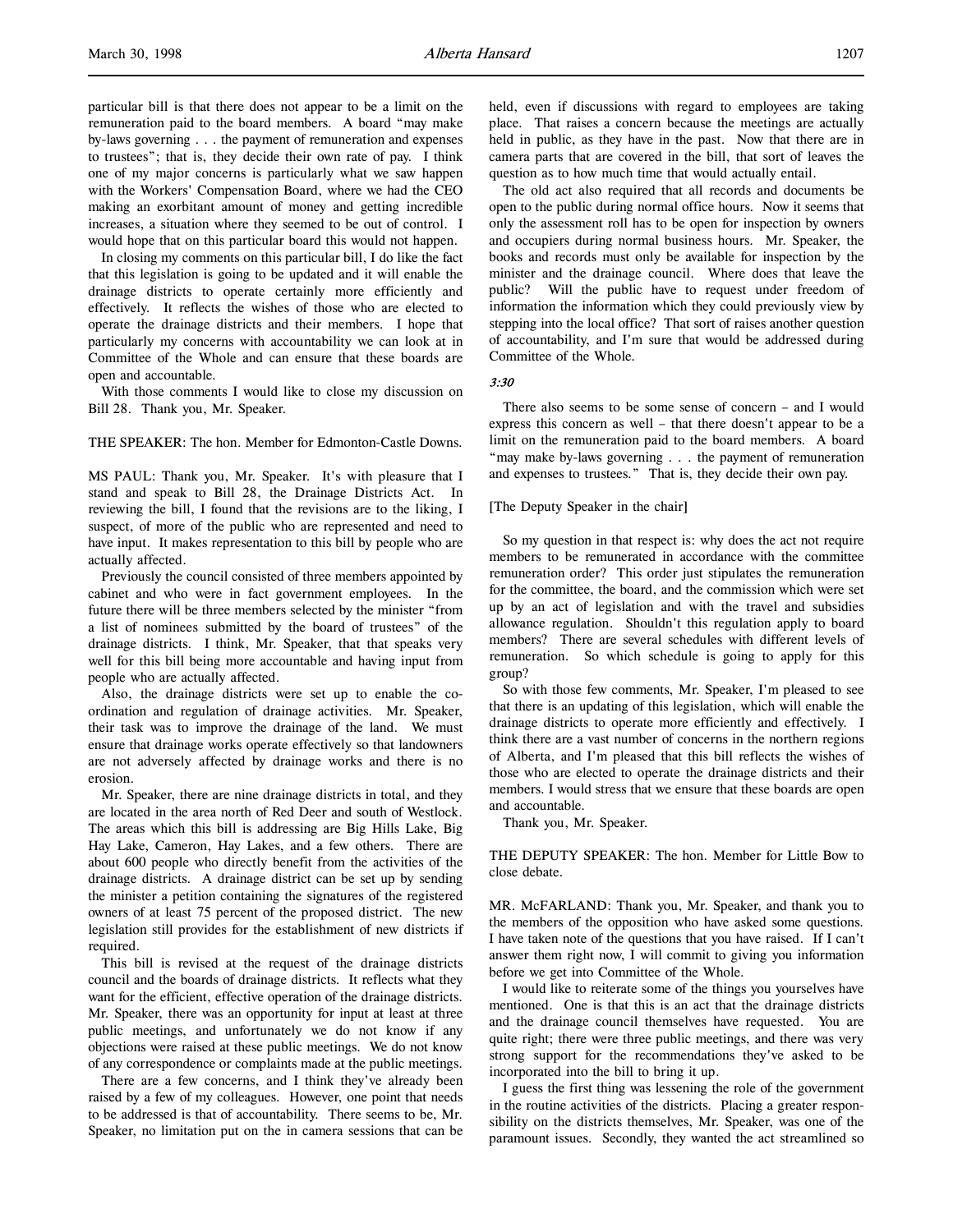particular bill is that there does not appear to be a limit on the remuneration paid to the board members. A board "may make by-laws governing . . . the payment of remuneration and expenses to trustees"; that is, they decide their own rate of pay. I think one of my major concerns is particularly what we saw happen with the Workers' Compensation Board, where we had the CEO making an exorbitant amount of money and getting incredible increases, a situation where they seemed to be out of control. I would hope that on this particular board this would not happen.

In closing my comments on this particular bill, I do like the fact that this legislation is going to be updated and it will enable the drainage districts to operate certainly more efficiently and effectively. It reflects the wishes of those who are elected to operate the drainage districts and their members. I hope that particularly my concerns with accountability we can look at in Committee of the Whole and can ensure that these boards are open and accountable.

With those comments I would like to close my discussion on Bill 28. Thank you, Mr. Speaker.

THE SPEAKER: The hon. Member for Edmonton-Castle Downs.

MS PAUL: Thank you, Mr. Speaker. It's with pleasure that I stand and speak to Bill 28, the Drainage Districts Act. In reviewing the bill, I found that the revisions are to the liking, I suspect, of more of the public who are represented and need to have input. It makes representation to this bill by people who are actually affected.

Previously the council consisted of three members appointed by cabinet and who were in fact government employees. In the future there will be three members selected by the minister "from a list of nominees submitted by the board of trustees" of the drainage districts. I think, Mr. Speaker, that that speaks very well for this bill being more accountable and having input from people who are actually affected.

Also, the drainage districts were set up to enable the co-ordination and regulation of drainage activities. Mr. Speaker, their task was to improve the drainage of the land. We must ensure that drainage works operate effectively so that landowners are not adversely affected by drainage works and there is no erosion.

Mr. Speaker, there are nine drainage districts in total, and they are located in the area north of Red Deer and south of Westlock. The areas which this bill is addressing are Big Hills Lake, Big Hay Lake, Cameron, Hay Lakes, and a few others. There are about 600 people who directly benefit from the activities of the drainage districts. A drainage district can be set up by sending the minister a petition containing the signatures of the registered owners of at least 75 percent of the proposed district. The new legislation still provides for the establishment of new districts if required.

This bill is revised at the request of the drainage districts council and the boards of drainage districts. It reflects what they want for the efficient, effective operation of the drainage districts. Mr. Speaker, there was an opportunity for input at least at three public meetings, and unfortunately we do not know if any objections were raised at these public meetings. We do not know of any correspondence or complaints made at the public meetings.

There are a few concerns, and I think they've already been raised by a few of my colleagues. However, one point that needs to be addressed is that of accountability. There seems to be, Mr. Speaker, no limitation put on the in camera sessions that can be held, even if discussions with regard to employees are taking place. That raises a concern because the meetings are actually held in public, as they have in the past. Now that there are in camera parts that are covered in the bill, that sort of leaves the question as to how much time that would actually entail.

The old act also required that all records and documents be open to the public during normal office hours. Now it seems that only the assessment roll has to be open for inspection by owners and occupiers during normal business hours. Mr. Speaker, the books and records must only be available for inspection by the minister and the drainage council. Where does that leave the public? Will the public have to request under freedom of information the information which they could previously view by stepping into the local office? That sort of raises another question of accountability, and I'm sure that would be addressed during Committee of the Whole.

*3:30*

There also seems to be some sense of concern – and I would express this concern as well – that there doesn't appear to be a limit on the remuneration paid to the board members. A board "may make by-laws governing . . . the payment of remuneration and expenses to trustees." That is, they decide their own pay.

[The Deputy Speaker in the chair]

So my question in that respect is: why does the act not require members to be remunerated in accordance with the committee remuneration order? This order just stipulates the remuneration for the committee, the board, and the commission which were set up by an act of legislation and with the travel and subsidies allowance regulation. Shouldn't this regulation apply to board members? There are several schedules with different levels of remuneration. So which schedule is going to apply for this group?

So with those few comments, Mr. Speaker, I'm pleased to see that there is an updating of this legislation, which will enable the drainage districts to operate more efficiently and effectively. I think there are a vast number of concerns in the northern regions of Alberta, and I'm pleased that this bill reflects the wishes of those who are elected to operate the drainage districts and their members. I would stress that we ensure that these boards are open and accountable.

Thank you, Mr. Speaker.

THE DEPUTY SPEAKER: The hon. Member for Little Bow to close debate.

MR. McFARLAND: Thank you, Mr. Speaker, and thank you to the members of the opposition who have asked some questions. I have taken note of the questions that you have raised. If I can't answer them right now, I will commit to giving you information before we get into Committee of the Whole.

I would like to reiterate some of the things you yourselves have mentioned. One is that this is an act that the drainage districts and the drainage council themselves have requested. You are quite right; there were three public meetings, and there was very strong support for the recommendations they've asked to be incorporated into the bill to bring it up.

I guess the first thing was lessening the role of the government in the routine activities of the districts. Placing a greater responsibility on the districts themselves, Mr. Speaker, was one of the paramount issues. Secondly, they wanted the act streamlined so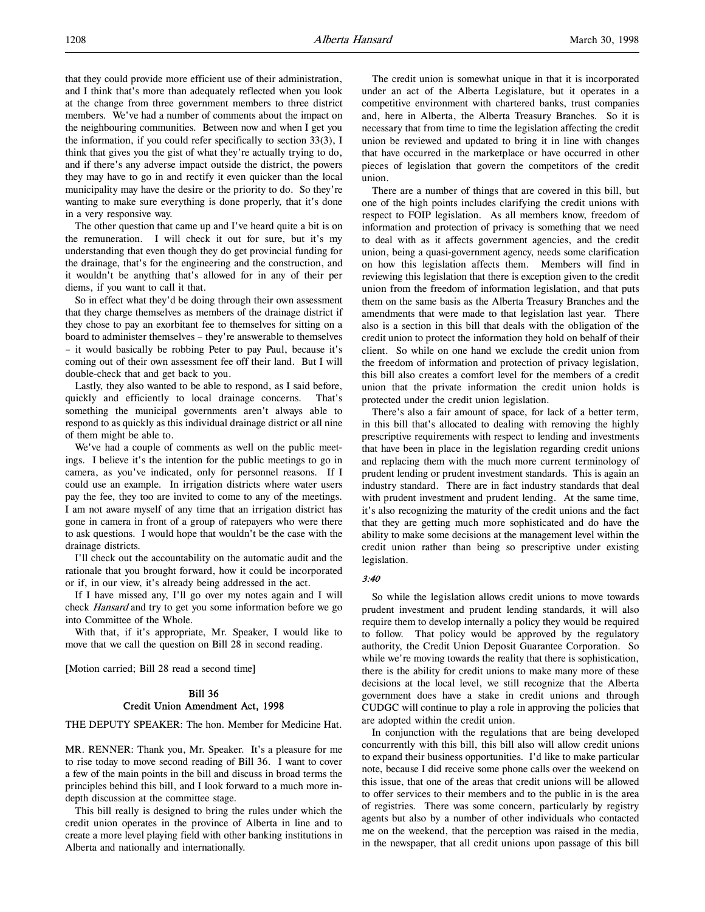that they could provide more efficient use of their administration, and I think that's more than adequately reflected when you look at the change from three government members to three district members. We've had a number of comments about the impact on the neighbouring communities. Between now and when I get you the information, if you could refer specifically to section 33(3), I think that gives you the gist of what they're actually trying to do, and if there's any adverse impact outside the district, the powers they may have to go in and rectify it even quicker than the local municipality may have the desire or the priority to do. So they're wanting to make sure everything is done properly, that it's done in a very responsive way.

The other question that came up and I've heard quite a bit is on the remuneration. I will check it out for sure, but it's my understanding that even though they do get provincial funding for the drainage, that's for the engineering and the construction, and it wouldn't be anything that's allowed for in any of their per diems, if you want to call it that.

So in effect what they'd be doing through their own assessment that they charge themselves as members of the drainage district if they chose to pay an exorbitant fee to themselves for sitting on a board to administer themselves – they're answerable to themselves – it would basically be robbing Peter to pay Paul, because it's coming out of their own assessment fee off their land. But I will double-check that and get back to you.

Lastly, they also wanted to be able to respond, as I said before, quickly and efficiently to local drainage concerns. That's something the municipal governments aren't always able to respond to as quickly as this individual drainage district or all nine of them might be able to.

We've had a couple of comments as well on the public meetings. I believe it's the intention for the public meetings to go in camera, as you've indicated, only for personnel reasons. If I could use an example. In irrigation districts where water users pay the fee, they too are invited to come to any of the meetings. I am not aware myself of any time that an irrigation district has gone in camera in front of a group of ratepayers who were there to ask questions. I would hope that wouldn't be the case with the drainage districts.

I'll check out the accountability on the automatic audit and the rationale that you brought forward, how it could be incorporated or if, in our view, it's already being addressed in the act.

If I have missed any, I'll go over my notes again and I will check *Hansard* and try to get you some information before we go into Committee of the Whole.

With that, if it's appropriate, Mr. Speaker, I would like to move that we call the question on Bill 28 in second reading.

[Motion carried; Bill 28 read a second time]

## Bill 36
## Credit Union Amendment Act, 1998

THE DEPUTY SPEAKER: The hon. Member for Medicine Hat.

MR. RENNER: Thank you, Mr. Speaker. It's a pleasure for me to rise today to move second reading of Bill 36. I want to cover a few of the main points in the bill and discuss in broad terms the principles behind this bill, and I look forward to a much more in-depth discussion at the committee stage.

This bill really is designed to bring the rules under which the credit union operates in the province of Alberta in line and to create a more level playing field with other banking institutions in Alberta and nationally and internationally.

The credit union is somewhat unique in that it is incorporated under an act of the Alberta Legislature, but it operates in a competitive environment with chartered banks, trust companies and, here in Alberta, the Alberta Treasury Branches. So it is necessary that from time to time the legislation affecting the credit union be reviewed and updated to bring it in line with changes that have occurred in the marketplace or have occurred in other pieces of legislation that govern the competitors of the credit union.

There are a number of things that are covered in this bill, but one of the high points includes clarifying the credit unions with respect to FOIP legislation. As all members know, freedom of information and protection of privacy is something that we need to deal with as it affects government agencies, and the credit union, being a quasi-government agency, needs some clarification on how this legislation affects them. Members will find in reviewing this legislation that there is exception given to the credit union from the freedom of information legislation, and that puts them on the same basis as the Alberta Treasury Branches and the amendments that were made to that legislation last year. There also is a section in this bill that deals with the obligation of the credit union to protect the information they hold on behalf of their client. So while on one hand we exclude the credit union from the freedom of information and protection of privacy legislation, this bill also creates a comfort level for the members of a credit union that the private information the credit union holds is protected under the credit union legislation.

There's also a fair amount of space, for lack of a better term, in this bill that's allocated to dealing with removing the highly prescriptive requirements with respect to lending and investments that have been in place in the legislation regarding credit unions and replacing them with the much more current terminology of prudent lending or prudent investment standards. This is again an industry standard. There are in fact industry standards that deal with prudent investment and prudent lending. At the same time, it's also recognizing the maturity of the credit unions and the fact that they are getting much more sophisticated and do have the ability to make some decisions at the management level within the credit union rather than being so prescriptive under existing legislation.

*3:40*

So while the legislation allows credit unions to move towards prudent investment and prudent lending standards, it will also require them to develop internally a policy they would be required to follow. That policy would be approved by the regulatory authority, the Credit Union Deposit Guarantee Corporation. So while we're moving towards the reality that there is sophistication, there is the ability for credit unions to make many more of these decisions at the local level, we still recognize that the Alberta government does have a stake in credit unions and through CUDGC will continue to play a role in approving the policies that are adopted within the credit union.

In conjunction with the regulations that are being developed concurrently with this bill, this bill also will allow credit unions to expand their business opportunities. I'd like to make particular note, because I did receive some phone calls over the weekend on this issue, that one of the areas that credit unions will be allowed to offer services to their members and to the public in is the area of registries. There was some concern, particularly by registry agents but also by a number of other individuals who contacted me on the weekend, that the perception was raised in the media, in the newspaper, that all credit unions upon passage of this bill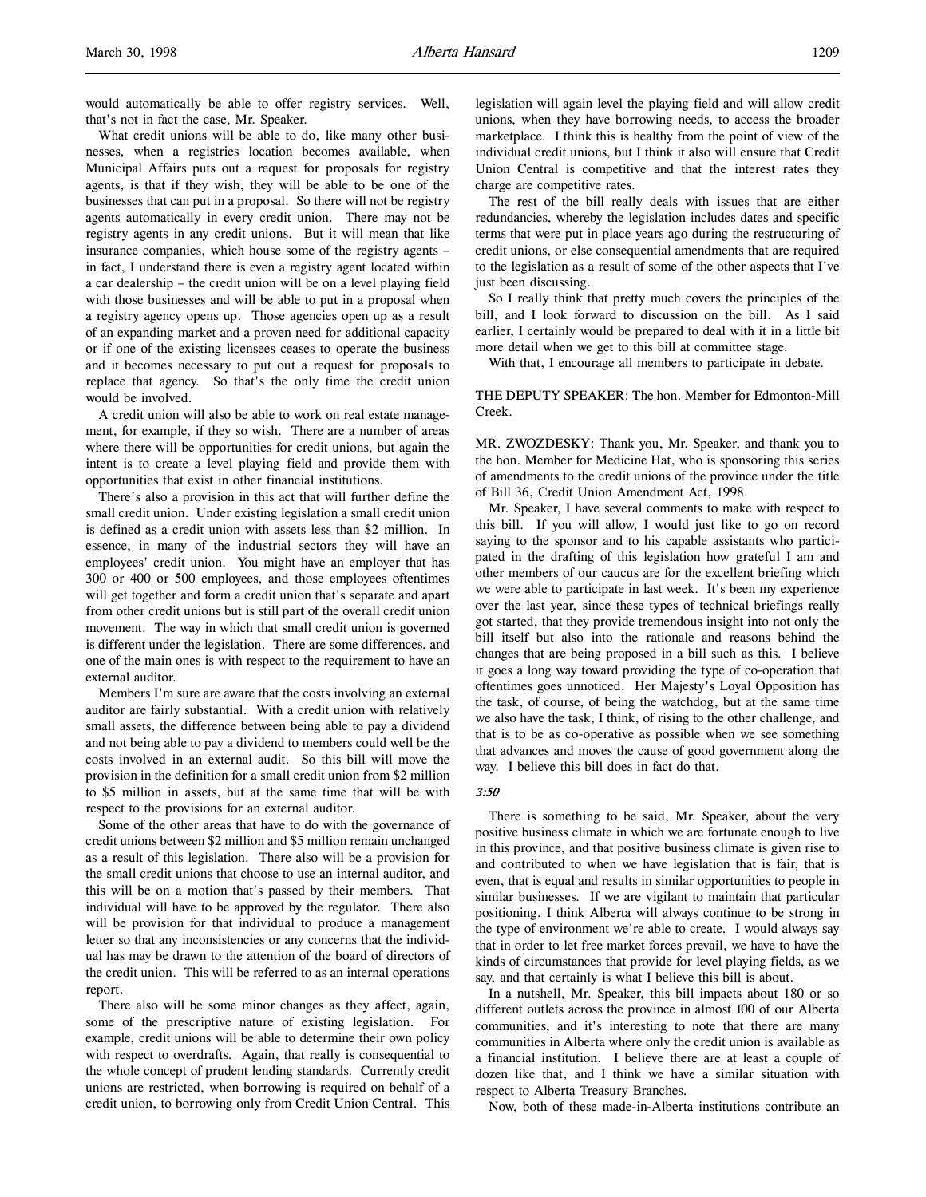would automatically be able to offer registry services. Well, that's not in fact the case, Mr. Speaker.

What credit unions will be able to do, like many other businesses, when a registries location becomes available, when Municipal Affairs puts out a request for proposals for registry agents, is that if they wish, they will be able to be one of the businesses that can put in a proposal. So there will not be registry agents automatically in every credit union. There may not be registry agents in any credit unions. But it will mean that like insurance companies, which house some of the registry agents – in fact, I understand there is even a registry agent located within a car dealership – the credit union will be on a level playing field with those businesses and will be able to put in a proposal when a registry agency opens up. Those agencies open up as a result of an expanding market and a proven need for additional capacity or if one of the existing licensees ceases to operate the business and it becomes necessary to put out a request for proposals to replace that agency. So that's the only time the credit union would be involved.

A credit union will also be able to work on real estate management, for example, if they so wish. There are a number of areas where there will be opportunities for credit unions, but again the intent is to create a level playing field and provide them with opportunities that exist in other financial institutions.

There's also a provision in this act that will further define the small credit union. Under existing legislation a small credit union is defined as a credit union with assets less than $2 million. In essence, in many of the industrial sectors they will have an employees' credit union. You might have an employer that has 300 or 400 or 500 employees, and those employees oftentimes will get together and form a credit union that's separate and apart from other credit unions but is still part of the overall credit union movement. The way in which that small credit union is governed is different under the legislation. There are some differences, and one of the main ones is with respect to the requirement to have an external auditor.

Members I'm sure are aware that the costs involving an external auditor are fairly substantial. With a credit union with relatively small assets, the difference between being able to pay a dividend and not being able to pay a dividend to members could well be the costs involved in an external audit. So this bill will move the provision in the definition for a small credit union from $2 million to $5 million in assets, but at the same time that will be with respect to the provisions for an external auditor.

Some of the other areas that have to do with the governance of credit unions between $2 million and $5 million remain unchanged as a result of this legislation. There also will be a provision for the small credit unions that choose to use an internal auditor, and this will be on a motion that's passed by their members. That individual will have to be approved by the regulator. There also will be provision for that individual to produce a management letter so that any inconsistencies or any concerns that the individual has may be drawn to the attention of the board of directors of the credit union. This will be referred to as an internal operations report.

There also will be some minor changes as they affect, again, some of the prescriptive nature of existing legislation. For example, credit unions will be able to determine their own policy with respect to overdrafts. Again, that really is consequential to the whole concept of prudent lending standards. Currently credit unions are restricted, when borrowing is required on behalf of a credit union, to borrowing only from Credit Union Central. This legislation will again level the playing field and will allow credit unions, when they have borrowing needs, to access the broader marketplace. I think this is healthy from the point of view of the individual credit unions, but I think it also will ensure that Credit Union Central is competitive and that the interest rates they charge are competitive rates.

The rest of the bill really deals with issues that are either redundancies, whereby the legislation includes dates and specific terms that were put in place years ago during the restructuring of credit unions, or else consequential amendments that are required to the legislation as a result of some of the other aspects that I've just been discussing.

So I really think that pretty much covers the principles of the bill, and I look forward to discussion on the bill. As I said earlier, I certainly would be prepared to deal with it in a little bit more detail when we get to this bill at committee stage.

With that, I encourage all members to participate in debate.

THE DEPUTY SPEAKER: The hon. Member for Edmonton-Mill Creek.

MR. ZWOZDESKY: Thank you, Mr. Speaker, and thank you to the hon. Member for Medicine Hat, who is sponsoring this series of amendments to the credit unions of the province under the title of Bill 36, Credit Union Amendment Act, 1998.

Mr. Speaker, I have several comments to make with respect to this bill. If you will allow, I would just like to go on record saying to the sponsor and to his capable assistants who participated in the drafting of this legislation how grateful I am and other members of our caucus are for the excellent briefing which we were able to participate in last week. It's been my experience over the last year, since these types of technical briefings really got started, that they provide tremendous insight into not only the bill itself but also into the rationale and reasons behind the changes that are being proposed in a bill such as this. I believe it goes a long way toward providing the type of co-operation that oftentimes goes unnoticed. Her Majesty's Loyal Opposition has the task, of course, of being the watchdog, but at the same time we also have the task, I think, of rising to the other challenge, and that is to be as co-operative as possible when we see something that advances and moves the cause of good government along the way. I believe this bill does in fact do that.

*3:50*

There is something to be said, Mr. Speaker, about the very positive business climate in which we are fortunate enough to live in this province, and that positive business climate is given rise to and contributed to when we have legislation that is fair, that is even, that is equal and results in similar opportunities to people in similar businesses. If we are vigilant to maintain that particular positioning, I think Alberta will always continue to be strong in the type of environment we're able to create. I would always say that in order to let free market forces prevail, we have to have the kinds of circumstances that provide for level playing fields, as we say, and that certainly is what I believe this bill is about.

In a nutshell, Mr. Speaker, this bill impacts about 180 or so different outlets across the province in almost 100 of our Alberta communities, and it's interesting to note that there are many communities in Alberta where only the credit union is available as a financial institution. I believe there are at least a couple of dozen like that, and I think we have a similar situation with respect to Alberta Treasury Branches.

Now, both of these made-in-Alberta institutions contribute an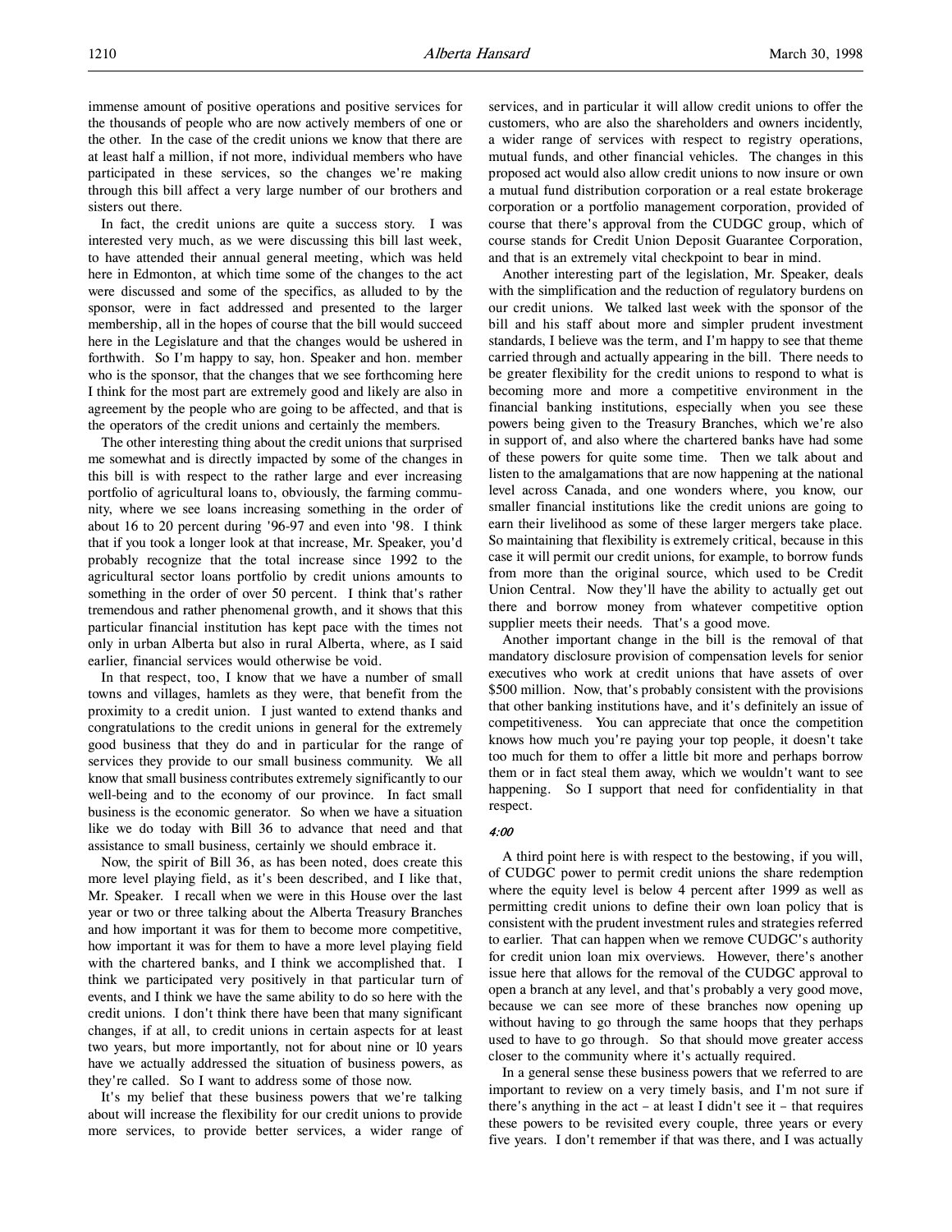immense amount of positive operations and positive services for the thousands of people who are now actively members of one or the other. In the case of the credit unions we know that there are at least half a million, if not more, individual members who have participated in these services, so the changes we're making through this bill affect a very large number of our brothers and sisters out there.

In fact, the credit unions are quite a success story. I was interested very much, as we were discussing this bill last week, to have attended their annual general meeting, which was held here in Edmonton, at which time some of the changes to the act were discussed and some of the specifics, as alluded to by the sponsor, were in fact addressed and presented to the larger membership, all in the hopes of course that the bill would succeed here in the Legislature and that the changes would be ushered in forthwith. So I'm happy to say, hon. Speaker and hon. member who is the sponsor, that the changes that we see forthcoming here I think for the most part are extremely good and likely are also in agreement by the people who are going to be affected, and that is the operators of the credit unions and certainly the members.

The other interesting thing about the credit unions that surprised me somewhat and is directly impacted by some of the changes in this bill is with respect to the rather large and ever increasing portfolio of agricultural loans to, obviously, the farming community, where we see loans increasing something in the order of about 16 to 20 percent during '96-97 and even into '98. I think that if you took a longer look at that increase, Mr. Speaker, you'd probably recognize that the total increase since 1992 to the agricultural sector loans portfolio by credit unions amounts to something in the order of over 50 percent. I think that's rather tremendous and rather phenomenal growth, and it shows that this particular financial institution has kept pace with the times not only in urban Alberta but also in rural Alberta, where, as I said earlier, financial services would otherwise be void.

In that respect, too, I know that we have a number of small towns and villages, hamlets as they were, that benefit from the proximity to a credit union. I just wanted to extend thanks and congratulations to the credit unions in general for the extremely good business that they do and in particular for the range of services they provide to our small business community. We all know that small business contributes extremely significantly to our well-being and to the economy of our province. In fact small business is the economic generator. So when we have a situation like we do today with Bill 36 to advance that need and that assistance to small business, certainly we should embrace it.

Now, the spirit of Bill 36, as has been noted, does create this more level playing field, as it's been described, and I like that, Mr. Speaker. I recall when we were in this House over the last year or two or three talking about the Alberta Treasury Branches and how important it was for them to become more competitive, how important it was for them to have a more level playing field with the chartered banks, and I think we accomplished that. I think we participated very positively in that particular turn of events, and I think we have the same ability to do so here with the credit unions. I don't think there have been that many significant changes, if at all, to credit unions in certain aspects for at least two years, but more importantly, not for about nine or 10 years have we actually addressed the situation of business powers, as they're called. So I want to address some of those now.

It's my belief that these business powers that we're talking about will increase the flexibility for our credit unions to provide more services, to provide better services, a wider range of services, and in particular it will allow credit unions to offer the customers, who are also the shareholders and owners incidently, a wider range of services with respect to registry operations, mutual funds, and other financial vehicles. The changes in this proposed act would also allow credit unions to now insure or own a mutual fund distribution corporation or a real estate brokerage corporation or a portfolio management corporation, provided of course that there's approval from the CUDGC group, which of course stands for Credit Union Deposit Guarantee Corporation, and that is an extremely vital checkpoint to bear in mind.

Another interesting part of the legislation, Mr. Speaker, deals with the simplification and the reduction of regulatory burdens on our credit unions. We talked last week with the sponsor of the bill and his staff about more and simpler prudent investment standards, I believe was the term, and I'm happy to see that theme carried through and actually appearing in the bill. There needs to be greater flexibility for the credit unions to respond to what is becoming more and more a competitive environment in the financial banking institutions, especially when you see these powers being given to the Treasury Branches, which we're also in support of, and also where the chartered banks have had some of these powers for quite some time. Then we talk about and listen to the amalgamations that are now happening at the national level across Canada, and one wonders where, you know, our smaller financial institutions like the credit unions are going to earn their livelihood as some of these larger mergers take place. So maintaining that flexibility is extremely critical, because in this case it will permit our credit unions, for example, to borrow funds from more than the original source, which used to be Credit Union Central. Now they'll have the ability to actually get out there and borrow money from whatever competitive option supplier meets their needs. That's a good move.

Another important change in the bill is the removal of that mandatory disclosure provision of compensation levels for senior executives who work at credit unions that have assets of over $500 million. Now, that's probably consistent with the provisions that other banking institutions have, and it's definitely an issue of competitiveness. You can appreciate that once the competition knows how much you're paying your top people, it doesn't take too much for them to offer a little bit more and perhaps borrow them or in fact steal them away, which we wouldn't want to see happening. So I support that need for confidentiality in that respect.

*4:00*

A third point here is with respect to the bestowing, if you will, of CUDGC power to permit credit unions the share redemption where the equity level is below 4 percent after 1999 as well as permitting credit unions to define their own loan policy that is consistent with the prudent investment rules and strategies referred to earlier. That can happen when we remove CUDGC's authority for credit union loan mix overviews. However, there's another issue here that allows for the removal of the CUDGC approval to open a branch at any level, and that's probably a very good move, because we can see more of these branches now opening up without having to go through the same hoops that they perhaps used to have to go through. So that should move greater access closer to the community where it's actually required.

In a general sense these business powers that we referred to are important to review on a very timely basis, and I'm not sure if there's anything in the act – at least I didn't see it – that requires these powers to be revisited every couple, three years or every five years. I don't remember if that was there, and I was actually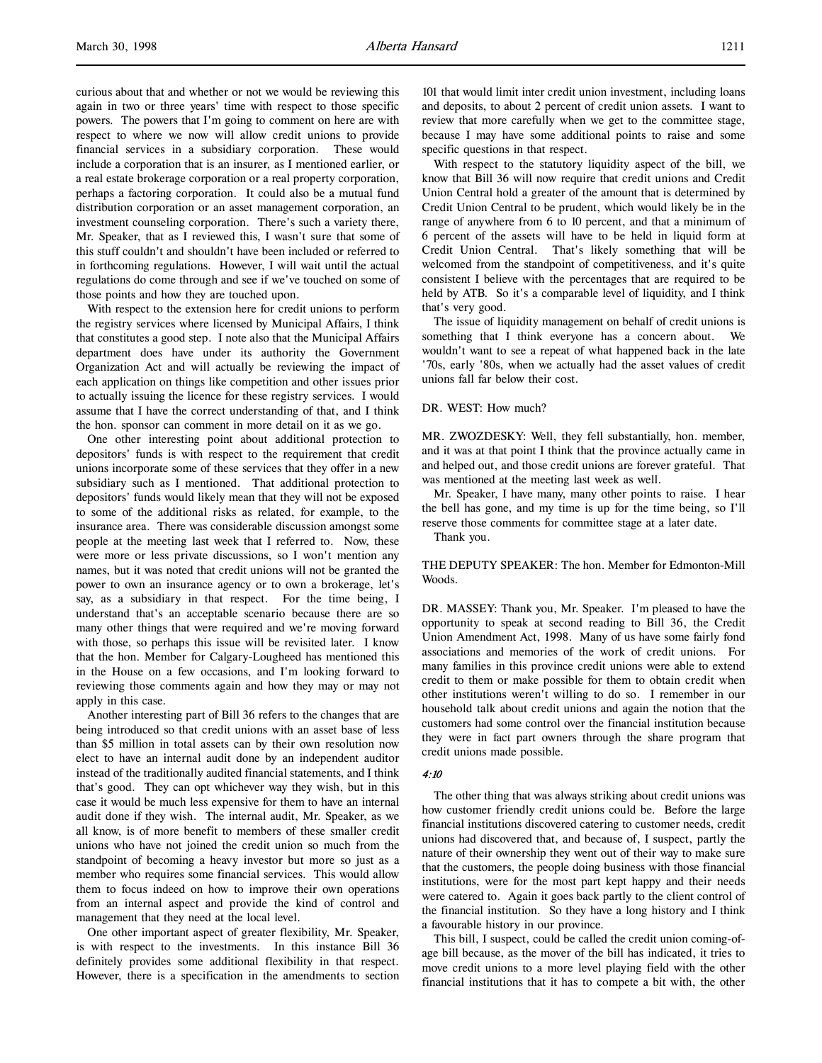curious about that and whether or not we would be reviewing this again in two or three years' time with respect to those specific powers. The powers that I'm going to comment on here are with respect to where we now will allow credit unions to provide financial services in a subsidiary corporation. These would include a corporation that is an insurer, as I mentioned earlier, or a real estate brokerage corporation or a real property corporation, perhaps a factoring corporation. It could also be a mutual fund distribution corporation or an asset management corporation, an investment counseling corporation. There's such a variety there, Mr. Speaker, that as I reviewed this, I wasn't sure that some of this stuff couldn't and shouldn't have been included or referred to in forthcoming regulations. However, I will wait until the actual regulations do come through and see if we've touched on some of those points and how they are touched upon.

With respect to the extension here for credit unions to perform the registry services where licensed by Municipal Affairs, I think that constitutes a good step. I note also that the Municipal Affairs department does have under its authority the Government Organization Act and will actually be reviewing the impact of each application on things like competition and other issues prior to actually issuing the licence for these registry services. I would assume that I have the correct understanding of that, and I think the hon. sponsor can comment in more detail on it as we go.

One other interesting point about additional protection to depositors' funds is with respect to the requirement that credit unions incorporate some of these services that they offer in a new subsidiary such as I mentioned. That additional protection to depositors' funds would likely mean that they will not be exposed to some of the additional risks as related, for example, to the insurance area. There was considerable discussion amongst some people at the meeting last week that I referred to. Now, these were more or less private discussions, so I won't mention any names, but it was noted that credit unions will not be granted the power to own an insurance agency or to own a brokerage, let's say, as a subsidiary in that respect. For the time being, I understand that's an acceptable scenario because there are so many other things that were required and we're moving forward with those, so perhaps this issue will be revisited later. I know that the hon. Member for Calgary-Lougheed has mentioned this in the House on a few occasions, and I'm looking forward to reviewing those comments again and how they may or may not apply in this case.

Another interesting part of Bill 36 refers to the changes that are being introduced so that credit unions with an asset base of less than $5 million in total assets can by their own resolution now elect to have an internal audit done by an independent auditor instead of the traditionally audited financial statements, and I think that's good. They can opt whichever way they wish, but in this case it would be much less expensive for them to have an internal audit done if they wish. The internal audit, Mr. Speaker, as we all know, is of more benefit to members of these smaller credit unions who have not joined the credit union so much from the standpoint of becoming a heavy investor but more so just as a member who requires some financial services. This would allow them to focus indeed on how to improve their own operations from an internal aspect and provide the kind of control and management that they need at the local level.

One other important aspect of greater flexibility, Mr. Speaker, is with respect to the investments. In this instance Bill 36 definitely provides some additional flexibility in that respect. However, there is a specification in the amendments to section 101 that would limit inter credit union investment, including loans and deposits, to about 2 percent of credit union assets. I want to review that more carefully when we get to the committee stage, because I may have some additional points to raise and some specific questions in that respect.

With respect to the statutory liquidity aspect of the bill, we know that Bill 36 will now require that credit unions and Credit Union Central hold a greater of the amount that is determined by Credit Union Central to be prudent, which would likely be in the range of anywhere from 6 to 10 percent, and that a minimum of 6 percent of the assets will have to be held in liquid form at Credit Union Central. That's likely something that will be welcomed from the standpoint of competitiveness, and it's quite consistent I believe with the percentages that are required to be held by ATB. So it's a comparable level of liquidity, and I think that's very good.

The issue of liquidity management on behalf of credit unions is something that I think everyone has a concern about. We wouldn't want to see a repeat of what happened back in the late '70s, early '80s, when we actually had the asset values of credit unions fall far below their cost.

DR. WEST: How much?

MR. ZWOZDESKY: Well, they fell substantially, hon. member, and it was at that point I think that the province actually came in and helped out, and those credit unions are forever grateful. That was mentioned at the meeting last week as well.

Mr. Speaker, I have many, many other points to raise. I hear the bell has gone, and my time is up for the time being, so I'll reserve those comments for committee stage at a later date.

Thank you.

THE DEPUTY SPEAKER: The hon. Member for Edmonton-Mill Woods.

DR. MASSEY: Thank you, Mr. Speaker. I'm pleased to have the opportunity to speak at second reading to Bill 36, the Credit Union Amendment Act, 1998. Many of us have some fairly fond associations and memories of the work of credit unions. For many families in this province credit unions were able to extend credit to them or make possible for them to obtain credit when other institutions weren't willing to do so. I remember in our household talk about credit unions and again the notion that the customers had some control over the financial institution because they were in fact part owners through the share program that credit unions made possible.

*4:10*

The other thing that was always striking about credit unions was how customer friendly credit unions could be. Before the large financial institutions discovered catering to customer needs, credit unions had discovered that, and because of, I suspect, partly the nature of their ownership they went out of their way to make sure that the customers, the people doing business with those financial institutions, were for the most part kept happy and their needs were catered to. Again it goes back partly to the client control of the financial institution. So they have a long history and I think a favourable history in our province.

This bill, I suspect, could be called the credit union coming-of-age bill because, as the mover of the bill has indicated, it tries to move credit unions to a more level playing field with the other financial institutions that it has to compete a bit with, the other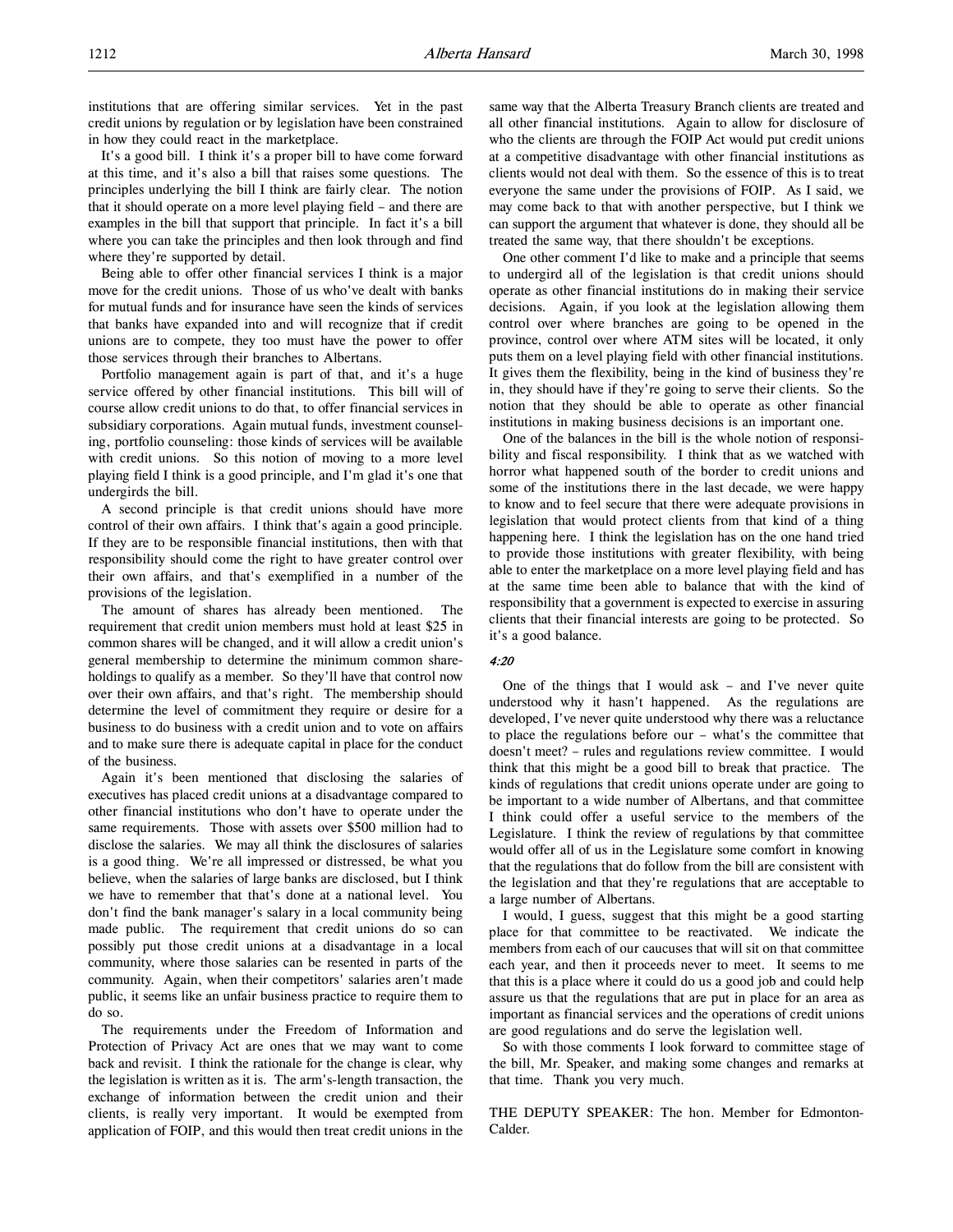institutions that are offering similar services. Yet in the past credit unions by regulation or by legislation have been constrained in how they could react in the marketplace.

It's a good bill. I think it's a proper bill to have come forward at this time, and it's also a bill that raises some questions. The principles underlying the bill I think are fairly clear. The notion that it should operate on a more level playing field – and there are examples in the bill that support that principle. In fact it's a bill where you can take the principles and then look through and find where they're supported by detail.

Being able to offer other financial services I think is a major move for the credit unions. Those of us who've dealt with banks for mutual funds and for insurance have seen the kinds of services that banks have expanded into and will recognize that if credit unions are to compete, they too must have the power to offer those services through their branches to Albertans.

Portfolio management again is part of that, and it's a huge service offered by other financial institutions. This bill will of course allow credit unions to do that, to offer financial services in subsidiary corporations. Again mutual funds, investment counseling, portfolio counseling: those kinds of services will be available with credit unions. So this notion of moving to a more level playing field I think is a good principle, and I'm glad it's one that undergirds the bill.

A second principle is that credit unions should have more control of their own affairs. I think that's again a good principle. If they are to be responsible financial institutions, then with that responsibility should come the right to have greater control over their own affairs, and that's exemplified in a number of the provisions of the legislation.

The amount of shares has already been mentioned. The requirement that credit union members must hold at least $25 in common shares will be changed, and it will allow a credit union's general membership to determine the minimum common shareholdings to qualify as a member. So they'll have that control now over their own affairs, and that's right. The membership should determine the level of commitment they require or desire for a business to do business with a credit union and to vote on affairs and to make sure there is adequate capital in place for the conduct of the business.

Again it's been mentioned that disclosing the salaries of executives has placed credit unions at a disadvantage compared to other financial institutions who don't have to operate under the same requirements. Those with assets over $500 million had to disclose the salaries. We may all think the disclosures of salaries is a good thing. We're all impressed or distressed, be what you believe, when the salaries of large banks are disclosed, but I think we have to remember that that's done at a national level. You don't find the bank manager's salary in a local community being made public. The requirement that credit unions do so can possibly put those credit unions at a disadvantage in a local community, where those salaries can be resented in parts of the community. Again, when their competitors' salaries aren't made public, it seems like an unfair business practice to require them to do so.

The requirements under the Freedom of Information and Protection of Privacy Act are ones that we may want to come back and revisit. I think the rationale for the change is clear, why the legislation is written as it is. The arm's-length transaction, the exchange of information between the credit union and their clients, is really very important. It would be exempted from application of FOIP, and this would then treat credit unions in the same way that the Alberta Treasury Branch clients are treated and all other financial institutions. Again to allow for disclosure of who the clients are through the FOIP Act would put credit unions at a competitive disadvantage with other financial institutions as clients would not deal with them. So the essence of this is to treat everyone the same under the provisions of FOIP. As I said, we may come back to that with another perspective, but I think we can support the argument that whatever is done, they should all be treated the same way, that there shouldn't be exceptions.

One other comment I'd like to make and a principle that seems to undergird all of the legislation is that credit unions should operate as other financial institutions do in making their service decisions. Again, if you look at the legislation allowing them control over where branches are going to be opened in the province, control over where ATM sites will be located, it only puts them on a level playing field with other financial institutions. It gives them the flexibility, being in the kind of business they're in, they should have if they're going to serve their clients. So the notion that they should be able to operate as other financial institutions in making business decisions is an important one.

One of the balances in the bill is the whole notion of responsibility and fiscal responsibility. I think that as we watched with horror what happened south of the border to credit unions and some of the institutions there in the last decade, we were happy to know and to feel secure that there were adequate provisions in legislation that would protect clients from that kind of a thing happening here. I think the legislation has on the one hand tried to provide those institutions with greater flexibility, with being able to enter the marketplace on a more level playing field and has at the same time been able to balance that with the kind of responsibility that a government is expected to exercise in assuring clients that their financial interests are going to be protected. So it's a good balance.

*4:20*

One of the things that I would ask – and I've never quite understood why it hasn't happened. As the regulations are developed, I've never quite understood why there was a reluctance to place the regulations before our – what's the committee that doesn't meet? – rules and regulations review committee. I would think that this might be a good bill to break that practice. The kinds of regulations that credit unions operate under are going to be important to a wide number of Albertans, and that committee I think could offer a useful service to the members of the Legislature. I think the review of regulations by that committee would offer all of us in the Legislature some comfort in knowing that the regulations that do follow from the bill are consistent with the legislation and that they're regulations that are acceptable to a large number of Albertans.

I would, I guess, suggest that this might be a good starting place for that committee to be reactivated. We indicate the members from each of our caucuses that will sit on that committee each year, and then it proceeds never to meet. It seems to me that this is a place where it could do us a good job and could help assure us that the regulations that are put in place for an area as important as financial services and the operations of credit unions are good regulations and do serve the legislation well.

So with those comments I look forward to committee stage of the bill, Mr. Speaker, and making some changes and remarks at that time. Thank you very much.

THE DEPUTY SPEAKER: The hon. Member for Edmonton-Calder.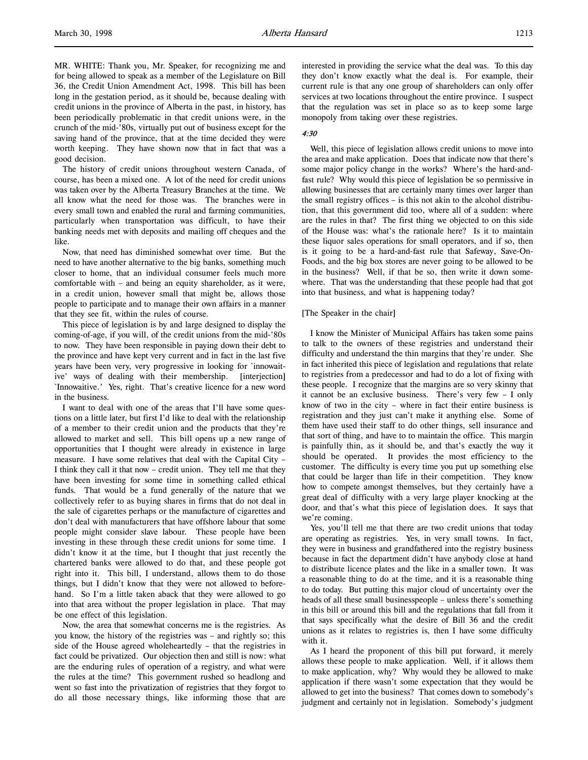MR. WHITE: Thank you, Mr. Speaker, for recognizing me and for being allowed to speak as a member of the Legislature on Bill 36, the Credit Union Amendment Act, 1998. This bill has been long in the gestation period, as it should be, because dealing with credit unions in the province of Alberta in the past, in history, has been periodically problematic in that credit unions were, in the crunch of the mid-'80s, virtually put out of business except for the saving hand of the province, that at the time decided they were worth keeping. They have shown now that in fact that was a good decision.

The history of credit unions throughout western Canada, of course, has been a mixed one. A lot of the need for credit unions was taken over by the Alberta Treasury Branches at the time. We all know what the need for those was. The branches were in every small town and enabled the rural and farming communities, particularly when transportation was difficult, to have their banking needs met with deposits and mailing off cheques and the like.

Now, that need has diminished somewhat over time. But the need to have another alternative to the big banks, something much closer to home, that an individual consumer feels much more comfortable with – and being an equity shareholder, as it were, in a credit union, however small that might be, allows those people to participate and to manage their own affairs in a manner that they see fit, within the rules of course.

This piece of legislation is by and large designed to display the coming-of-age, if you will, of the credit unions from the mid-'80s to now. They have been responsible in paying down their debt to the province and have kept very current and in fact in the last five years have been very, very progressive in looking for `innowaitive' ways of dealing with their membership. [interjection] `Innowaitive.' Yes, right. That's creative licence for a new word in the business.

I want to deal with one of the areas that I'll have some questions on a little later, but first I'd like to deal with the relationship of a member to their credit union and the products that they're allowed to market and sell. This bill opens up a new range of opportunities that I thought were already in existence in large measure. I have some relatives that deal with the Capital City – I think they call it that now – credit union. They tell me that they have been investing for some time in something called ethical funds. That would be a fund generally of the nature that we collectively refer to as buying shares in firms that do not deal in the sale of cigarettes perhaps or the manufacture of cigarettes and don't deal with manufacturers that have offshore labour that some people might consider slave labour. These people have been investing in these through these credit unions for some time. I didn't know it at the time, but I thought that just recently the chartered banks were allowed to do that, and these people got right into it. This bill, I understand, allows them to do those things, but I didn't know that they were not allowed to beforehand. So I'm a little taken aback that they were allowed to go into that area without the proper legislation in place. That may be one effect of this legislation.

Now, the area that somewhat concerns me is the registries. As you know, the history of the registries was – and rightly so; this side of the House agreed wholeheartedly – that the registries in fact could be privatized. Our objection then and still is now: what are the enduring rules of operation of a registry, and what were the rules at the time? This government rushed so headlong and went so fast into the privatization of registries that they forgot to do all those necessary things, like informing those that are interested in providing the service what the deal was. To this day they don't know exactly what the deal is. For example, their current rule is that any one group of shareholders can only offer services at two locations throughout the entire province. I suspect that the regulation was set in place so as to keep some large monopoly from taking over these registries.

*4:30*

Well, this piece of legislation allows credit unions to move into the area and make application. Does that indicate now that there's some major policy change in the works? Where's the hard-and-fast rule? Why would this piece of legislation be so permissive in allowing businesses that are certainly many times over larger than the small registry offices – is this not akin to the alcohol distribution, that this government did too, where all of a sudden: where are the rules in that? The first thing we objected to on this side of the House was: what's the rationale here? Is it to maintain these liquor sales operations for small operators, and if so, then is it going to be a hard-and-fast rule that Safeway, Save-On-Foods, and the big box stores are never going to be allowed to be in the business? Well, if that be so, then write it down somewhere. That was the understanding that these people had that got into that business, and what is happening today?

[The Speaker in the chair]

I know the Minister of Municipal Affairs has taken some pains to talk to the owners of these registries and understand their difficulty and understand the thin margins that they're under. She in fact inherited this piece of legislation and regulations that relate to registries from a predecessor and had to do a lot of fixing with these people. I recognize that the margins are so very skinny that it cannot be an exclusive business. There's very few – I only know of two in the city – where in fact their entire business is registration and they just can't make it anything else. Some of them have used their staff to do other things, sell insurance and that sort of thing, and have to to maintain the office. This margin is painfully thin, as it should be, and that's exactly the way it should be operated. It provides the most efficiency to the customer. The difficulty is every time you put up something else that could be larger than life in their competition. They know how to compete amongst themselves, but they certainly have a great deal of difficulty with a very large player knocking at the door, and that's what this piece of legislation does. It says that we're coming.

Yes, you'll tell me that there are two credit unions that today are operating as registries. Yes, in very small towns. In fact, they were in business and grandfathered into the registry business because in fact the department didn't have anybody close at hand to distribute licence plates and the like in a smaller town. It was a reasonable thing to do at the time, and it is a reasonable thing to do today. But putting this major cloud of uncertainty over the heads of all these small businesspeople – unless there's something in this bill or around this bill and the regulations that fall from it that says specifically what the desire of Bill 36 and the credit unions as it relates to registries is, then I have some difficulty with it.

As I heard the proponent of this bill put forward, it merely allows these people to make application. Well, if it allows them to make application, why? Why would they be allowed to make application if there wasn't some expectation that they would be allowed to get into the business? That comes down to somebody's judgment and certainly not in legislation. Somebody's judgment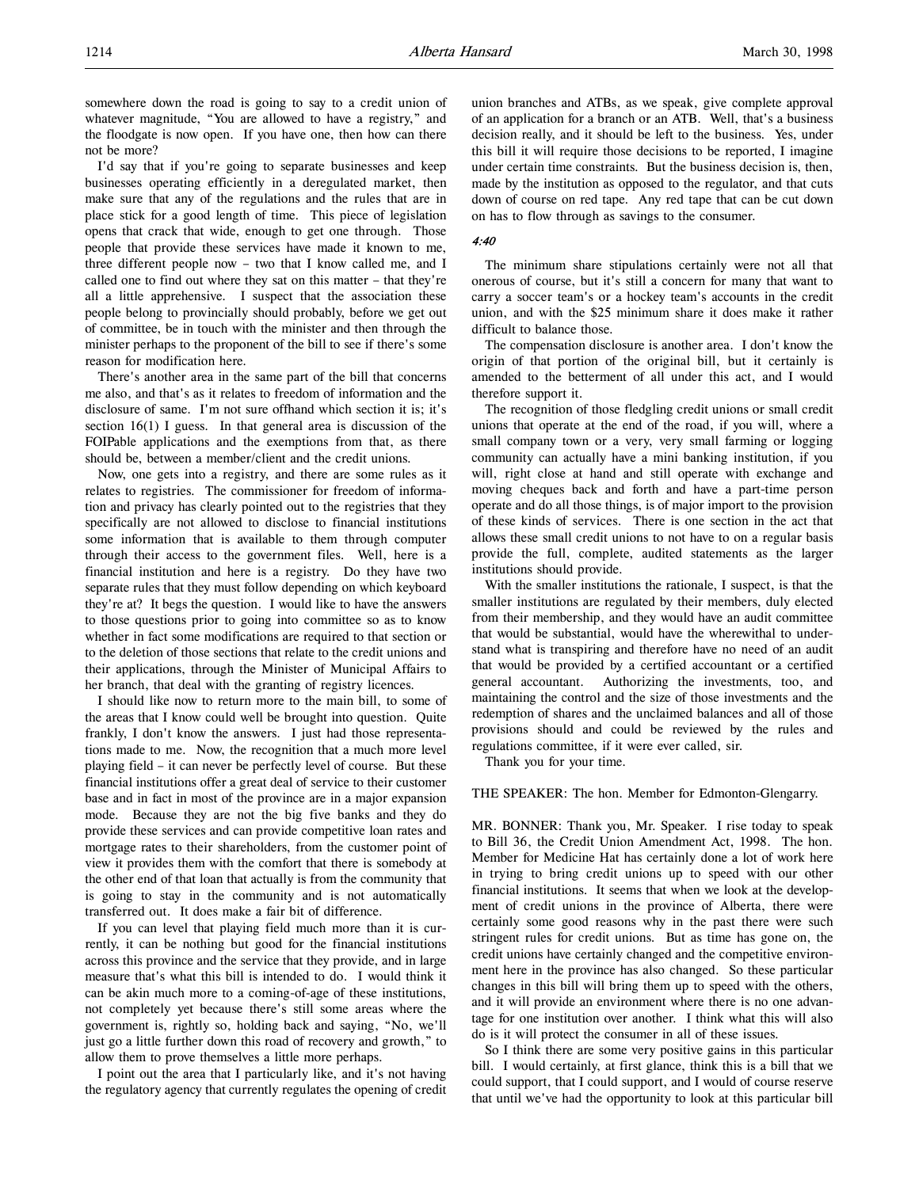somewhere down the road is going to say to a credit union of whatever magnitude, "You are allowed to have a registry," and the floodgate is now open. If you have one, then how can there not be more?

I'd say that if you're going to separate businesses and keep businesses operating efficiently in a deregulated market, then make sure that any of the regulations and the rules that are in place stick for a good length of time. This piece of legislation opens that crack that wide, enough to get one through. Those people that provide these services have made it known to me, three different people now – two that I know called me, and I called one to find out where they sat on this matter – that they're all a little apprehensive. I suspect that the association these people belong to provincially should probably, before we get out of committee, be in touch with the minister and then through the minister perhaps to the proponent of the bill to see if there's some reason for modification here.

There's another area in the same part of the bill that concerns me also, and that's as it relates to freedom of information and the disclosure of same. I'm not sure offhand which section it is; it's section 16(1) I guess. In that general area is discussion of the FOIPable applications and the exemptions from that, as there should be, between a member/client and the credit unions.

Now, one gets into a registry, and there are some rules as it relates to registries. The commissioner for freedom of information and privacy has clearly pointed out to the registries that they specifically are not allowed to disclose to financial institutions some information that is available to them through computer through their access to the government files. Well, here is a financial institution and here is a registry. Do they have two separate rules that they must follow depending on which keyboard they're at? It begs the question. I would like to have the answers to those questions prior to going into committee so as to know whether in fact some modifications are required to that section or to the deletion of those sections that relate to the credit unions and their applications, through the Minister of Municipal Affairs to her branch, that deal with the granting of registry licences.

I should like now to return more to the main bill, to some of the areas that I know could well be brought into question. Quite frankly, I don't know the answers. I just had those representations made to me. Now, the recognition that a much more level playing field – it can never be perfectly level of course. But these financial institutions offer a great deal of service to their customer base and in fact in most of the province are in a major expansion mode. Because they are not the big five banks and they do provide these services and can provide competitive loan rates and mortgage rates to their shareholders, from the customer point of view it provides them with the comfort that there is somebody at the other end of that loan that actually is from the community that is going to stay in the community and is not automatically transferred out. It does make a fair bit of difference.

If you can level that playing field much more than it is currently, it can be nothing but good for the financial institutions across this province and the service that they provide, and in large measure that's what this bill is intended to do. I would think it can be akin much more to a coming-of-age of these institutions, not completely yet because there's still some areas where the government is, rightly so, holding back and saying, "No, we'll just go a little further down this road of recovery and growth," to allow them to prove themselves a little more perhaps.

I point out the area that I particularly like, and it's not having the regulatory agency that currently regulates the opening of credit union branches and ATBs, as we speak, give complete approval of an application for a branch or an ATB. Well, that's a business decision really, and it should be left to the business. Yes, under this bill it will require those decisions to be reported, I imagine under certain time constraints. But the business decision is, then, made by the institution as opposed to the regulator, and that cuts down of course on red tape. Any red tape that can be cut down on has to flow through as savings to the consumer.

*4:40*

The minimum share stipulations certainly were not all that onerous of course, but it's still a concern for many that want to carry a soccer team's or a hockey team's accounts in the credit union, and with the $25 minimum share it does make it rather difficult to balance those.

The compensation disclosure is another area. I don't know the origin of that portion of the original bill, but it certainly is amended to the betterment of all under this act, and I would therefore support it.

The recognition of those fledgling credit unions or small credit unions that operate at the end of the road, if you will, where a small company town or a very, very small farming or logging community can actually have a mini banking institution, if you will, right close at hand and still operate with exchange and moving cheques back and forth and have a part-time person operate and do all those things, is of major import to the provision of these kinds of services. There is one section in the act that allows these small credit unions to not have to on a regular basis provide the full, complete, audited statements as the larger institutions should provide.

With the smaller institutions the rationale, I suspect, is that the smaller institutions are regulated by their members, duly elected from their membership, and they would have an audit committee that would be substantial, would have the wherewithal to understand what is transpiring and therefore have no need of an audit that would be provided by a certified accountant or a certified general accountant. Authorizing the investments, too, and maintaining the control and the size of those investments and the redemption of shares and the unclaimed balances and all of those provisions should and could be reviewed by the rules and regulations committee, if it were ever called, sir.

Thank you for your time.

THE SPEAKER: The hon. Member for Edmonton-Glengarry.

MR. BONNER: Thank you, Mr. Speaker. I rise today to speak to Bill 36, the Credit Union Amendment Act, 1998. The hon. Member for Medicine Hat has certainly done a lot of work here in trying to bring credit unions up to speed with our other financial institutions. It seems that when we look at the development of credit unions in the province of Alberta, there were certainly some good reasons why in the past there were such stringent rules for credit unions. But as time has gone on, the credit unions have certainly changed and the competitive environment here in the province has also changed. So these particular changes in this bill will bring them up to speed with the others, and it will provide an environment where there is no one advantage for one institution over another. I think what this will also do is it will protect the consumer in all of these issues.

So I think there are some very positive gains in this particular bill. I would certainly, at first glance, think this is a bill that we could support, that I could support, and I would of course reserve that until we've had the opportunity to look at this particular bill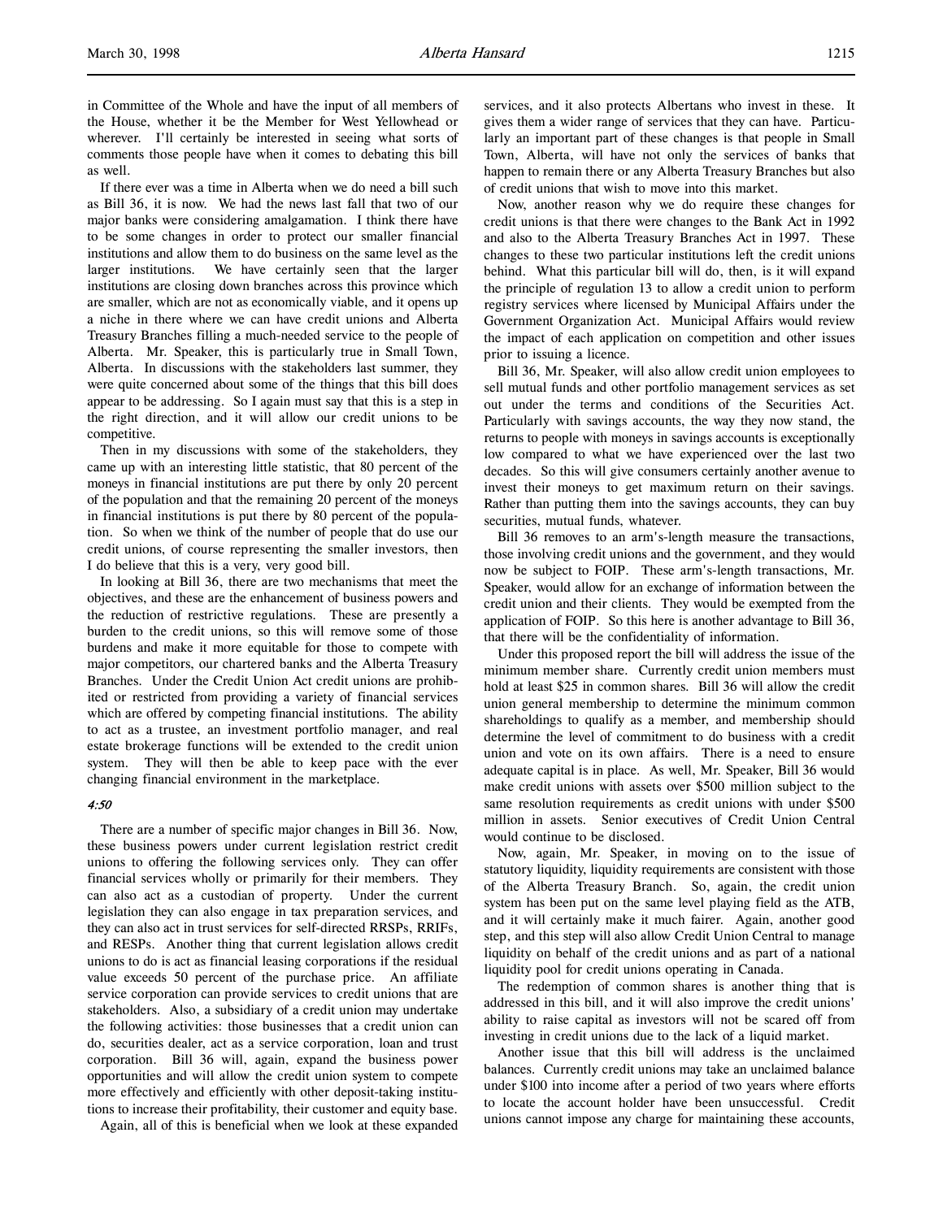in Committee of the Whole and have the input of all members of the House, whether it be the Member for West Yellowhead or wherever. I'll certainly be interested in seeing what sorts of comments those people have when it comes to debating this bill as well.

If there ever was a time in Alberta when we do need a bill such as Bill 36, it is now. We had the news last fall that two of our major banks were considering amalgamation. I think there have to be some changes in order to protect our smaller financial institutions and allow them to do business on the same level as the larger institutions. We have certainly seen that the larger institutions are closing down branches across this province which are smaller, which are not as economically viable, and it opens up a niche in there where we can have credit unions and Alberta Treasury Branches filling a much-needed service to the people of Alberta. Mr. Speaker, this is particularly true in Small Town, Alberta. In discussions with the stakeholders last summer, they were quite concerned about some of the things that this bill does appear to be addressing. So I again must say that this is a step in the right direction, and it will allow our credit unions to be competitive.

Then in my discussions with some of the stakeholders, they came up with an interesting little statistic, that 80 percent of the moneys in financial institutions are put there by only 20 percent of the population and that the remaining 20 percent of the moneys in financial institutions is put there by 80 percent of the population. So when we think of the number of people that do use our credit unions, of course representing the smaller investors, then I do believe that this is a very, very good bill.

In looking at Bill 36, there are two mechanisms that meet the objectives, and these are the enhancement of business powers and the reduction of restrictive regulations. These are presently a burden to the credit unions, so this will remove some of those burdens and make it more equitable for those to compete with major competitors, our chartered banks and the Alberta Treasury Branches. Under the Credit Union Act credit unions are prohibited or restricted from providing a variety of financial services which are offered by competing financial institutions. The ability to act as a trustee, an investment portfolio manager, and real estate brokerage functions will be extended to the credit union system. They will then be able to keep pace with the ever changing financial environment in the marketplace.

*4:50*

There are a number of specific major changes in Bill 36. Now, these business powers under current legislation restrict credit unions to offering the following services only. They can offer financial services wholly or primarily for their members. They can also act as a custodian of property. Under the current legislation they can also engage in tax preparation services, and they can also act in trust services for self-directed RRSPs, RRIFs, and RESPs. Another thing that current legislation allows credit unions to do is act as financial leasing corporations if the residual value exceeds 50 percent of the purchase price. An affiliate service corporation can provide services to credit unions that are stakeholders. Also, a subsidiary of a credit union may undertake the following activities: those businesses that a credit union can do, securities dealer, act as a service corporation, loan and trust corporation. Bill 36 will, again, expand the business power opportunities and will allow the credit union system to compete more effectively and efficiently with other deposit-taking institutions to increase their profitability, their customer and equity base.

Again, all of this is beneficial when we look at these expanded services, and it also protects Albertans who invest in these. It gives them a wider range of services that they can have. Particularly an important part of these changes is that people in Small Town, Alberta, will have not only the services of banks that happen to remain there or any Alberta Treasury Branches but also of credit unions that wish to move into this market.

Now, another reason why we do require these changes for credit unions is that there were changes to the Bank Act in 1992 and also to the Alberta Treasury Branches Act in 1997. These changes to these two particular institutions left the credit unions behind. What this particular bill will do, then, is it will expand the principle of regulation 13 to allow a credit union to perform registry services where licensed by Municipal Affairs under the Government Organization Act. Municipal Affairs would review the impact of each application on competition and other issues prior to issuing a licence.

Bill 36, Mr. Speaker, will also allow credit union employees to sell mutual funds and other portfolio management services as set out under the terms and conditions of the Securities Act. Particularly with savings accounts, the way they now stand, the returns to people with moneys in savings accounts is exceptionally low compared to what we have experienced over the last two decades. So this will give consumers certainly another avenue to invest their moneys to get maximum return on their savings. Rather than putting them into the savings accounts, they can buy securities, mutual funds, whatever.

Bill 36 removes to an arm's-length measure the transactions, those involving credit unions and the government, and they would now be subject to FOIP. These arm's-length transactions, Mr. Speaker, would allow for an exchange of information between the credit union and their clients. They would be exempted from the application of FOIP. So this here is another advantage to Bill 36, that there will be the confidentiality of information.

Under this proposed report the bill will address the issue of the minimum member share. Currently credit union members must hold at least $25 in common shares. Bill 36 will allow the credit union general membership to determine the minimum common shareholdings to qualify as a member, and membership should determine the level of commitment to do business with a credit union and vote on its own affairs. There is a need to ensure adequate capital is in place. As well, Mr. Speaker, Bill 36 would make credit unions with assets over $500 million subject to the same resolution requirements as credit unions with under $500 million in assets. Senior executives of Credit Union Central would continue to be disclosed.

Now, again, Mr. Speaker, in moving on to the issue of statutory liquidity, liquidity requirements are consistent with those of the Alberta Treasury Branch. So, again, the credit union system has been put on the same level playing field as the ATB, and it will certainly make it much fairer. Again, another good step, and this step will also allow Credit Union Central to manage liquidity on behalf of the credit unions and as part of a national liquidity pool for credit unions operating in Canada.

The redemption of common shares is another thing that is addressed in this bill, and it will also improve the credit unions' ability to raise capital as investors will not be scared off from investing in credit unions due to the lack of a liquid market.

Another issue that this bill will address is the unclaimed balances. Currently credit unions may take an unclaimed balance under $100 into income after a period of two years where efforts to locate the account holder have been unsuccessful. Credit unions cannot impose any charge for maintaining these accounts,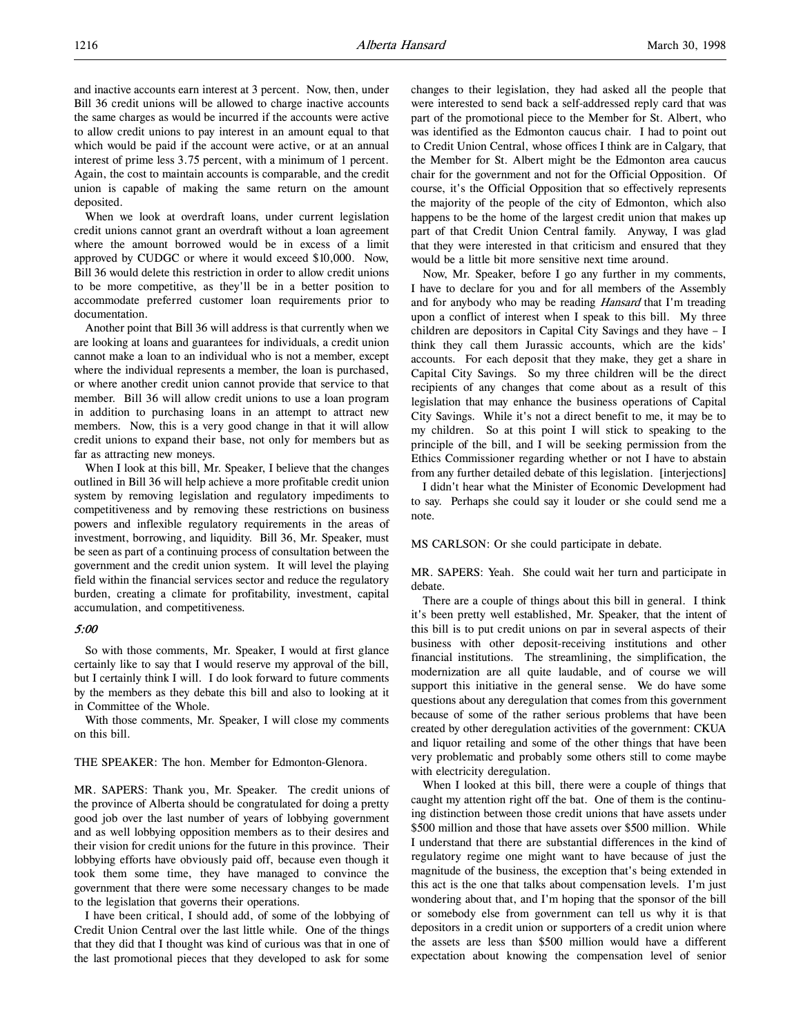and inactive accounts earn interest at 3 percent. Now, then, under Bill 36 credit unions will be allowed to charge inactive accounts the same charges as would be incurred if the accounts were active to allow credit unions to pay interest in an amount equal to that which would be paid if the account were active, or at an annual interest of prime less 3.75 percent, with a minimum of 1 percent. Again, the cost to maintain accounts is comparable, and the credit union is capable of making the same return on the amount deposited.

When we look at overdraft loans, under current legislation credit unions cannot grant an overdraft without a loan agreement where the amount borrowed would be in excess of a limit approved by CUDGC or where it would exceed $10,000. Now, Bill 36 would delete this restriction in order to allow credit unions to be more competitive, as they'll be in a better position to accommodate preferred customer loan requirements prior to documentation.

Another point that Bill 36 will address is that currently when we are looking at loans and guarantees for individuals, a credit union cannot make a loan to an individual who is not a member, except where the individual represents a member, the loan is purchased, or where another credit union cannot provide that service to that member. Bill 36 will allow credit unions to use a loan program in addition to purchasing loans in an attempt to attract new members. Now, this is a very good change in that it will allow credit unions to expand their base, not only for members but as far as attracting new moneys.

When I look at this bill, Mr. Speaker, I believe that the changes outlined in Bill 36 will help achieve a more profitable credit union system by removing legislation and regulatory impediments to competitiveness and by removing these restrictions on business powers and inflexible regulatory requirements in the areas of investment, borrowing, and liquidity. Bill 36, Mr. Speaker, must be seen as part of a continuing process of consultation between the government and the credit union system. It will level the playing field within the financial services sector and reduce the regulatory burden, creating a climate for profitability, investment, capital accumulation, and competitiveness.

*5:00*

So with those comments, Mr. Speaker, I would at first glance certainly like to say that I would reserve my approval of the bill, but I certainly think I will. I do look forward to future comments by the members as they debate this bill and also to looking at it in Committee of the Whole.

With those comments, Mr. Speaker, I will close my comments on this bill.

THE SPEAKER: The hon. Member for Edmonton-Glenora.

MR. SAPERS: Thank you, Mr. Speaker. The credit unions of the province of Alberta should be congratulated for doing a pretty good job over the last number of years of lobbying government and as well lobbying opposition members as to their desires and their vision for credit unions for the future in this province. Their lobbying efforts have obviously paid off, because even though it took them some time, they have managed to convince the government that there were some necessary changes to be made to the legislation that governs their operations.

I have been critical, I should add, of some of the lobbying of Credit Union Central over the last little while. One of the things that they did that I thought was kind of curious was that in one of the last promotional pieces that they developed to ask for some changes to their legislation, they had asked all the people that were interested to send back a self-addressed reply card that was part of the promotional piece to the Member for St. Albert, who was identified as the Edmonton caucus chair. I had to point out to Credit Union Central, whose offices I think are in Calgary, that the Member for St. Albert might be the Edmonton area caucus chair for the government and not for the Official Opposition. Of course, it's the Official Opposition that so effectively represents the majority of the people of the city of Edmonton, which also happens to be the home of the largest credit union that makes up part of that Credit Union Central family. Anyway, I was glad that they were interested in that criticism and ensured that they would be a little bit more sensitive next time around.

Now, Mr. Speaker, before I go any further in my comments, I have to declare for you and for all members of the Assembly and for anybody who may be reading *Hansard* that I'm treading upon a conflict of interest when I speak to this bill. My three children are depositors in Capital City Savings and they have – I think they call them Jurassic accounts, which are the kids' accounts. For each deposit that they make, they get a share in Capital City Savings. So my three children will be the direct recipients of any changes that come about as a result of this legislation that may enhance the business operations of Capital City Savings. While it's not a direct benefit to me, it may be to my children. So at this point I will stick to speaking to the principle of the bill, and I will be seeking permission from the Ethics Commissioner regarding whether or not I have to abstain from any further detailed debate of this legislation. [interjections]

I didn't hear what the Minister of Economic Development had to say. Perhaps she could say it louder or she could send me a note.

MS CARLSON: Or she could participate in debate.

MR. SAPERS: Yeah. She could wait her turn and participate in debate.

There are a couple of things about this bill in general. I think it's been pretty well established, Mr. Speaker, that the intent of this bill is to put credit unions on par in several aspects of their business with other deposit-receiving institutions and other financial institutions. The streamlining, the simplification, the modernization are all quite laudable, and of course we will support this initiative in the general sense. We do have some questions about any deregulation that comes from this government because of some of the rather serious problems that have been created by other deregulation activities of the government: CKUA and liquor retailing and some of the other things that have been very problematic and probably some others still to come maybe with electricity deregulation.

When I looked at this bill, there were a couple of things that caught my attention right off the bat. One of them is the continuing distinction between those credit unions that have assets under $500 million and those that have assets over $500 million. While I understand that there are substantial differences in the kind of regulatory regime one might want to have because of just the magnitude of the business, the exception that's being extended in this act is the one that talks about compensation levels. I'm just wondering about that, and I'm hoping that the sponsor of the bill or somebody else from government can tell us why it is that depositors in a credit union or supporters of a credit union where the assets are less than $500 million would have a different expectation about knowing the compensation level of senior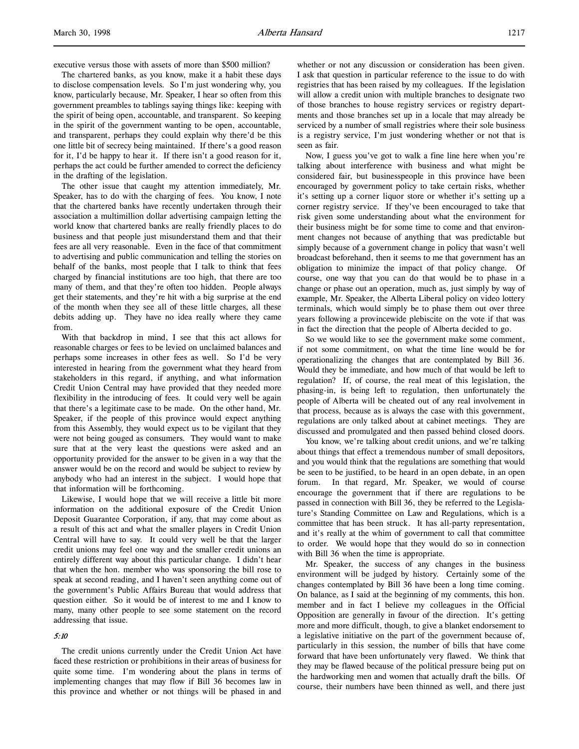executive versus those with assets of more than $500 million?

The chartered banks, as you know, make it a habit these days to disclose compensation levels. So I'm just wondering why, you know, particularly because, Mr. Speaker, I hear so often from this government preambles to tablings saying things like: keeping with the spirit of being open, accountable, and transparent. So keeping in the spirit of the government wanting to be open, accountable, and transparent, perhaps they could explain why there'd be this one little bit of secrecy being maintained. If there's a good reason for it, I'd be happy to hear it. If there isn't a good reason for it, perhaps the act could be further amended to correct the deficiency in the drafting of the legislation.

The other issue that caught my attention immediately, Mr. Speaker, has to do with the charging of fees. You know, I note that the chartered banks have recently undertaken through their association a multimillion dollar advertising campaign letting the world know that chartered banks are really friendly places to do business and that people just misunderstand them and that their fees are all very reasonable. Even in the face of that commitment to advertising and public communication and telling the stories on behalf of the banks, most people that I talk to think that fees charged by financial institutions are too high, that there are too many of them, and that they're often too hidden. People always get their statements, and they're hit with a big surprise at the end of the month when they see all of these little charges, all these debits adding up. They have no idea really where they came from.

With that backdrop in mind, I see that this act allows for reasonable charges or fees to be levied on unclaimed balances and perhaps some increases in other fees as well. So I'd be very interested in hearing from the government what they heard from stakeholders in this regard, if anything, and what information Credit Union Central may have provided that they needed more flexibility in the introducing of fees. It could very well be again that there's a legitimate case to be made. On the other hand, Mr. Speaker, if the people of this province would expect anything from this Assembly, they would expect us to be vigilant that they were not being gouged as consumers. They would want to make sure that at the very least the questions were asked and an opportunity provided for the answer to be given in a way that the answer would be on the record and would be subject to review by anybody who had an interest in the subject. I would hope that that information will be forthcoming.

Likewise, I would hope that we will receive a little bit more information on the additional exposure of the Credit Union Deposit Guarantee Corporation, if any, that may come about as a result of this act and what the smaller players in Credit Union Central will have to say. It could very well be that the larger credit unions may feel one way and the smaller credit unions an entirely different way about this particular change. I didn't hear that when the hon. member who was sponsoring the bill rose to speak at second reading, and I haven't seen anything come out of the government's Public Affairs Bureau that would address that question either. So it would be of interest to me and I know to many, many other people to see some statement on the record addressing that issue.

*5:10*

The credit unions currently under the Credit Union Act have faced these restriction or prohibitions in their areas of business for quite some time. I'm wondering about the plans in terms of implementing changes that may flow if Bill 36 becomes law in this province and whether or not things will be phased in and whether or not any discussion or consideration has been given. I ask that question in particular reference to the issue to do with registries that has been raised by my colleagues. If the legislation will allow a credit union with multiple branches to designate two of those branches to house registry services or registry departments and those branches set up in a locale that may already be serviced by a number of small registries where their sole business is a registry service, I'm just wondering whether or not that is seen as fair.

Now, I guess you've got to walk a fine line here when you're talking about interference with business and what might be considered fair, but businesspeople in this province have been encouraged by government policy to take certain risks, whether it's setting up a corner liquor store or whether it's setting up a corner registry service. If they've been encouraged to take that risk given some understanding about what the environment for their business might be for some time to come and that environment changes not because of anything that was predictable but simply because of a government change in policy that wasn't well broadcast beforehand, then it seems to me that government has an obligation to minimize the impact of that policy change. Of course, one way that you can do that would be to phase in a change or phase out an operation, much as, just simply by way of example, Mr. Speaker, the Alberta Liberal policy on video lottery terminals, which would simply be to phase them out over three years following a provincewide plebiscite on the vote if that was in fact the direction that the people of Alberta decided to go.

So we would like to see the government make some comment, if not some commitment, on what the time line would be for operationalizing the changes that are contemplated by Bill 36. Would they be immediate, and how much of that would be left to regulation? If, of course, the real meat of this legislation, the phasing-in, is being left to regulation, then unfortunately the people of Alberta will be cheated out of any real involvement in that process, because as is always the case with this government, regulations are only talked about at cabinet meetings. They are discussed and promulgated and then passed behind closed doors.

You know, we're talking about credit unions, and we're talking about things that effect a tremendous number of small depositors, and you would think that the regulations are something that would be seen to be justified, to be heard in an open debate, in an open forum. In that regard, Mr. Speaker, we would of course encourage the government that if there are regulations to be passed in connection with Bill 36, they be referred to the Legislature's Standing Committee on Law and Regulations, which is a committee that has been struck. It has all-party representation, and it's really at the whim of government to call that committee to order. We would hope that they would do so in connection with Bill 36 when the time is appropriate.

Mr. Speaker, the success of any changes in the business environment will be judged by history. Certainly some of the changes contemplated by Bill 36 have been a long time coming. On balance, as I said at the beginning of my comments, this hon. member and in fact I believe my colleagues in the Official Opposition are generally in favour of the direction. It's getting more and more difficult, though, to give a blanket endorsement to a legislative initiative on the part of the government because of, particularly in this session, the number of bills that have come forward that have been unfortunately very flawed. We think that they may be flawed because of the political pressure being put on the hardworking men and women that actually draft the bills. Of course, their numbers have been thinned as well, and there just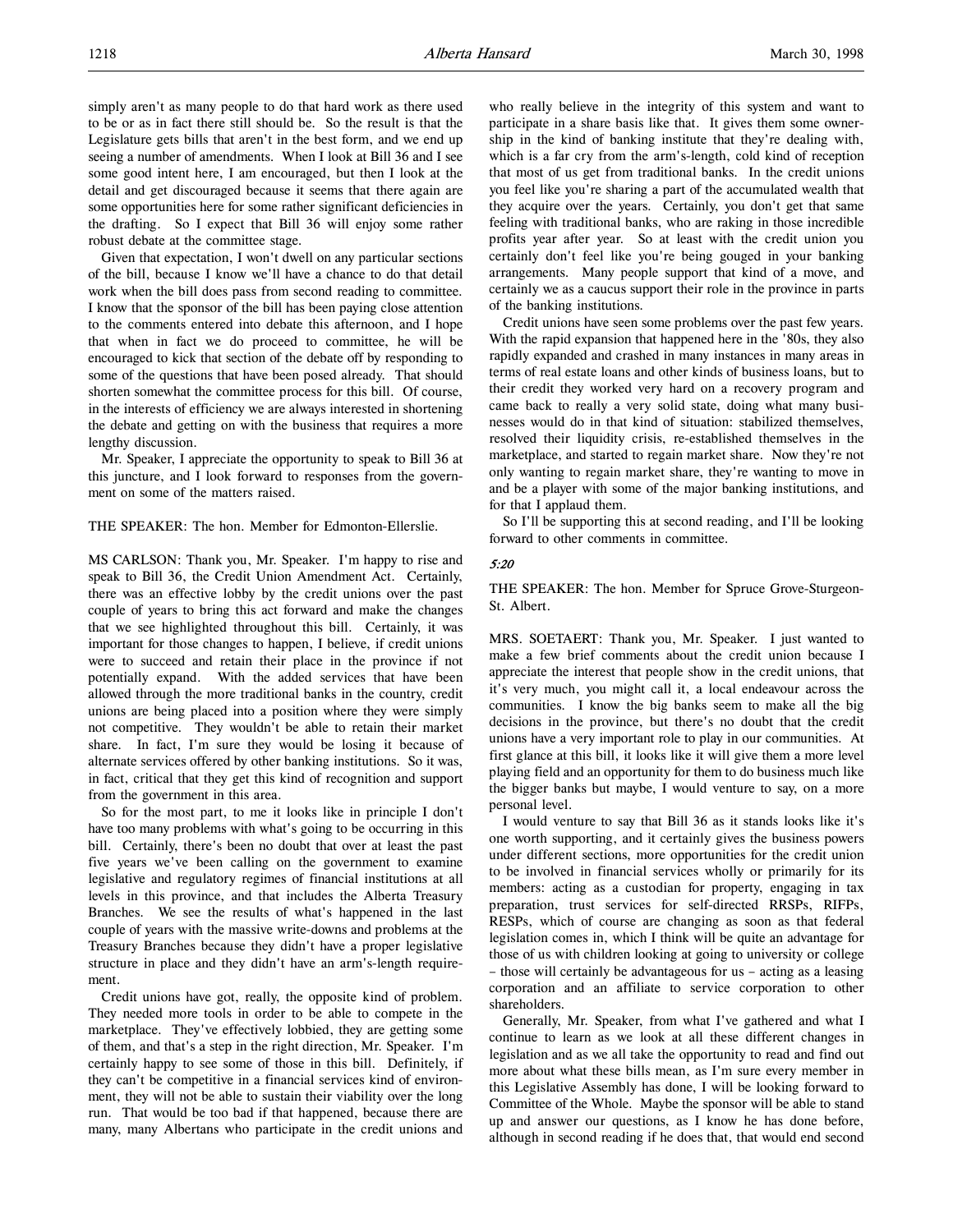simply aren't as many people to do that hard work as there used to be or as in fact there still should be. So the result is that the Legislature gets bills that aren't in the best form, and we end up seeing a number of amendments. When I look at Bill 36 and I see some good intent here, I am encouraged, but then I look at the detail and get discouraged because it seems that there again are some opportunities here for some rather significant deficiencies in the drafting. So I expect that Bill 36 will enjoy some rather robust debate at the committee stage.

Given that expectation, I won't dwell on any particular sections of the bill, because I know we'll have a chance to do that detail work when the bill does pass from second reading to committee. I know that the sponsor of the bill has been paying close attention to the comments entered into debate this afternoon, and I hope that when in fact we do proceed to committee, he will be encouraged to kick that section of the debate off by responding to some of the questions that have been posed already. That should shorten somewhat the committee process for this bill. Of course, in the interests of efficiency we are always interested in shortening the debate and getting on with the business that requires a more lengthy discussion.

Mr. Speaker, I appreciate the opportunity to speak to Bill 36 at this juncture, and I look forward to responses from the government on some of the matters raised.

THE SPEAKER: The hon. Member for Edmonton-Ellerslie.

MS CARLSON: Thank you, Mr. Speaker. I'm happy to rise and speak to Bill 36, the Credit Union Amendment Act. Certainly, there was an effective lobby by the credit unions over the past couple of years to bring this act forward and make the changes that we see highlighted throughout this bill. Certainly, it was important for those changes to happen, I believe, if credit unions were to succeed and retain their place in the province if not potentially expand. With the added services that have been allowed through the more traditional banks in the country, credit unions are being placed into a position where they were simply not competitive. They wouldn't be able to retain their market share. In fact, I'm sure they would be losing it because of alternate services offered by other banking institutions. So it was, in fact, critical that they get this kind of recognition and support from the government in this area.

So for the most part, to me it looks like in principle I don't have too many problems with what's going to be occurring in this bill. Certainly, there's been no doubt that over at least the past five years we've been calling on the government to examine legislative and regulatory regimes of financial institutions at all levels in this province, and that includes the Alberta Treasury Branches. We see the results of what's happened in the last couple of years with the massive write-downs and problems at the Treasury Branches because they didn't have a proper legislative structure in place and they didn't have an arm's-length requirement.

Credit unions have got, really, the opposite kind of problem. They needed more tools in order to be able to compete in the marketplace. They've effectively lobbied, they are getting some of them, and that's a step in the right direction, Mr. Speaker. I'm certainly happy to see some of those in this bill. Definitely, if they can't be competitive in a financial services kind of environment, they will not be able to sustain their viability over the long run. That would be too bad if that happened, because there are many, many Albertans who participate in the credit unions and who really believe in the integrity of this system and want to participate in a share basis like that. It gives them some ownership in the kind of banking institute that they're dealing with, which is a far cry from the arm's-length, cold kind of reception that most of us get from traditional banks. In the credit unions you feel like you're sharing a part of the accumulated wealth that they acquire over the years. Certainly, you don't get that same feeling with traditional banks, who are raking in those incredible profits year after year. So at least with the credit union you certainly don't feel like you're being gouged in your banking arrangements. Many people support that kind of a move, and certainly we as a caucus support their role in the province in parts of the banking institutions.

Credit unions have seen some problems over the past few years. With the rapid expansion that happened here in the '80s, they also rapidly expanded and crashed in many instances in many areas in terms of real estate loans and other kinds of business loans, but to their credit they worked very hard on a recovery program and came back to really a very solid state, doing what many businesses would do in that kind of situation: stabilized themselves, resolved their liquidity crisis, re-established themselves in the marketplace, and started to regain market share. Now they're not only wanting to regain market share, they're wanting to move in and be a player with some of the major banking institutions, and for that I applaud them.

So I'll be supporting this at second reading, and I'll be looking forward to other comments in committee.

*5:20*

THE SPEAKER: The hon. Member for Spruce Grove-Sturgeon-St. Albert.

MRS. SOETAERT: Thank you, Mr. Speaker. I just wanted to make a few brief comments about the credit union because I appreciate the interest that people show in the credit unions, that it's very much, you might call it, a local endeavour across the communities. I know the big banks seem to make all the big decisions in the province, but there's no doubt that the credit unions have a very important role to play in our communities. At first glance at this bill, it looks like it will give them a more level playing field and an opportunity for them to do business much like the bigger banks but maybe, I would venture to say, on a more personal level.

I would venture to say that Bill 36 as it stands looks like it's one worth supporting, and it certainly gives the business powers under different sections, more opportunities for the credit union to be involved in financial services wholly or primarily for its members: acting as a custodian for property, engaging in tax preparation, trust services for self-directed RRSPs, RIFPs, RESPs, which of course are changing as soon as that federal legislation comes in, which I think will be quite an advantage for those of us with children looking at going to university or college – those will certainly be advantageous for us – acting as a leasing corporation and an affiliate to service corporation to other shareholders.

Generally, Mr. Speaker, from what I've gathered and what I continue to learn as we look at all these different changes in legislation and as we all take the opportunity to read and find out more about what these bills mean, as I'm sure every member in this Legislative Assembly has done, I will be looking forward to Committee of the Whole. Maybe the sponsor will be able to stand up and answer our questions, as I know he has done before, although in second reading if he does that, that would end second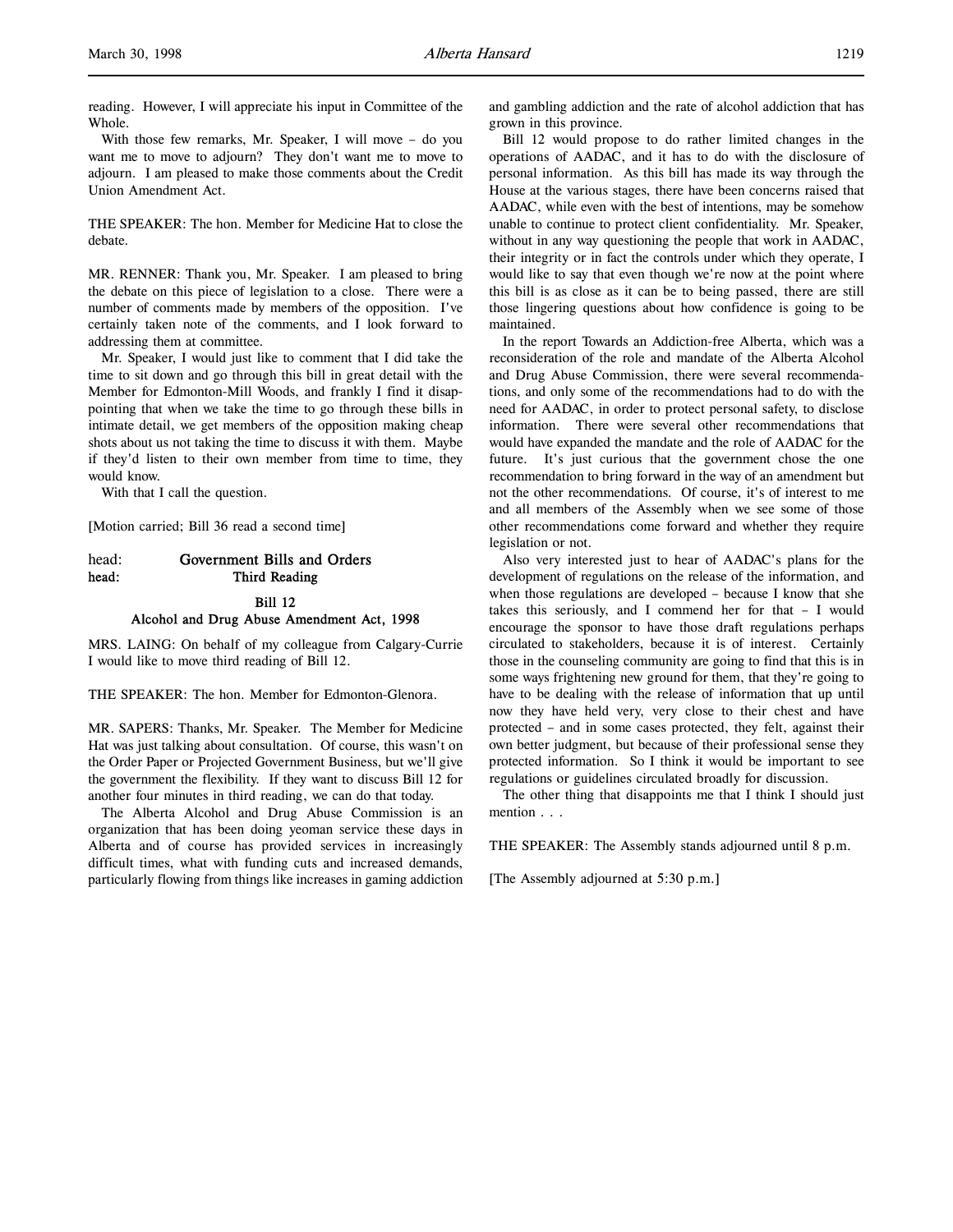reading. However, I will appreciate his input in Committee of the Whole.

With those few remarks, Mr. Speaker, I will move – do you want me to move to adjourn? They don't want me to move to adjourn. I am pleased to make those comments about the Credit Union Amendment Act.

THE SPEAKER: The hon. Member for Medicine Hat to close the debate.

MR. RENNER: Thank you, Mr. Speaker. I am pleased to bring the debate on this piece of legislation to a close. There were a number of comments made by members of the opposition. I've certainly taken note of the comments, and I look forward to addressing them at committee.

Mr. Speaker, I would just like to comment that I did take the time to sit down and go through this bill in great detail with the Member for Edmonton-Mill Woods, and frankly I find it disappointing that when we take the time to go through these bills in intimate detail, we get members of the opposition making cheap shots about us not taking the time to discuss it with them. Maybe if they'd listen to their own member from time to time, they would know.

With that I call the question.

[Motion carried; Bill 36 read a second time]

head: **Government Bills and Orders**
head: **Third Reading**

### Bill 12
### Alcohol and Drug Abuse Amendment Act, 1998

MRS. LAING: On behalf of my colleague from Calgary-Currie I would like to move third reading of Bill 12.

THE SPEAKER: The hon. Member for Edmonton-Glenora.

MR. SAPERS: Thanks, Mr. Speaker. The Member for Medicine Hat was just talking about consultation. Of course, this wasn't on the Order Paper or Projected Government Business, but we'll give the government the flexibility. If they want to discuss Bill 12 for another four minutes in third reading, we can do that today.

The Alberta Alcohol and Drug Abuse Commission is an organization that has been doing yeoman service these days in Alberta and of course has provided services in increasingly difficult times, what with funding cuts and increased demands, particularly flowing from things like increases in gaming addiction and gambling addiction and the rate of alcohol addiction that has grown in this province.

Bill 12 would propose to do rather limited changes in the operations of AADAC, and it has to do with the disclosure of personal information. As this bill has made its way through the House at the various stages, there have been concerns raised that AADAC, while even with the best of intentions, may be somehow unable to continue to protect client confidentiality. Mr. Speaker, without in any way questioning the people that work in AADAC, their integrity or in fact the controls under which they operate, I would like to say that even though we're now at the point where this bill is as close as it can be to being passed, there are still those lingering questions about how confidence is going to be maintained.

In the report Towards an Addiction-free Alberta, which was a reconsideration of the role and mandate of the Alberta Alcohol and Drug Abuse Commission, there were several recommendations, and only some of the recommendations had to do with the need for AADAC, in order to protect personal safety, to disclose information. There were several other recommendations that would have expanded the mandate and the role of AADAC for the future. It's just curious that the government chose the one recommendation to bring forward in the way of an amendment but not the other recommendations. Of course, it's of interest to me and all members of the Assembly when we see some of those other recommendations come forward and whether they require legislation or not.

Also very interested just to hear of AADAC's plans for the development of regulations on the release of the information, and when those regulations are developed – because I know that she takes this seriously, and I commend her for that – I would encourage the sponsor to have those draft regulations perhaps circulated to stakeholders, because it is of interest. Certainly those in the counseling community are going to find that this is in some ways frightening new ground for them, that they're going to have to be dealing with the release of information that up until now they have held very, very close to their chest and have protected – and in some cases protected, they felt, against their own better judgment, but because of their professional sense they protected information. So I think it would be important to see regulations or guidelines circulated broadly for discussion.

The other thing that disappoints me that I think I should just mention . . .

THE SPEAKER: The Assembly stands adjourned until 8 p.m.

[The Assembly adjourned at 5:30 p.m.]